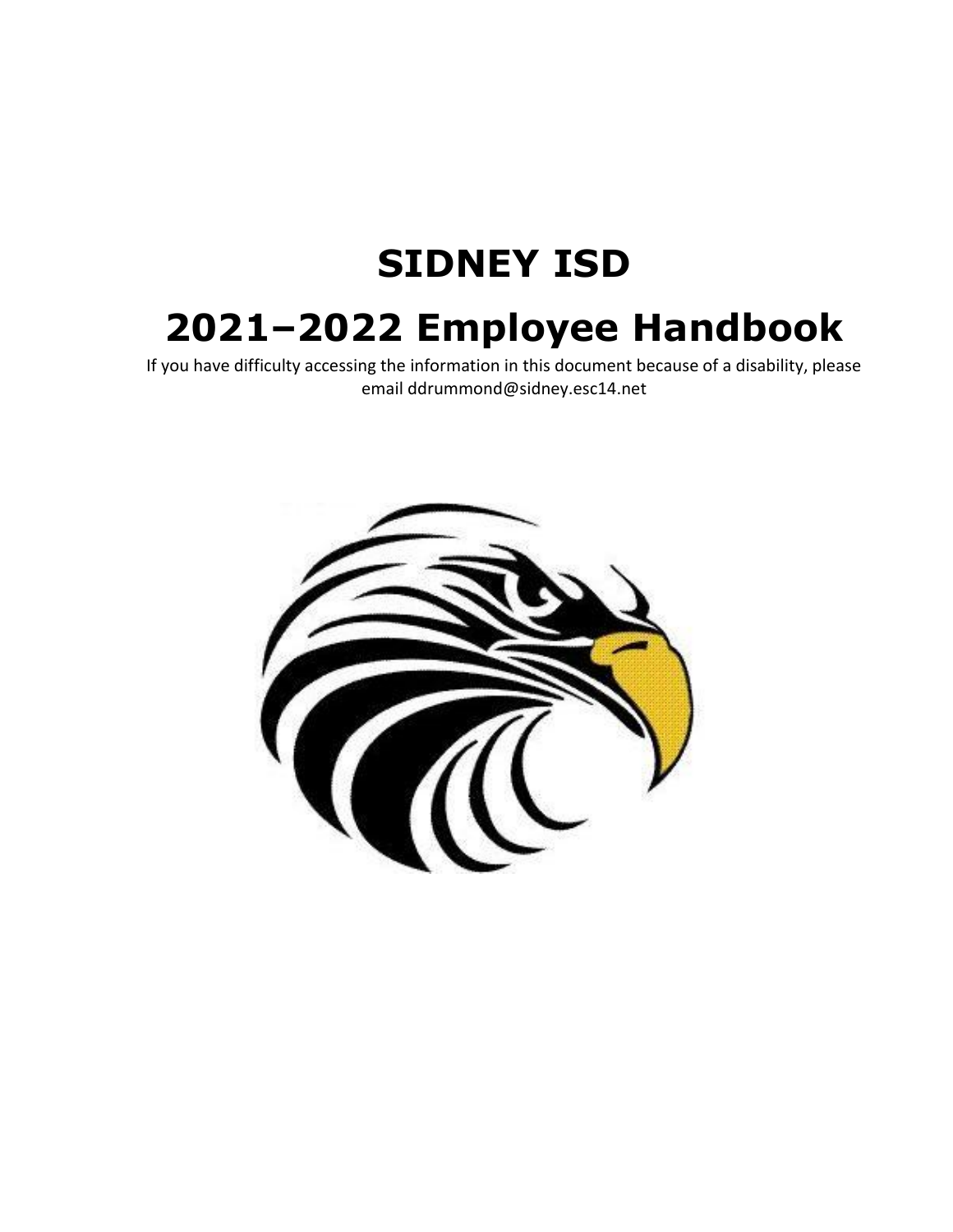# SIDNEY ISD

# 2021–2022 Employee Handbook

If you have difficulty accessing the information in this document because of a disability, please email ddrummond@sidney.esc14.net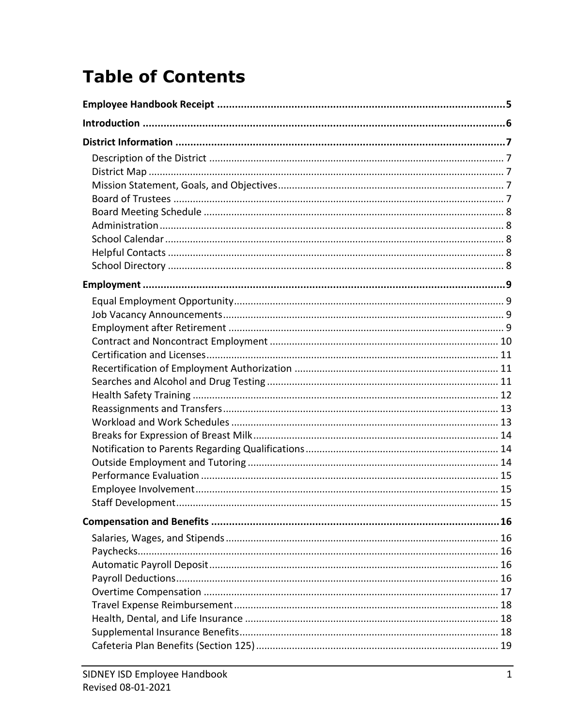# Table of Contents

**Employee Handbook Receipt** .................................................................................................5

**Introduction** .........................................................................................................................6

**District Information** ..............................................................................................................7

- Description of the District ........................................................................................... 7
- District Map ................................................................................................................ 7
- Mission Statement, Goals, and Objectives.................................................................. 7
- Board of Trustees ....................................................................................................... 7
- Board Meeting Schedule ............................................................................................ 8
- Administration............................................................................................................ 8
- School Calendar.......................................................................................................... 8
- Helpful Contacts ......................................................................................................... 8
- School Directory ......................................................................................................... 8

**Employment** .........................................................................................................................9

- Equal Employment Opportunity................................................................................. 9
- Job Vacancy Announcements..................................................................................... 9
- Employment after Retirement ................................................................................... 9
- Contract and Noncontract Employment .................................................................. 10
- Certification and Licenses......................................................................................... 11
- Recertification of Employment Authorization ......................................................... 11
- Searches and Alcohol and Drug Testing ................................................................... 11
- Health Safety Training .............................................................................................. 12
- Reassignments and Transfers................................................................................... 13
- Workload and Work Schedules ................................................................................ 13
- Breaks for Expression of Breast Milk........................................................................ 14
- Notification to Parents Regarding Qualifications..................................................... 14
- Outside Employment and Tutoring .......................................................................... 14
- Performance Evaluation ........................................................................................... 15
- Employee Involvement............................................................................................. 15
- Staff Development.................................................................................................... 15

**Compensation and Benefits** ..............................................................................................16

- Salaries, Wages, and Stipends .................................................................................. 16
- Paychecks.................................................................................................................. 16
- Automatic Payroll Deposit........................................................................................ 16
- Payroll Deductions.................................................................................................... 16
- Overtime Compensation .......................................................................................... 17
- Travel Expense Reimbursement............................................................................... 18
- Health, Dental, and Life Insurance ........................................................................... 18
- Supplemental Insurance Benefits............................................................................. 18
- Cafeteria Plan Benefits (Section 125) ....................................................................... 19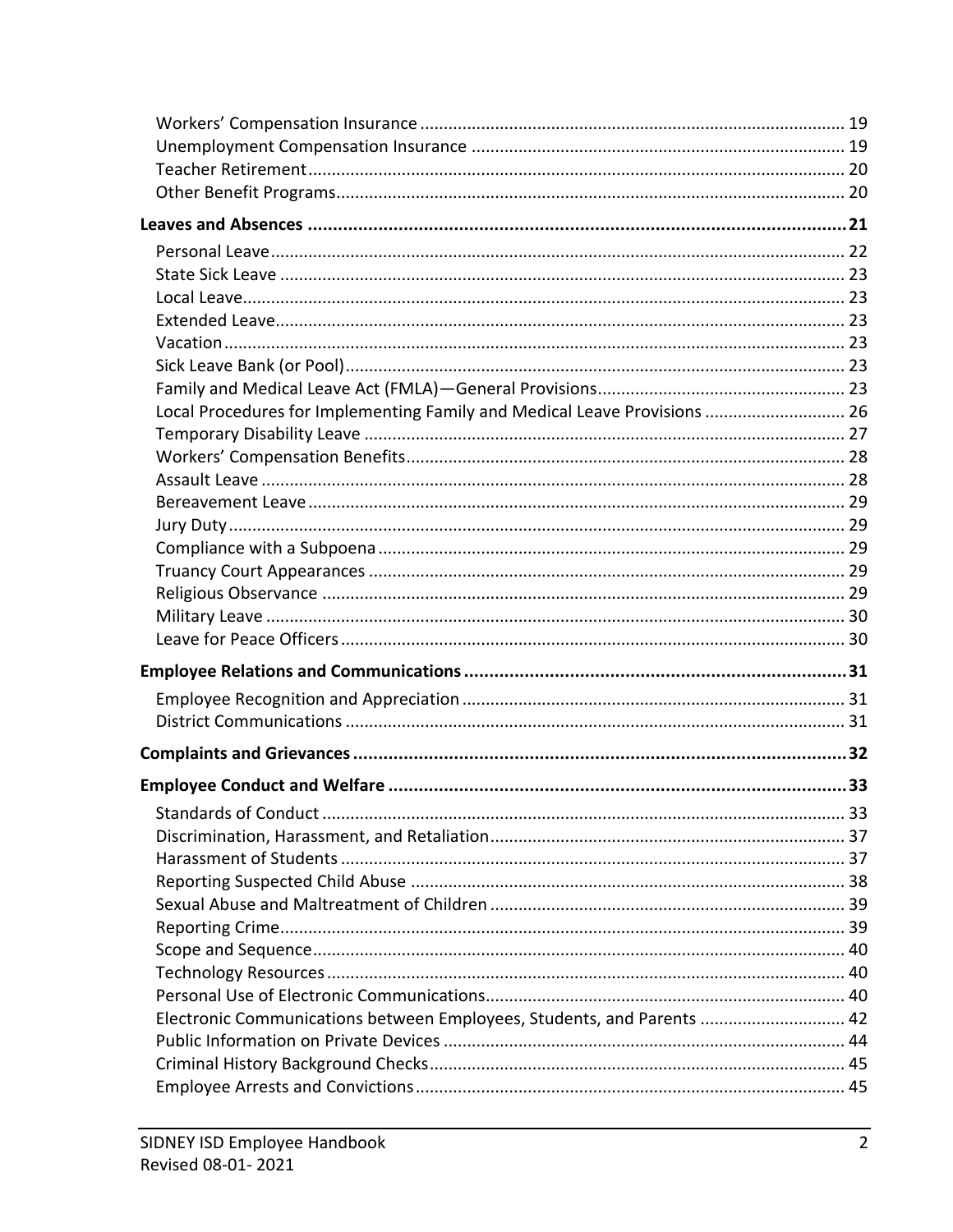Workers' Compensation Insurance ........................................................................................ 19
Unemployment Compensation Insurance .............................................................................. 19
Teacher Retirement ................................................................................................................ 20
Other Benefit Programs .......................................................................................................... 20

**Leaves and Absences ............................................................................................................ 21**

Personal Leave ........................................................................................................................ 22
State Sick Leave ...................................................................................................................... 23
Local Leave .............................................................................................................................. 23
Extended Leave ....................................................................................................................... 23
Vacation .................................................................................................................................. 23
Sick Leave Bank (or Pool) ........................................................................................................ 23
Family and Medical Leave Act (FMLA)—General Provisions .................................................... 23
Local Procedures for Implementing Family and Medical Leave Provisions ............................. 26
Temporary Disability Leave ..................................................................................................... 27
Workers' Compensation Benefits ............................................................................................ 28
Assault Leave .......................................................................................................................... 28
Bereavement Leave ................................................................................................................. 29
Jury Duty .................................................................................................................................. 29
Compliance with a Subpoena .................................................................................................. 29
Truancy Court Appearances .................................................................................................... 29
Religious Observance .............................................................................................................. 29
Military Leave .......................................................................................................................... 30
Leave for Peace Officers .......................................................................................................... 30

**Employee Relations and Communications ............................................................................ 31**

Employee Recognition and Appreciation ................................................................................ 31
District Communications ......................................................................................................... 31

**Complaints and Grievances ................................................................................................... 32**

**Employee Conduct and Welfare ............................................................................................ 33**

Standards of Conduct .............................................................................................................. 33
Discrimination, Harassment, and Retaliation .......................................................................... 37
Harassment of Students .......................................................................................................... 37
Reporting Suspected Child Abuse ............................................................................................ 38
Sexual Abuse and Maltreatment of Children ........................................................................... 39
Reporting Crime ....................................................................................................................... 39
Scope and Sequence ................................................................................................................ 40
Technology Resources ............................................................................................................. 40
Personal Use of Electronic Communications ............................................................................ 40
Electronic Communications between Employees, Students, and Parents ............................... 42
Public Information on Private Devices ..................................................................................... 44
Criminal History Background Checks ....................................................................................... 45
Employee Arrests and Convictions ........................................................................................... 45

SIDNEY ISD Employee Handbook
Revised 08-01- 2021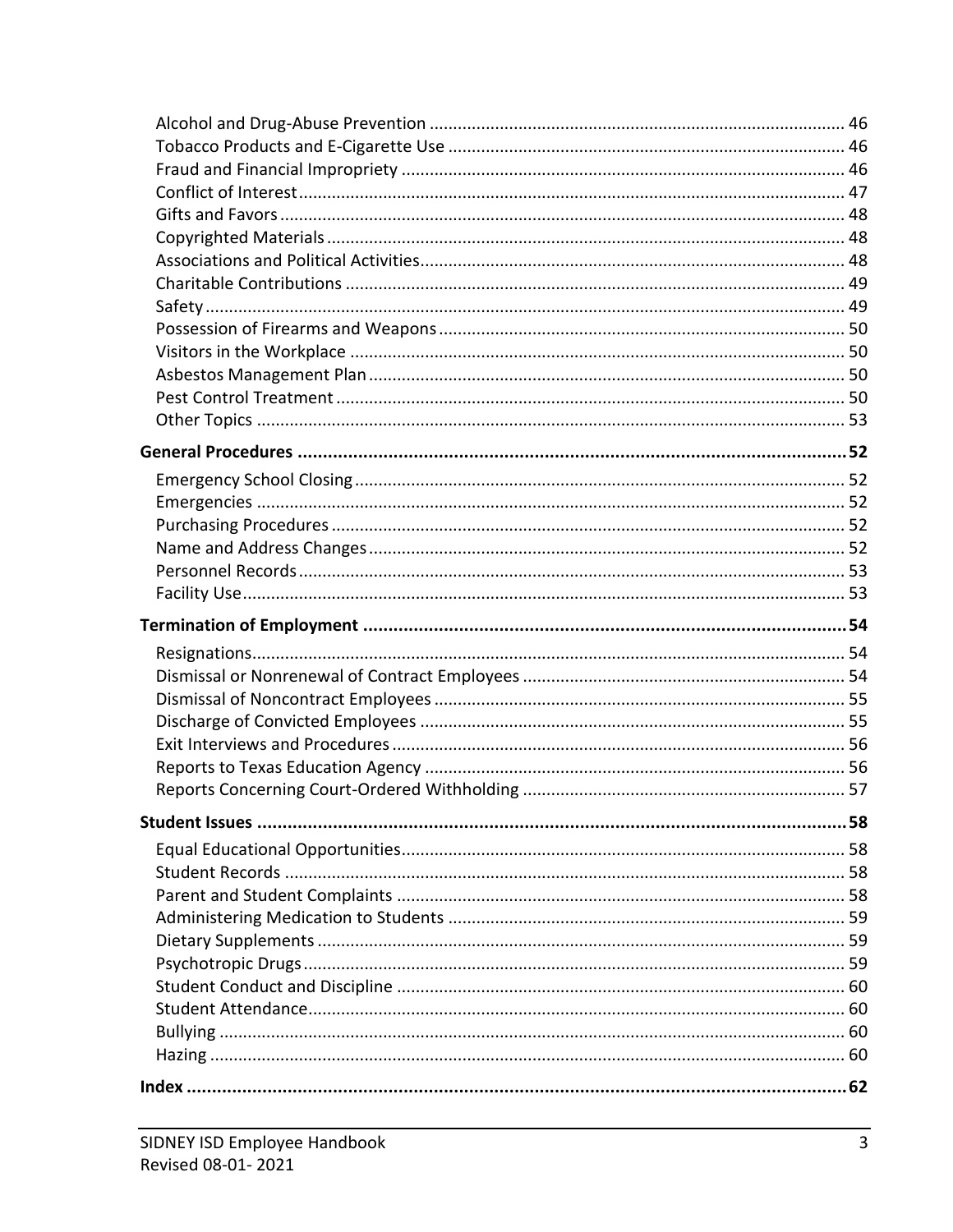Alcohol and Drug-Abuse Prevention ........................................................................................ 46
Tobacco Products and E-Cigarette Use .................................................................................... 46
Fraud and Financial Impropriety ............................................................................................. 46
Conflict of Interest ................................................................................................................... 47
Gifts and Favors ....................................................................................................................... 48
Copyrighted Materials ............................................................................................................. 48
Associations and Political Activities......................................................................................... 48
Charitable Contributions ......................................................................................................... 49
Safety ....................................................................................................................................... 49
Possession of Firearms and Weapons ...................................................................................... 50
Visitors in the Workplace ........................................................................................................ 50
Asbestos Management Plan ..................................................................................................... 50
Pest Control Treatment ........................................................................................................... 50
Other Topics ............................................................................................................................ 53

**General Procedures ................................................................................................................. 52**

Emergency School Closing ....................................................................................................... 52
Emergencies ............................................................................................................................ 52
Purchasing Procedures ............................................................................................................ 52
Name and Address Changes .................................................................................................... 52
Personnel Records ................................................................................................................... 53
Facility Use .............................................................................................................................. 53

**Termination of Employment .................................................................................................... 54**

Resignations ............................................................................................................................ 54
Dismissal or Nonrenewal of Contract Employees .................................................................... 54
Dismissal of Noncontract Employees ....................................................................................... 55
Discharge of Convicted Employees ......................................................................................... 55
Exit Interviews and Procedures ............................................................................................... 56
Reports to Texas Education Agency ........................................................................................ 56
Reports Concerning Court-Ordered Withholding .................................................................... 57

**Student Issues ......................................................................................................................... 58**

Equal Educational Opportunities ............................................................................................. 58
Student Records ...................................................................................................................... 58
Parent and Student Complaints .............................................................................................. 58
Administering Medication to Students .................................................................................... 59
Dietary Supplements ............................................................................................................... 59
Psychotropic Drugs .................................................................................................................. 59
Student Conduct and Discipline .............................................................................................. 60
Student Attendance ................................................................................................................. 60
Bullying .................................................................................................................................... 60
Hazing ...................................................................................................................................... 60

**Index ....................................................................................................................................... 62**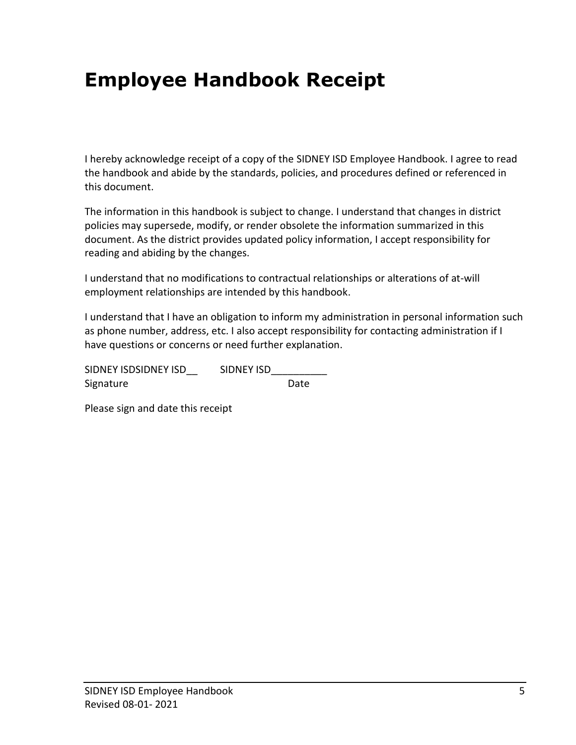# Employee Handbook Receipt

I hereby acknowledge receipt of a copy of the SIDNEY ISD Employee Handbook. I agree to read the handbook and abide by the standards, policies, and procedures defined or referenced in this document.

The information in this handbook is subject to change. I understand that changes in district policies may supersede, modify, or render obsolete the information summarized in this document. As the district provides updated policy information, I accept responsibility for reading and abiding by the changes.

I understand that no modifications to contractual relationships or alterations of at-will employment relationships are intended by this handbook.

I understand that I have an obligation to inform my administration in personal information such as phone number, address, etc. I also accept responsibility for contacting administration if I have questions or concerns or need further explanation.

SIDNEY ISDSIDNEY ISD__ SIDNEY ISD__________
Signature Date

Please sign and date this receipt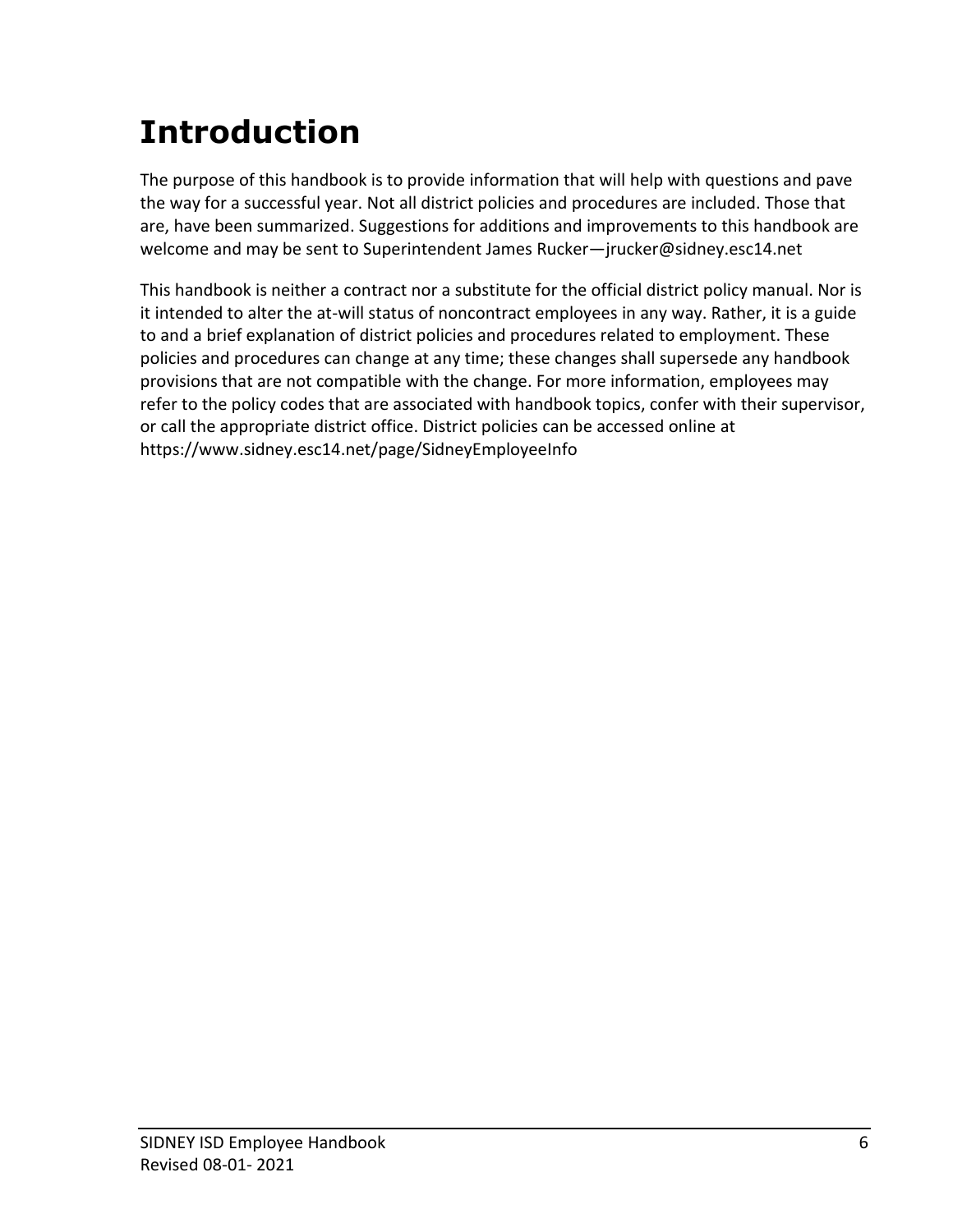# Introduction

The purpose of this handbook is to provide information that will help with questions and pave the way for a successful year. Not all district policies and procedures are included. Those that are, have been summarized. Suggestions for additions and improvements to this handbook are welcome and may be sent to Superintendent James Rucker—jrucker@sidney.esc14.net

This handbook is neither a contract nor a substitute for the official district policy manual. Nor is it intended to alter the at-will status of noncontract employees in any way. Rather, it is a guide to and a brief explanation of district policies and procedures related to employment. These policies and procedures can change at any time; these changes shall supersede any handbook provisions that are not compatible with the change. For more information, employees may refer to the policy codes that are associated with handbook topics, confer with their supervisor, or call the appropriate district office. District policies can be accessed online at https://www.sidney.esc14.net/page/SidneyEmployeeInfo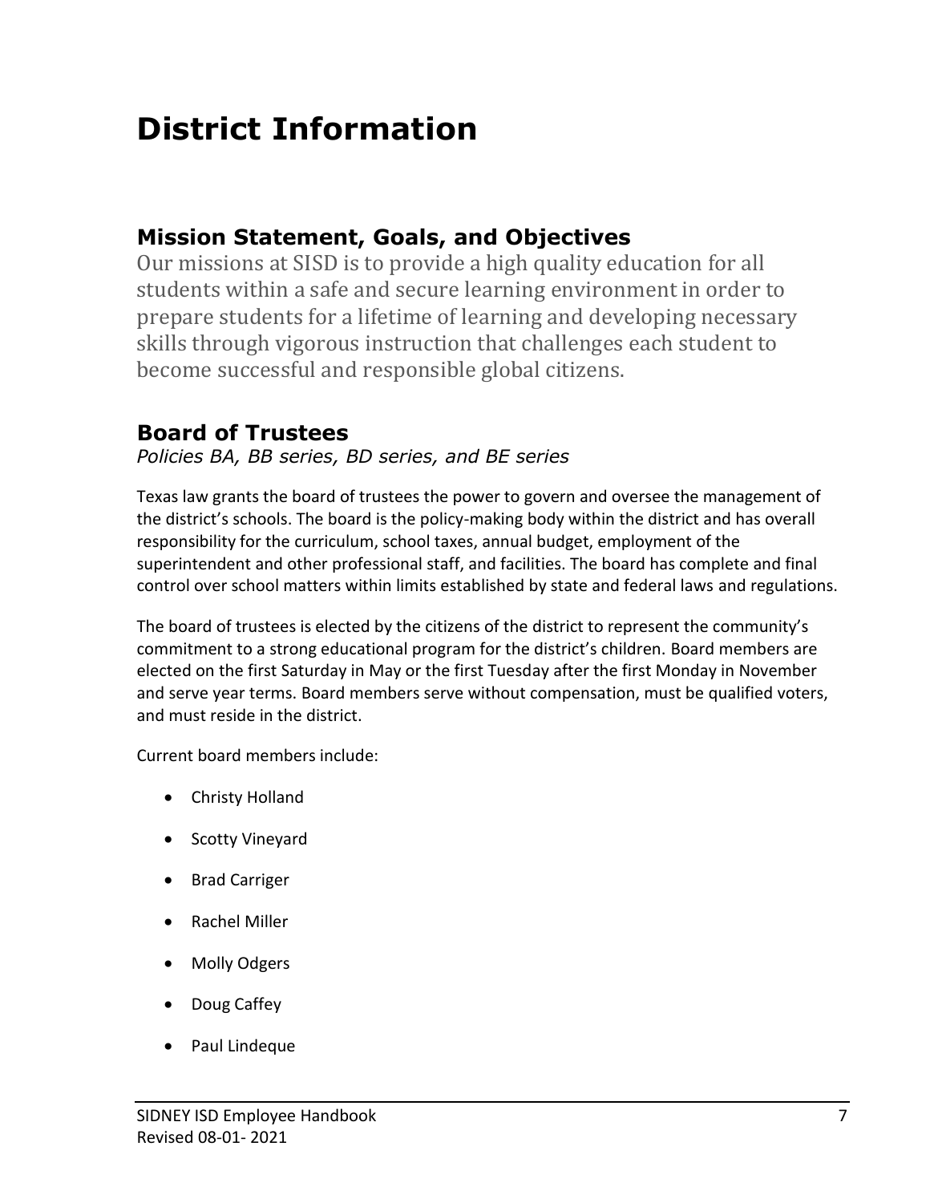# District Information

## Mission Statement, Goals, and Objectives

Our missions at SISD is to provide a high quality education for all students within a safe and secure learning environment in order to prepare students for a lifetime of learning and developing necessary skills through vigorous instruction that challenges each student to become successful and responsible global citizens.

## Board of Trustees

*Policies BA, BB series, BD series, and BE series*

Texas law grants the board of trustees the power to govern and oversee the management of the district's schools. The board is the policy-making body within the district and has overall responsibility for the curriculum, school taxes, annual budget, employment of the superintendent and other professional staff, and facilities. The board has complete and final control over school matters within limits established by state and federal laws and regulations.

The board of trustees is elected by the citizens of the district to represent the community's commitment to a strong educational program for the district's children. Board members are elected on the first Saturday in May or the first Tuesday after the first Monday in November and serve year terms. Board members serve without compensation, must be qualified voters, and must reside in the district.

Current board members include:

- Christy Holland
- Scotty Vineyard
- Brad Carriger
- Rachel Miller
- Molly Odgers
- Doug Caffey
- Paul Lindeque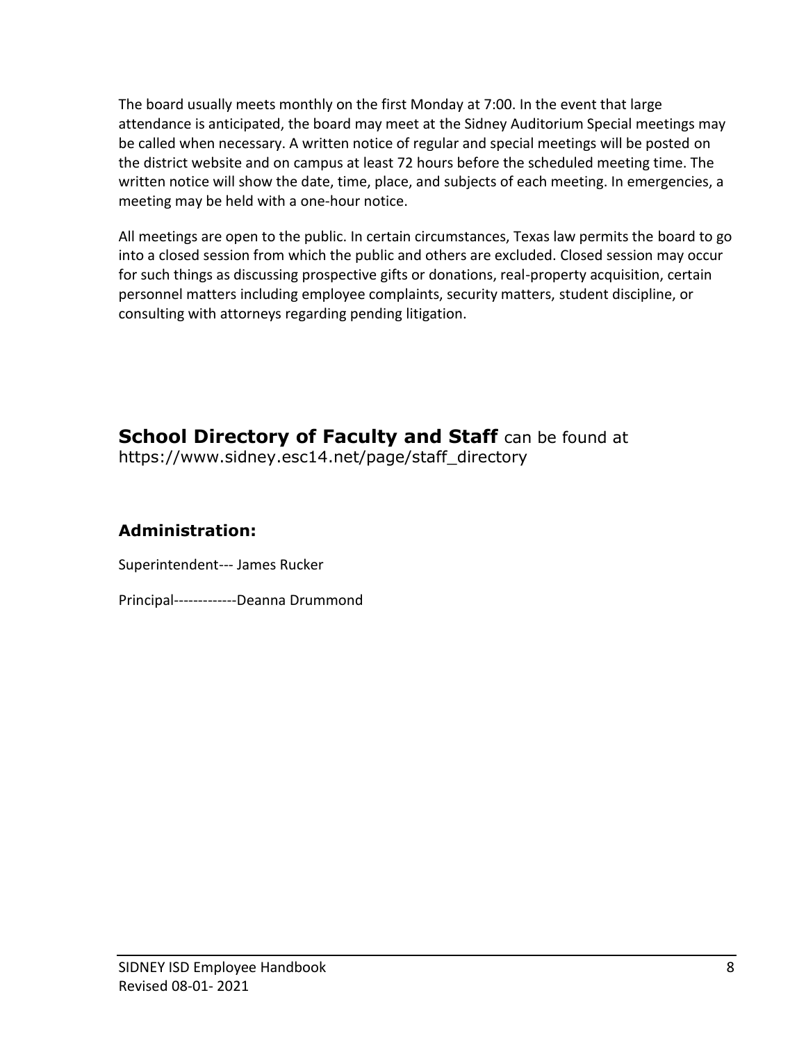The board usually meets monthly on the first Monday at 7:00. In the event that large attendance is anticipated, the board may meet at the Sidney Auditorium Special meetings may be called when necessary. A written notice of regular and special meetings will be posted on the district website and on campus at least 72 hours before the scheduled meeting time. The written notice will show the date, time, place, and subjects of each meeting. In emergencies, a meeting may be held with a one-hour notice.

All meetings are open to the public. In certain circumstances, Texas law permits the board to go into a closed session from which the public and others are excluded. Closed session may occur for such things as discussing prospective gifts or donations, real-property acquisition, certain personnel matters including employee complaints, security matters, student discipline, or consulting with attorneys regarding pending litigation.

**School Directory of Faculty and Staff** can be found at https://www.sidney.esc14.net/page/staff_directory

### Administration:

Superintendent--- James Rucker

Principal-------------Deanna Drummond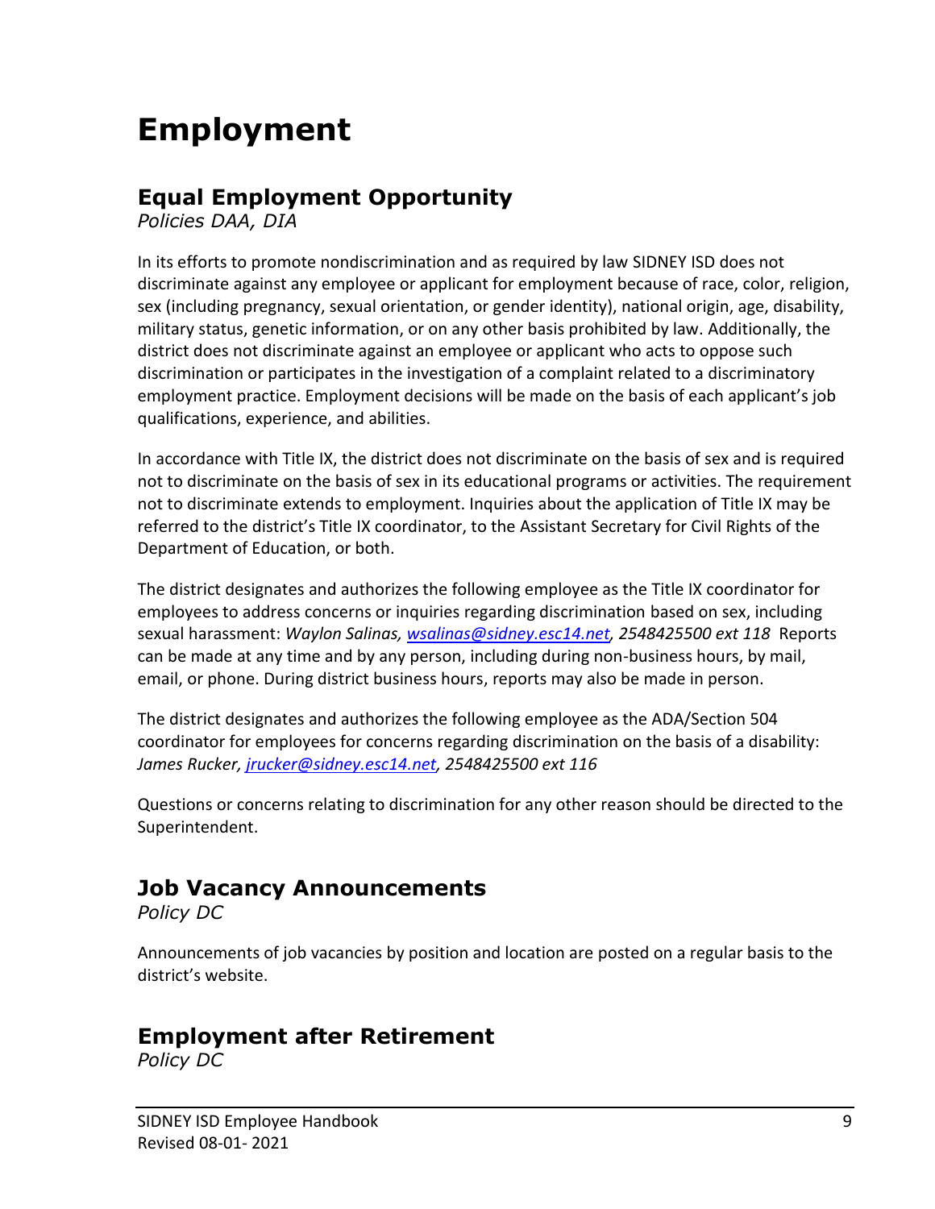# Employment

## Equal Employment Opportunity

*Policies DAA, DIA*

In its efforts to promote nondiscrimination and as required by law SIDNEY ISD does not discriminate against any employee or applicant for employment because of race, color, religion, sex (including pregnancy, sexual orientation, or gender identity), national origin, age, disability, military status, genetic information, or on any other basis prohibited by law. Additionally, the district does not discriminate against an employee or applicant who acts to oppose such discrimination or participates in the investigation of a complaint related to a discriminatory employment practice. Employment decisions will be made on the basis of each applicant's job qualifications, experience, and abilities.

In accordance with Title IX, the district does not discriminate on the basis of sex and is required not to discriminate on the basis of sex in its educational programs or activities. The requirement not to discriminate extends to employment. Inquiries about the application of Title IX may be referred to the district's Title IX coordinator, to the Assistant Secretary for Civil Rights of the Department of Education, or both.

The district designates and authorizes the following employee as the Title IX coordinator for employees to address concerns or inquiries regarding discrimination based on sex, including sexual harassment: *Waylon Salinas, [wsalinas@sidney.esc14.net](mailto:wsalinas@sidney.esc14.net), 2548425500 ext 118* Reports can be made at any time and by any person, including during non-business hours, by mail, email, or phone. During district business hours, reports may also be made in person.

The district designates and authorizes the following employee as the ADA/Section 504 coordinator for employees for concerns regarding discrimination on the basis of a disability: *James Rucker, [jrucker@sidney.esc14.net](mailto:jrucker@sidney.esc14.net), 2548425500 ext 116*

Questions or concerns relating to discrimination for any other reason should be directed to the Superintendent.

## Job Vacancy Announcements

*Policy DC*

Announcements of job vacancies by position and location are posted on a regular basis to the district's website.

## Employment after Retirement

*Policy DC*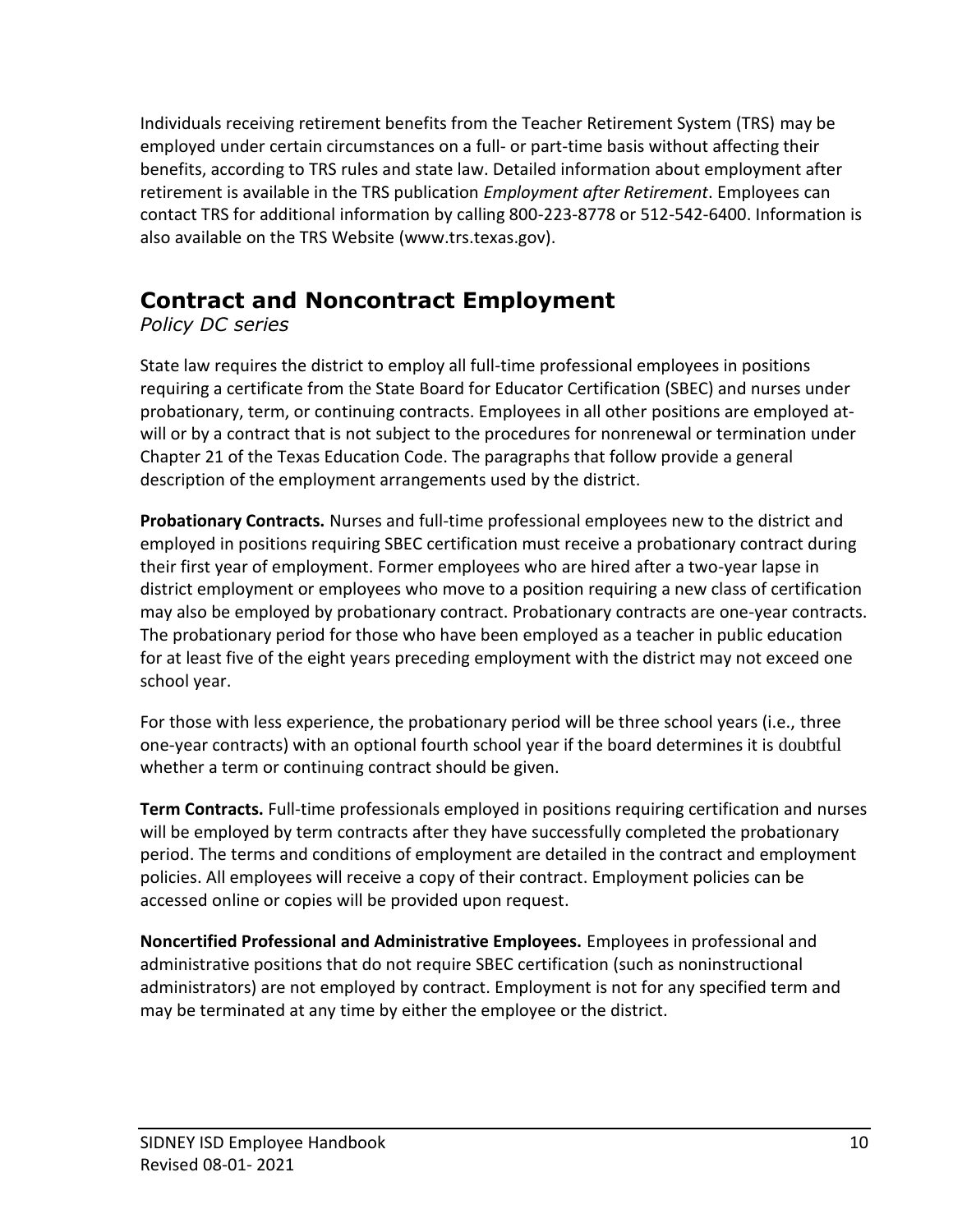Individuals receiving retirement benefits from the Teacher Retirement System (TRS) may be employed under certain circumstances on a full- or part-time basis without affecting their benefits, according to TRS rules and state law. Detailed information about employment after retirement is available in the TRS publication *Employment after Retirement*. Employees can contact TRS for additional information by calling 800-223-8778 or 512-542-6400. Information is also available on the TRS Website (www.trs.texas.gov).

## Contract and Noncontract Employment

*Policy DC series*

State law requires the district to employ all full-time professional employees in positions requiring a certificate from the State Board for Educator Certification (SBEC) and nurses under probationary, term, or continuing contracts. Employees in all other positions are employed at-will or by a contract that is not subject to the procedures for nonrenewal or termination under Chapter 21 of the Texas Education Code. The paragraphs that follow provide a general description of the employment arrangements used by the district.

**Probationary Contracts.** Nurses and full-time professional employees new to the district and employed in positions requiring SBEC certification must receive a probationary contract during their first year of employment. Former employees who are hired after a two-year lapse in district employment or employees who move to a position requiring a new class of certification may also be employed by probationary contract. Probationary contracts are one-year contracts. The probationary period for those who have been employed as a teacher in public education for at least five of the eight years preceding employment with the district may not exceed one school year.

For those with less experience, the probationary period will be three school years (i.e., three one-year contracts) with an optional fourth school year if the board determines it is doubtful whether a term or continuing contract should be given.

**Term Contracts.** Full-time professionals employed in positions requiring certification and nurses will be employed by term contracts after they have successfully completed the probationary period. The terms and conditions of employment are detailed in the contract and employment policies. All employees will receive a copy of their contract. Employment policies can be accessed online or copies will be provided upon request.

**Noncertified Professional and Administrative Employees.** Employees in professional and administrative positions that do not require SBEC certification (such as noninstructional administrators) are not employed by contract. Employment is not for any specified term and may be terminated at any time by either the employee or the district.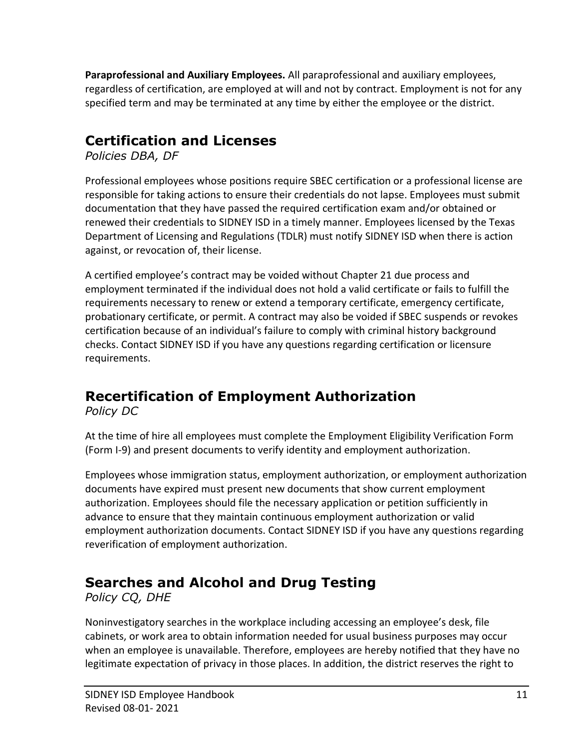**Paraprofessional and Auxiliary Employees.** All paraprofessional and auxiliary employees, regardless of certification, are employed at will and not by contract. Employment is not for any specified term and may be terminated at any time by either the employee or the district.

## Certification and Licenses

*Policies DBA, DF*

Professional employees whose positions require SBEC certification or a professional license are responsible for taking actions to ensure their credentials do not lapse. Employees must submit documentation that they have passed the required certification exam and/or obtained or renewed their credentials to SIDNEY ISD in a timely manner. Employees licensed by the Texas Department of Licensing and Regulations (TDLR) must notify SIDNEY ISD when there is action against, or revocation of, their license.

A certified employee's contract may be voided without Chapter 21 due process and employment terminated if the individual does not hold a valid certificate or fails to fulfill the requirements necessary to renew or extend a temporary certificate, emergency certificate, probationary certificate, or permit. A contract may also be voided if SBEC suspends or revokes certification because of an individual's failure to comply with criminal history background checks. Contact SIDNEY ISD if you have any questions regarding certification or licensure requirements.

## Recertification of Employment Authorization

*Policy DC*

At the time of hire all employees must complete the Employment Eligibility Verification Form (Form I-9) and present documents to verify identity and employment authorization.

Employees whose immigration status, employment authorization, or employment authorization documents have expired must present new documents that show current employment authorization. Employees should file the necessary application or petition sufficiently in advance to ensure that they maintain continuous employment authorization or valid employment authorization documents. Contact SIDNEY ISD if you have any questions regarding reverification of employment authorization.

## Searches and Alcohol and Drug Testing

*Policy CQ, DHE*

Noninvestigatory searches in the workplace including accessing an employee's desk, file cabinets, or work area to obtain information needed for usual business purposes may occur when an employee is unavailable. Therefore, employees are hereby notified that they have no legitimate expectation of privacy in those places. In addition, the district reserves the right to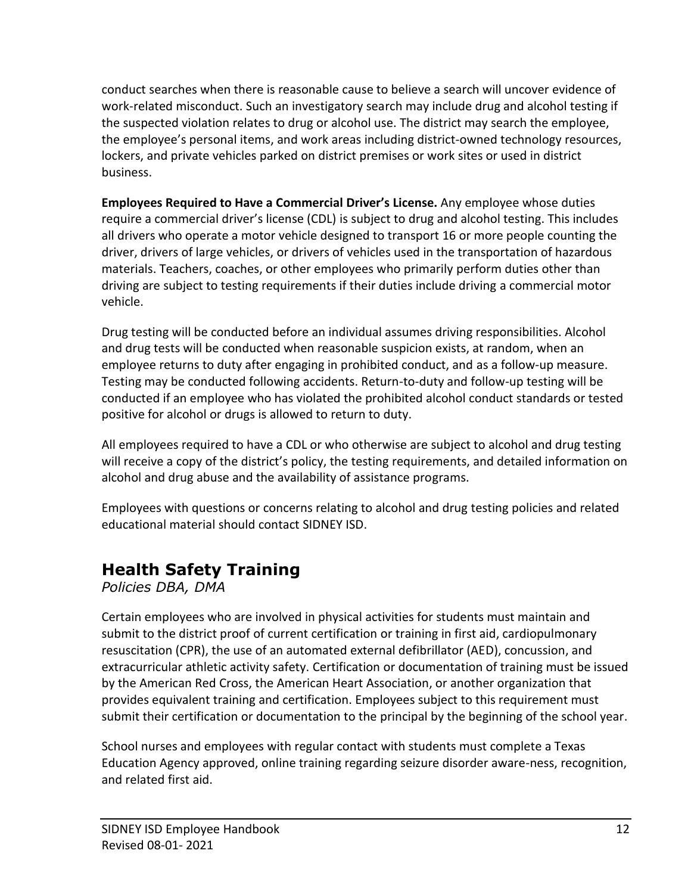conduct searches when there is reasonable cause to believe a search will uncover evidence of work-related misconduct. Such an investigatory search may include drug and alcohol testing if the suspected violation relates to drug or alcohol use. The district may search the employee, the employee's personal items, and work areas including district-owned technology resources, lockers, and private vehicles parked on district premises or work sites or used in district business.

**Employees Required to Have a Commercial Driver's License.** Any employee whose duties require a commercial driver's license (CDL) is subject to drug and alcohol testing. This includes all drivers who operate a motor vehicle designed to transport 16 or more people counting the driver, drivers of large vehicles, or drivers of vehicles used in the transportation of hazardous materials. Teachers, coaches, or other employees who primarily perform duties other than driving are subject to testing requirements if their duties include driving a commercial motor vehicle.

Drug testing will be conducted before an individual assumes driving responsibilities. Alcohol and drug tests will be conducted when reasonable suspicion exists, at random, when an employee returns to duty after engaging in prohibited conduct, and as a follow-up measure. Testing may be conducted following accidents. Return-to-duty and follow-up testing will be conducted if an employee who has violated the prohibited alcohol conduct standards or tested positive for alcohol or drugs is allowed to return to duty.

All employees required to have a CDL or who otherwise are subject to alcohol and drug testing will receive a copy of the district's policy, the testing requirements, and detailed information on alcohol and drug abuse and the availability of assistance programs.

Employees with questions or concerns relating to alcohol and drug testing policies and related educational material should contact SIDNEY ISD.

## Health Safety Training

*Policies DBA, DMA*

Certain employees who are involved in physical activities for students must maintain and submit to the district proof of current certification or training in first aid, cardiopulmonary resuscitation (CPR), the use of an automated external defibrillator (AED), concussion, and extracurricular athletic activity safety. Certification or documentation of training must be issued by the American Red Cross, the American Heart Association, or another organization that provides equivalent training and certification. Employees subject to this requirement must submit their certification or documentation to the principal by the beginning of the school year.

School nurses and employees with regular contact with students must complete a Texas Education Agency approved, online training regarding seizure disorder aware-ness, recognition, and related first aid.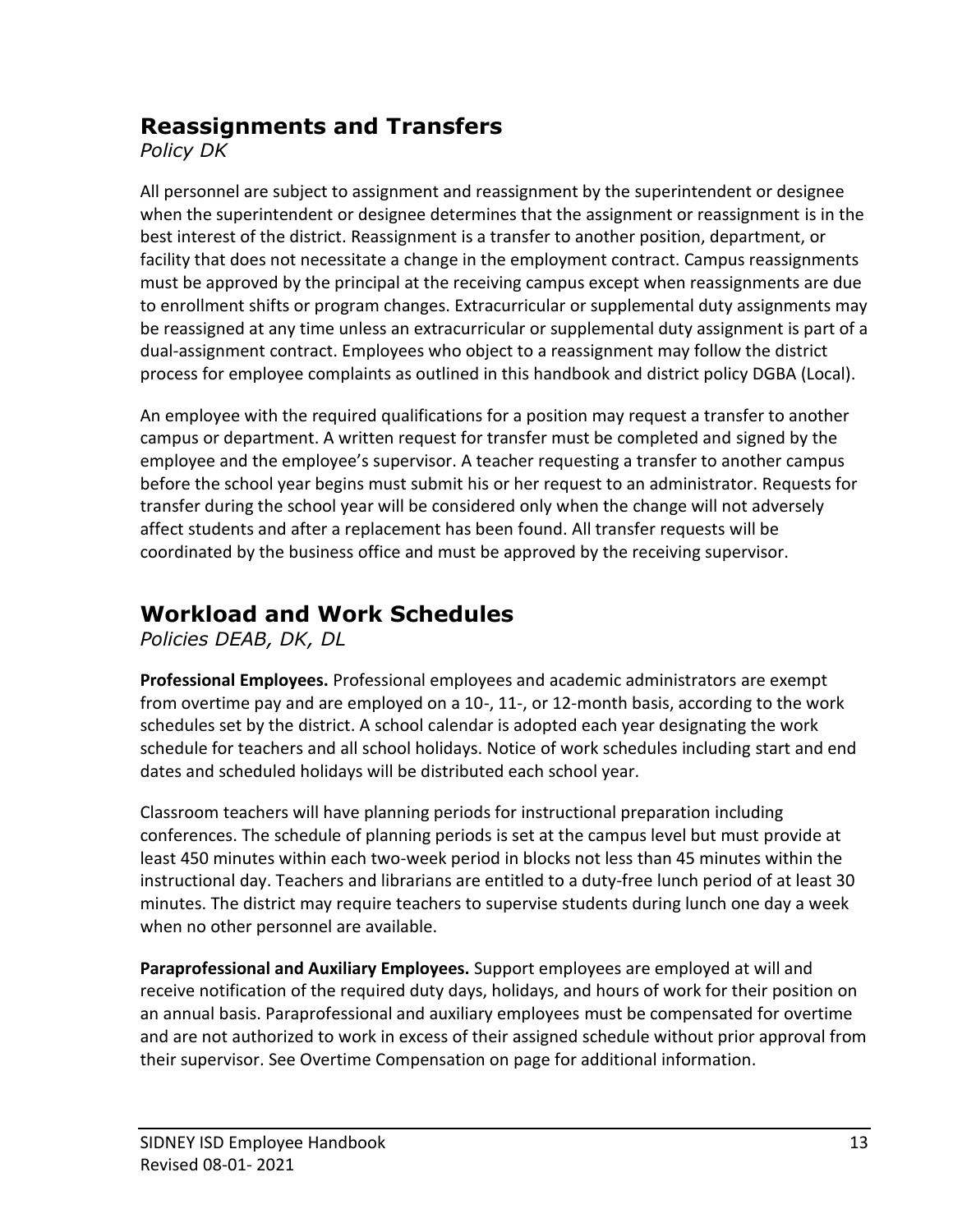## Reassignments and Transfers

*Policy DK*

All personnel are subject to assignment and reassignment by the superintendent or designee when the superintendent or designee determines that the assignment or reassignment is in the best interest of the district. Reassignment is a transfer to another position, department, or facility that does not necessitate a change in the employment contract. Campus reassignments must be approved by the principal at the receiving campus except when reassignments are due to enrollment shifts or program changes. Extracurricular or supplemental duty assignments may be reassigned at any time unless an extracurricular or supplemental duty assignment is part of a dual-assignment contract. Employees who object to a reassignment may follow the district process for employee complaints as outlined in this handbook and district policy DGBA (Local).

An employee with the required qualifications for a position may request a transfer to another campus or department. A written request for transfer must be completed and signed by the employee and the employee's supervisor. A teacher requesting a transfer to another campus before the school year begins must submit his or her request to an administrator. Requests for transfer during the school year will be considered only when the change will not adversely affect students and after a replacement has been found. All transfer requests will be coordinated by the business office and must be approved by the receiving supervisor.

## Workload and Work Schedules

*Policies DEAB, DK, DL*

**Professional Employees.** Professional employees and academic administrators are exempt from overtime pay and are employed on a 10-, 11-, or 12-month basis, according to the work schedules set by the district. A school calendar is adopted each year designating the work schedule for teachers and all school holidays. Notice of work schedules including start and end dates and scheduled holidays will be distributed each school year.

Classroom teachers will have planning periods for instructional preparation including conferences. The schedule of planning periods is set at the campus level but must provide at least 450 minutes within each two-week period in blocks not less than 45 minutes within the instructional day. Teachers and librarians are entitled to a duty-free lunch period of at least 30 minutes. The district may require teachers to supervise students during lunch one day a week when no other personnel are available.

**Paraprofessional and Auxiliary Employees.** Support employees are employed at will and receive notification of the required duty days, holidays, and hours of work for their position on an annual basis. Paraprofessional and auxiliary employees must be compensated for overtime and are not authorized to work in excess of their assigned schedule without prior approval from their supervisor. See Overtime Compensation on page for additional information.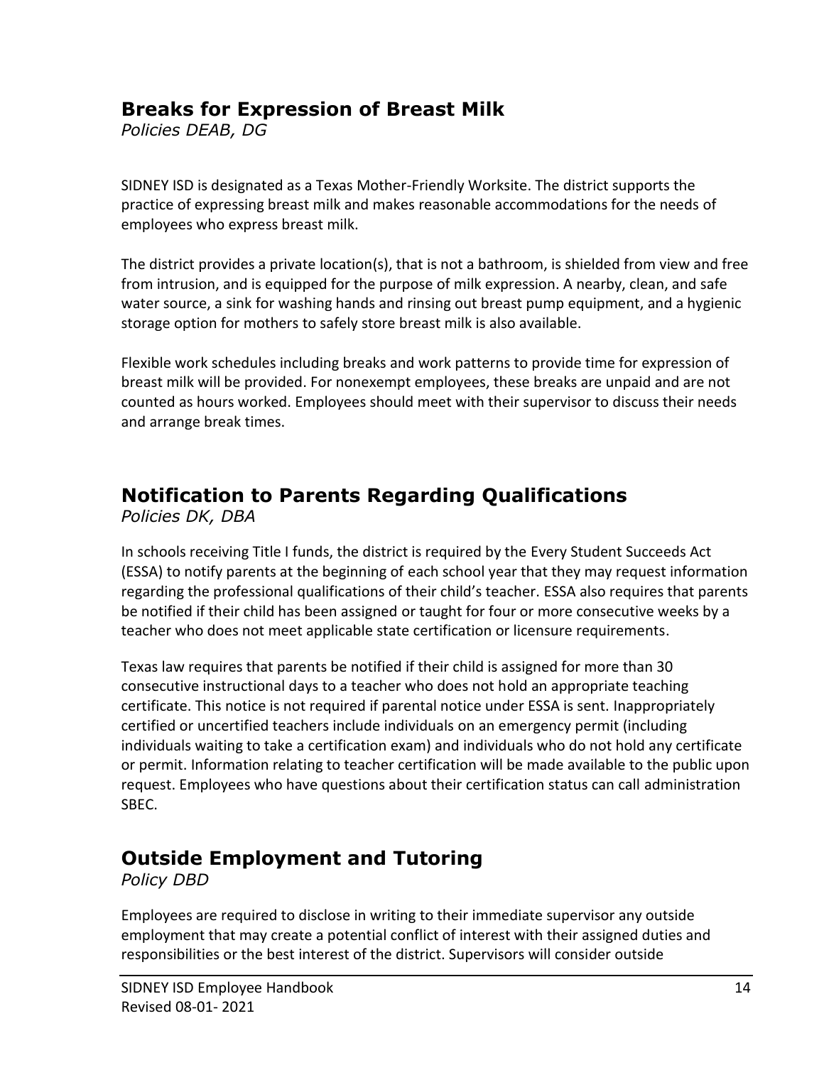## Breaks for Expression of Breast Milk

*Policies DEAB, DG*

SIDNEY ISD is designated as a Texas Mother-Friendly Worksite. The district supports the practice of expressing breast milk and makes reasonable accommodations for the needs of employees who express breast milk.

The district provides a private location(s), that is not a bathroom, is shielded from view and free from intrusion, and is equipped for the purpose of milk expression. A nearby, clean, and safe water source, a sink for washing hands and rinsing out breast pump equipment, and a hygienic storage option for mothers to safely store breast milk is also available.

Flexible work schedules including breaks and work patterns to provide time for expression of breast milk will be provided. For nonexempt employees, these breaks are unpaid and are not counted as hours worked. Employees should meet with their supervisor to discuss their needs and arrange break times.

## Notification to Parents Regarding Qualifications

*Policies DK, DBA*

In schools receiving Title I funds, the district is required by the Every Student Succeeds Act (ESSA) to notify parents at the beginning of each school year that they may request information regarding the professional qualifications of their child's teacher. ESSA also requires that parents be notified if their child has been assigned or taught for four or more consecutive weeks by a teacher who does not meet applicable state certification or licensure requirements.

Texas law requires that parents be notified if their child is assigned for more than 30 consecutive instructional days to a teacher who does not hold an appropriate teaching certificate. This notice is not required if parental notice under ESSA is sent. Inappropriately certified or uncertified teachers include individuals on an emergency permit (including individuals waiting to take a certification exam) and individuals who do not hold any certificate or permit. Information relating to teacher certification will be made available to the public upon request. Employees who have questions about their certification status can call administration SBEC.

## Outside Employment and Tutoring

*Policy DBD*

Employees are required to disclose in writing to their immediate supervisor any outside employment that may create a potential conflict of interest with their assigned duties and responsibilities or the best interest of the district. Supervisors will consider outside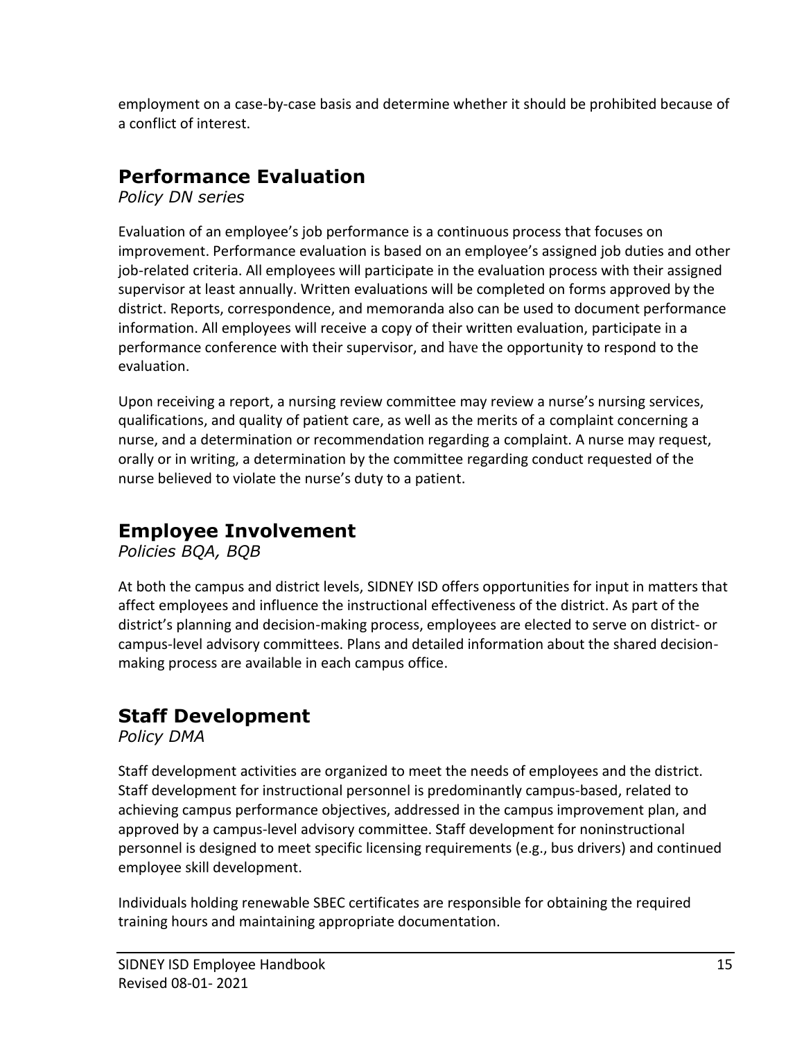employment on a case-by-case basis and determine whether it should be prohibited because of a conflict of interest.

## Performance Evaluation

*Policy DN series*

Evaluation of an employee's job performance is a continuous process that focuses on improvement. Performance evaluation is based on an employee's assigned job duties and other job-related criteria. All employees will participate in the evaluation process with their assigned supervisor at least annually. Written evaluations will be completed on forms approved by the district. Reports, correspondence, and memoranda also can be used to document performance information. All employees will receive a copy of their written evaluation, participate in a performance conference with their supervisor, and have the opportunity to respond to the evaluation.

Upon receiving a report, a nursing review committee may review a nurse's nursing services, qualifications, and quality of patient care, as well as the merits of a complaint concerning a nurse, and a determination or recommendation regarding a complaint. A nurse may request, orally or in writing, a determination by the committee regarding conduct requested of the nurse believed to violate the nurse's duty to a patient.

## Employee Involvement

*Policies BQA, BQB*

At both the campus and district levels, SIDNEY ISD offers opportunities for input in matters that affect employees and influence the instructional effectiveness of the district. As part of the district's planning and decision-making process, employees are elected to serve on district- or campus-level advisory committees. Plans and detailed information about the shared decision-making process are available in each campus office.

## Staff Development

*Policy DMA*

Staff development activities are organized to meet the needs of employees and the district. Staff development for instructional personnel is predominantly campus-based, related to achieving campus performance objectives, addressed in the campus improvement plan, and approved by a campus-level advisory committee. Staff development for noninstructional personnel is designed to meet specific licensing requirements (e.g., bus drivers) and continued employee skill development.

Individuals holding renewable SBEC certificates are responsible for obtaining the required training hours and maintaining appropriate documentation.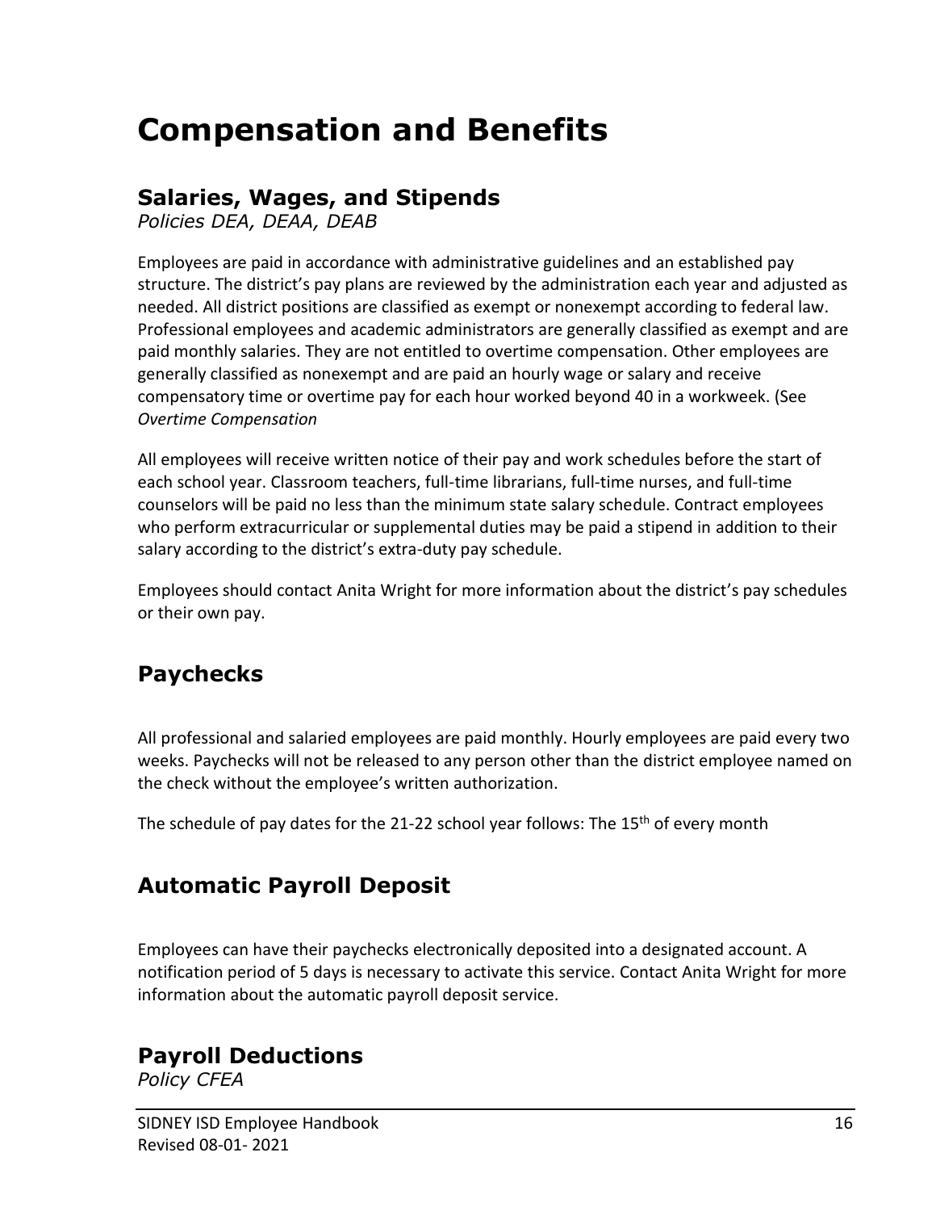# Compensation and Benefits

## Salaries, Wages, and Stipends

*Policies DEA, DEAA, DEAB*

Employees are paid in accordance with administrative guidelines and an established pay structure. The district's pay plans are reviewed by the administration each year and adjusted as needed. All district positions are classified as exempt or nonexempt according to federal law. Professional employees and academic administrators are generally classified as exempt and are paid monthly salaries. They are not entitled to overtime compensation. Other employees are generally classified as nonexempt and are paid an hourly wage or salary and receive compensatory time or overtime pay for each hour worked beyond 40 in a workweek. (See *Overtime Compensation*

All employees will receive written notice of their pay and work schedules before the start of each school year. Classroom teachers, full-time librarians, full-time nurses, and full-time counselors will be paid no less than the minimum state salary schedule. Contract employees who perform extracurricular or supplemental duties may be paid a stipend in addition to their salary according to the district's extra-duty pay schedule.

Employees should contact Anita Wright for more information about the district's pay schedules or their own pay.

## Paychecks

All professional and salaried employees are paid monthly. Hourly employees are paid every two weeks. Paychecks will not be released to any person other than the district employee named on the check without the employee's written authorization.

The schedule of pay dates for the 21-22 school year follows: The 15th of every month

## Automatic Payroll Deposit

Employees can have their paychecks electronically deposited into a designated account. A notification period of 5 days is necessary to activate this service. Contact Anita Wright for more information about the automatic payroll deposit service.

## Payroll Deductions

*Policy CFEA*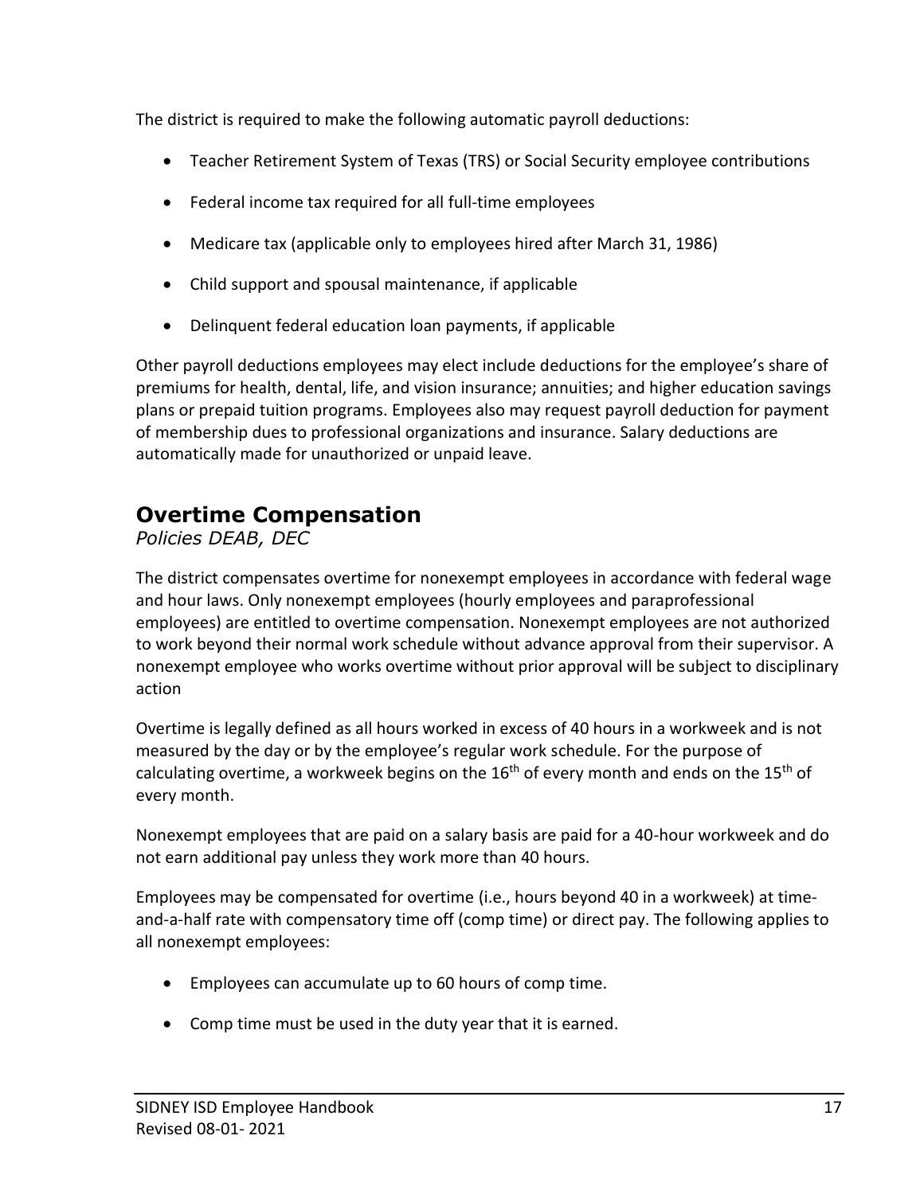The district is required to make the following automatic payroll deductions:

- Teacher Retirement System of Texas (TRS) or Social Security employee contributions
- Federal income tax required for all full-time employees
- Medicare tax (applicable only to employees hired after March 31, 1986)
- Child support and spousal maintenance, if applicable
- Delinquent federal education loan payments, if applicable

Other payroll deductions employees may elect include deductions for the employee's share of premiums for health, dental, life, and vision insurance; annuities; and higher education savings plans or prepaid tuition programs. Employees also may request payroll deduction for payment of membership dues to professional organizations and insurance. Salary deductions are automatically made for unauthorized or unpaid leave.

## Overtime Compensation

*Policies DEAB, DEC*

The district compensates overtime for nonexempt employees in accordance with federal wage and hour laws. Only nonexempt employees (hourly employees and paraprofessional employees) are entitled to overtime compensation. Nonexempt employees are not authorized to work beyond their normal work schedule without advance approval from their supervisor. A nonexempt employee who works overtime without prior approval will be subject to disciplinary action

Overtime is legally defined as all hours worked in excess of 40 hours in a workweek and is not measured by the day or by the employee's regular work schedule. For the purpose of calculating overtime, a workweek begins on the 16th of every month and ends on the 15th of every month.

Nonexempt employees that are paid on a salary basis are paid for a 40-hour workweek and do not earn additional pay unless they work more than 40 hours.

Employees may be compensated for overtime (i.e., hours beyond 40 in a workweek) at time-and-a-half rate with compensatory time off (comp time) or direct pay. The following applies to all nonexempt employees:

- Employees can accumulate up to 60 hours of comp time.
- Comp time must be used in the duty year that it is earned.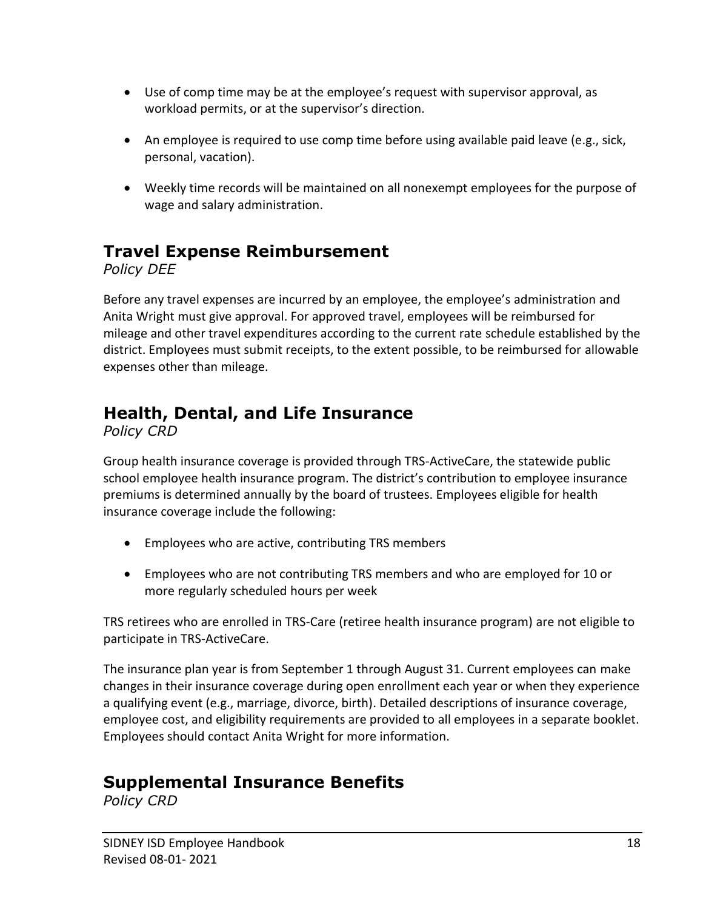- Use of comp time may be at the employee's request with supervisor approval, as workload permits, or at the supervisor's direction.
- An employee is required to use comp time before using available paid leave (e.g., sick, personal, vacation).
- Weekly time records will be maintained on all nonexempt employees for the purpose of wage and salary administration.

## Travel Expense Reimbursement

*Policy DEE*

Before any travel expenses are incurred by an employee, the employee's administration and Anita Wright must give approval. For approved travel, employees will be reimbursed for mileage and other travel expenditures according to the current rate schedule established by the district. Employees must submit receipts, to the extent possible, to be reimbursed for allowable expenses other than mileage.

## Health, Dental, and Life Insurance

*Policy CRD*

Group health insurance coverage is provided through TRS-ActiveCare, the statewide public school employee health insurance program. The district's contribution to employee insurance premiums is determined annually by the board of trustees. Employees eligible for health insurance coverage include the following:

- Employees who are active, contributing TRS members
- Employees who are not contributing TRS members and who are employed for 10 or more regularly scheduled hours per week

TRS retirees who are enrolled in TRS-Care (retiree health insurance program) are not eligible to participate in TRS-ActiveCare.

The insurance plan year is from September 1 through August 31. Current employees can make changes in their insurance coverage during open enrollment each year or when they experience a qualifying event (e.g., marriage, divorce, birth). Detailed descriptions of insurance coverage, employee cost, and eligibility requirements are provided to all employees in a separate booklet. Employees should contact Anita Wright for more information.

## Supplemental Insurance Benefits

*Policy CRD*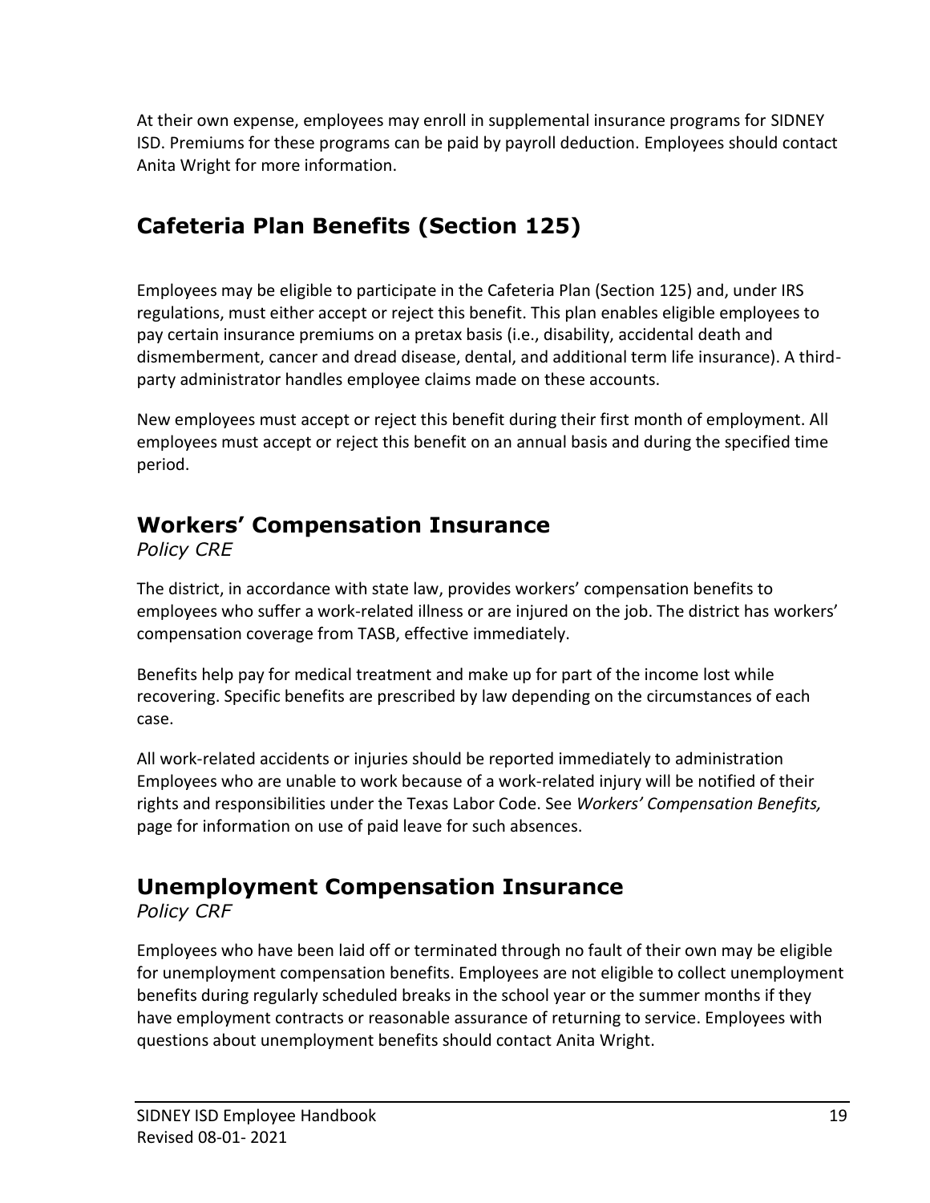At their own expense, employees may enroll in supplemental insurance programs for SIDNEY ISD. Premiums for these programs can be paid by payroll deduction. Employees should contact Anita Wright for more information.

## Cafeteria Plan Benefits (Section 125)

Employees may be eligible to participate in the Cafeteria Plan (Section 125) and, under IRS regulations, must either accept or reject this benefit. This plan enables eligible employees to pay certain insurance premiums on a pretax basis (i.e., disability, accidental death and dismemberment, cancer and dread disease, dental, and additional term life insurance). A third-party administrator handles employee claims made on these accounts.

New employees must accept or reject this benefit during their first month of employment. All employees must accept or reject this benefit on an annual basis and during the specified time period.

## Workers' Compensation Insurance

*Policy CRE*

The district, in accordance with state law, provides workers' compensation benefits to employees who suffer a work-related illness or are injured on the job. The district has workers' compensation coverage from TASB, effective immediately.

Benefits help pay for medical treatment and make up for part of the income lost while recovering. Specific benefits are prescribed by law depending on the circumstances of each case.

All work-related accidents or injuries should be reported immediately to administration Employees who are unable to work because of a work-related injury will be notified of their rights and responsibilities under the Texas Labor Code. See *Workers' Compensation Benefits,* page for information on use of paid leave for such absences.

## Unemployment Compensation Insurance

*Policy CRF*

Employees who have been laid off or terminated through no fault of their own may be eligible for unemployment compensation benefits. Employees are not eligible to collect unemployment benefits during regularly scheduled breaks in the school year or the summer months if they have employment contracts or reasonable assurance of returning to service. Employees with questions about unemployment benefits should contact Anita Wright.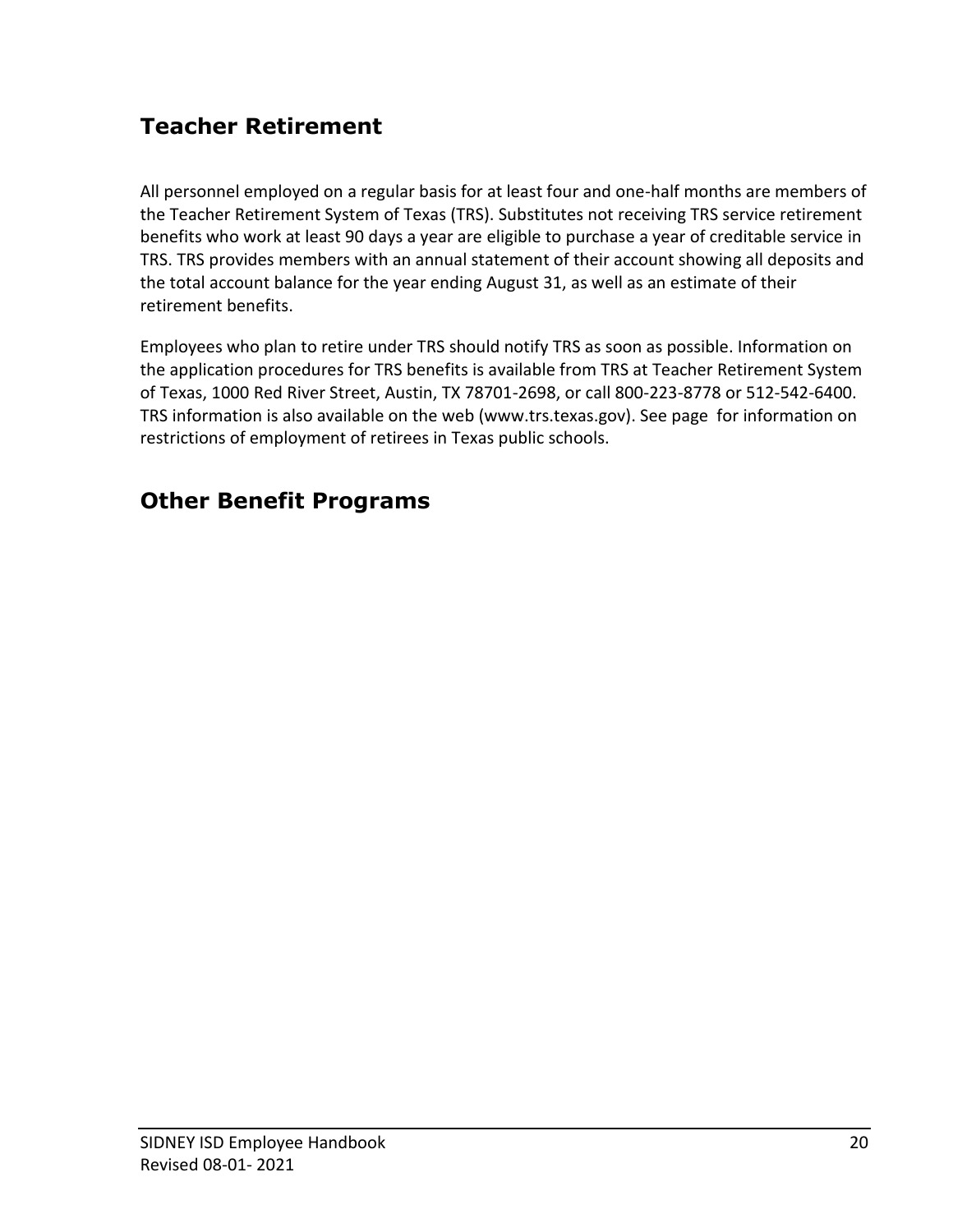## Teacher Retirement

All personnel employed on a regular basis for at least four and one-half months are members of the Teacher Retirement System of Texas (TRS). Substitutes not receiving TRS service retirement benefits who work at least 90 days a year are eligible to purchase a year of creditable service in TRS. TRS provides members with an annual statement of their account showing all deposits and the total account balance for the year ending August 31, as well as an estimate of their retirement benefits.

Employees who plan to retire under TRS should notify TRS as soon as possible. Information on the application procedures for TRS benefits is available from TRS at Teacher Retirement System of Texas, 1000 Red River Street, Austin, TX 78701-2698, or call 800-223-8778 or 512-542-6400. TRS information is also available on the web (www.trs.texas.gov). See page  for information on restrictions of employment of retirees in Texas public schools.

## Other Benefit Programs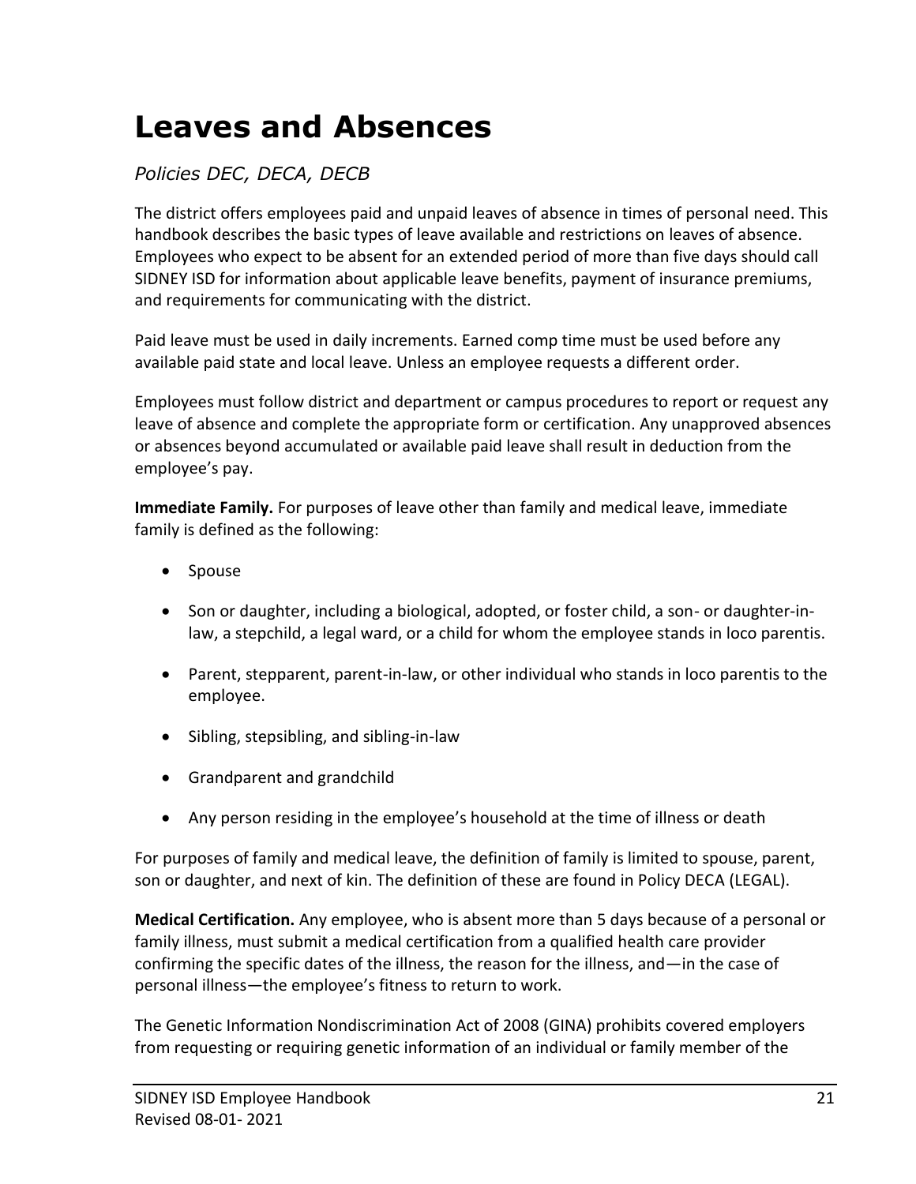# Leaves and Absences

*Policies DEC, DECA, DECB*

The district offers employees paid and unpaid leaves of absence in times of personal need. This handbook describes the basic types of leave available and restrictions on leaves of absence. Employees who expect to be absent for an extended period of more than five days should call SIDNEY ISD for information about applicable leave benefits, payment of insurance premiums, and requirements for communicating with the district.

Paid leave must be used in daily increments. Earned comp time must be used before any available paid state and local leave. Unless an employee requests a different order.

Employees must follow district and department or campus procedures to report or request any leave of absence and complete the appropriate form or certification. Any unapproved absences or absences beyond accumulated or available paid leave shall result in deduction from the employee's pay.

**Immediate Family.** For purposes of leave other than family and medical leave, immediate family is defined as the following:

- Spouse
- Son or daughter, including a biological, adopted, or foster child, a son- or daughter-in-law, a stepchild, a legal ward, or a child for whom the employee stands in loco parentis.
- Parent, stepparent, parent-in-law, or other individual who stands in loco parentis to the employee.
- Sibling, stepsibling, and sibling-in-law
- Grandparent and grandchild
- Any person residing in the employee's household at the time of illness or death

For purposes of family and medical leave, the definition of family is limited to spouse, parent, son or daughter, and next of kin. The definition of these are found in Policy DECA (LEGAL).

**Medical Certification.** Any employee, who is absent more than 5 days because of a personal or family illness, must submit a medical certification from a qualified health care provider confirming the specific dates of the illness, the reason for the illness, and—in the case of personal illness—the employee's fitness to return to work.

The Genetic Information Nondiscrimination Act of 2008 (GINA) prohibits covered employers from requesting or requiring genetic information of an individual or family member of the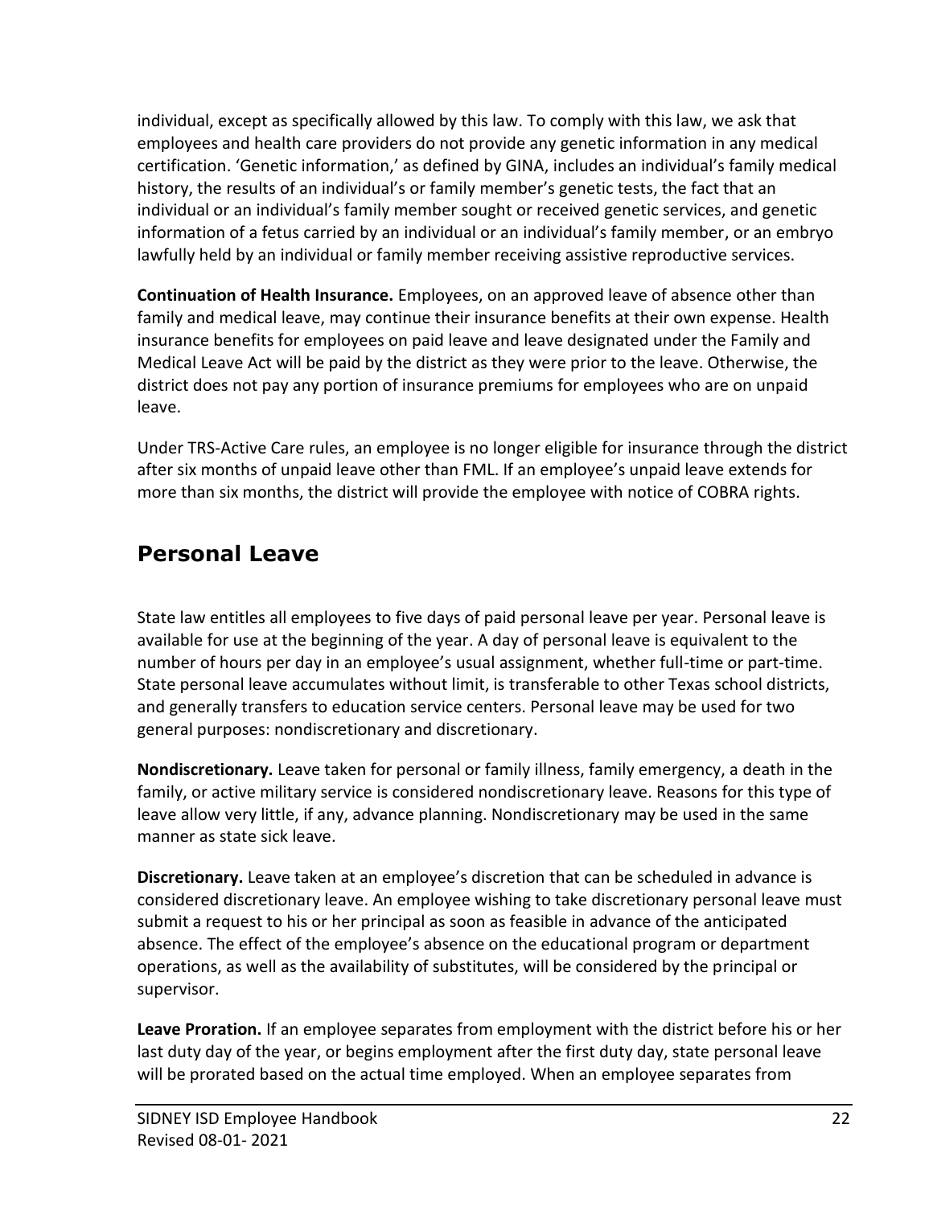individual, except as specifically allowed by this law. To comply with this law, we ask that employees and health care providers do not provide any genetic information in any medical certification. 'Genetic information,' as defined by GINA, includes an individual's family medical history, the results of an individual's or family member's genetic tests, the fact that an individual or an individual's family member sought or received genetic services, and genetic information of a fetus carried by an individual or an individual's family member, or an embryo lawfully held by an individual or family member receiving assistive reproductive services.

**Continuation of Health Insurance.** Employees, on an approved leave of absence other than family and medical leave, may continue their insurance benefits at their own expense. Health insurance benefits for employees on paid leave and leave designated under the Family and Medical Leave Act will be paid by the district as they were prior to the leave. Otherwise, the district does not pay any portion of insurance premiums for employees who are on unpaid leave.

Under TRS-Active Care rules, an employee is no longer eligible for insurance through the district after six months of unpaid leave other than FML. If an employee's unpaid leave extends for more than six months, the district will provide the employee with notice of COBRA rights.

## Personal Leave

State law entitles all employees to five days of paid personal leave per year. Personal leave is available for use at the beginning of the year. A day of personal leave is equivalent to the number of hours per day in an employee's usual assignment, whether full-time or part-time. State personal leave accumulates without limit, is transferable to other Texas school districts, and generally transfers to education service centers. Personal leave may be used for two general purposes: nondiscretionary and discretionary.

**Nondiscretionary.** Leave taken for personal or family illness, family emergency, a death in the family, or active military service is considered nondiscretionary leave. Reasons for this type of leave allow very little, if any, advance planning. Nondiscretionary may be used in the same manner as state sick leave.

**Discretionary.** Leave taken at an employee's discretion that can be scheduled in advance is considered discretionary leave. An employee wishing to take discretionary personal leave must submit a request to his or her principal as soon as feasible in advance of the anticipated absence. The effect of the employee's absence on the educational program or department operations, as well as the availability of substitutes, will be considered by the principal or supervisor.

**Leave Proration.** If an employee separates from employment with the district before his or her last duty day of the year, or begins employment after the first duty day, state personal leave will be prorated based on the actual time employed. When an employee separates from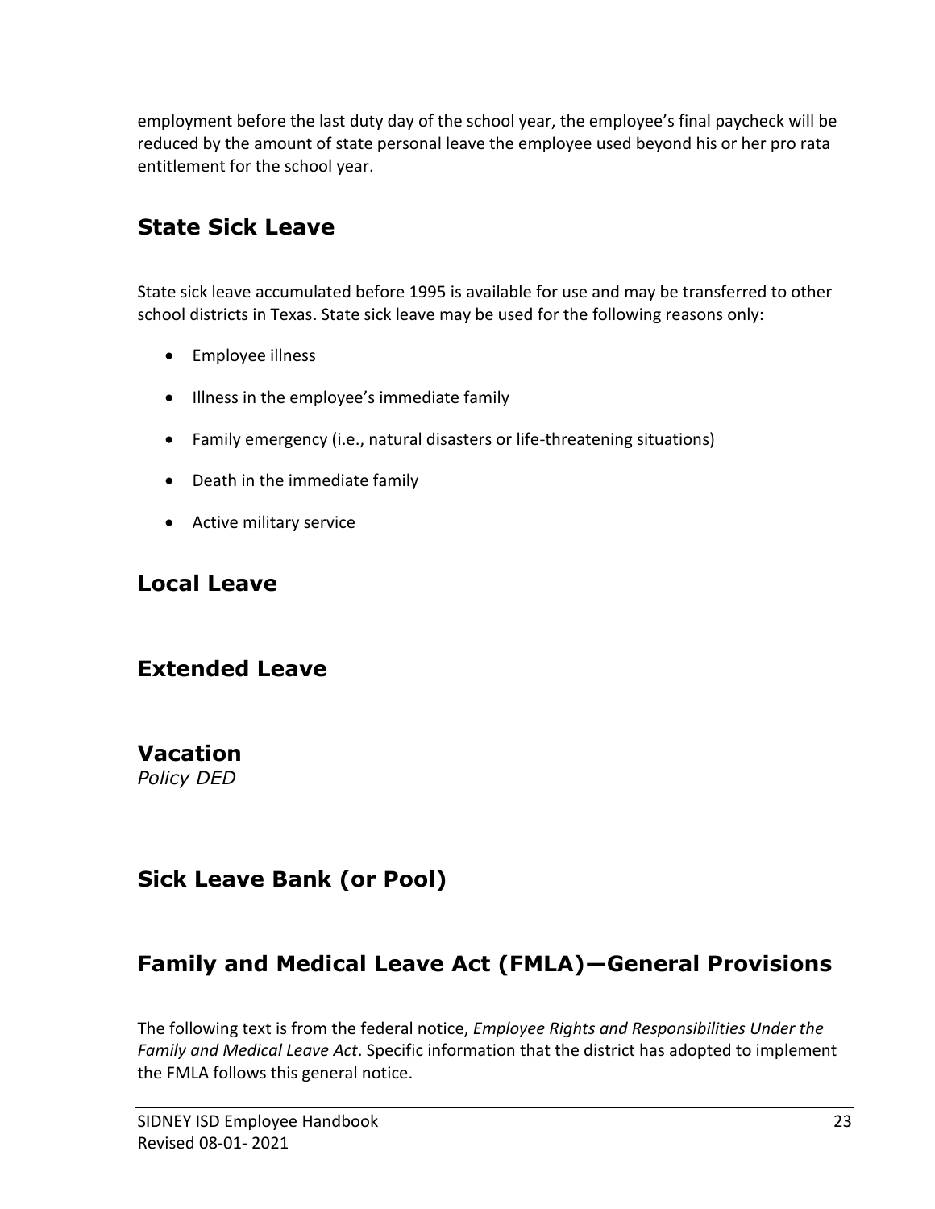employment before the last duty day of the school year, the employee's final paycheck will be reduced by the amount of state personal leave the employee used beyond his or her pro rata entitlement for the school year.

## State Sick Leave

State sick leave accumulated before 1995 is available for use and may be transferred to other school districts in Texas. State sick leave may be used for the following reasons only:

- Employee illness
- Illness in the employee's immediate family
- Family emergency (i.e., natural disasters or life-threatening situations)
- Death in the immediate family
- Active military service

## Local Leave

## Extended Leave

## Vacation

*Policy DED*

## Sick Leave Bank (or Pool)

## Family and Medical Leave Act (FMLA)—General Provisions

The following text is from the federal notice, *Employee Rights and Responsibilities Under the Family and Medical Leave Act*. Specific information that the district has adopted to implement the FMLA follows this general notice.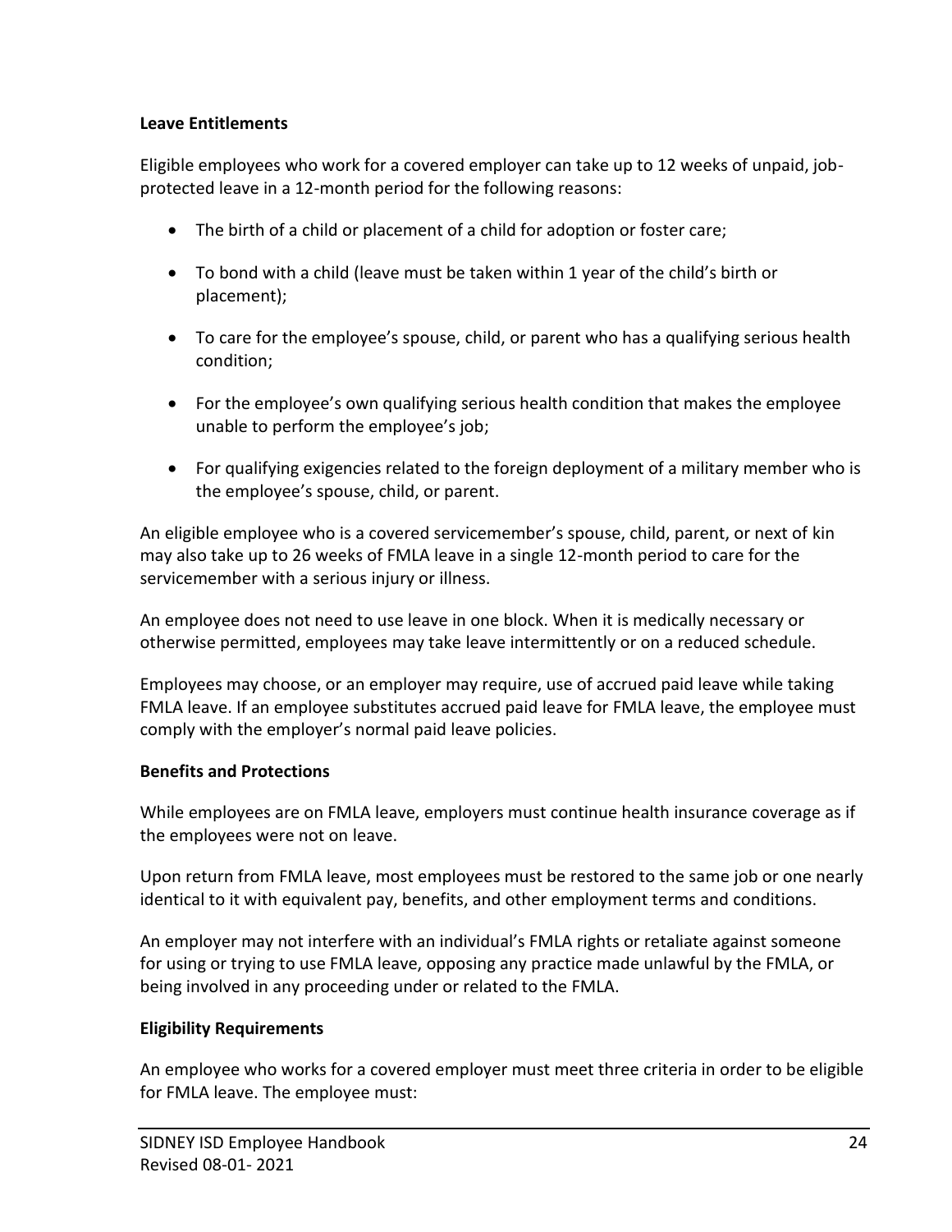**Leave Entitlements**

Eligible employees who work for a covered employer can take up to 12 weeks of unpaid, job-protected leave in a 12-month period for the following reasons:

- The birth of a child or placement of a child for adoption or foster care;
- To bond with a child (leave must be taken within 1 year of the child's birth or placement);
- To care for the employee's spouse, child, or parent who has a qualifying serious health condition;
- For the employee's own qualifying serious health condition that makes the employee unable to perform the employee's job;
- For qualifying exigencies related to the foreign deployment of a military member who is the employee's spouse, child, or parent.

An eligible employee who is a covered servicemember's spouse, child, parent, or next of kin may also take up to 26 weeks of FMLA leave in a single 12-month period to care for the servicemember with a serious injury or illness.

An employee does not need to use leave in one block. When it is medically necessary or otherwise permitted, employees may take leave intermittently or on a reduced schedule.

Employees may choose, or an employer may require, use of accrued paid leave while taking FMLA leave. If an employee substitutes accrued paid leave for FMLA leave, the employee must comply with the employer's normal paid leave policies.

**Benefits and Protections**

While employees are on FMLA leave, employers must continue health insurance coverage as if the employees were not on leave.

Upon return from FMLA leave, most employees must be restored to the same job or one nearly identical to it with equivalent pay, benefits, and other employment terms and conditions.

An employer may not interfere with an individual's FMLA rights or retaliate against someone for using or trying to use FMLA leave, opposing any practice made unlawful by the FMLA, or being involved in any proceeding under or related to the FMLA.

**Eligibility Requirements**

An employee who works for a covered employer must meet three criteria in order to be eligible for FMLA leave. The employee must: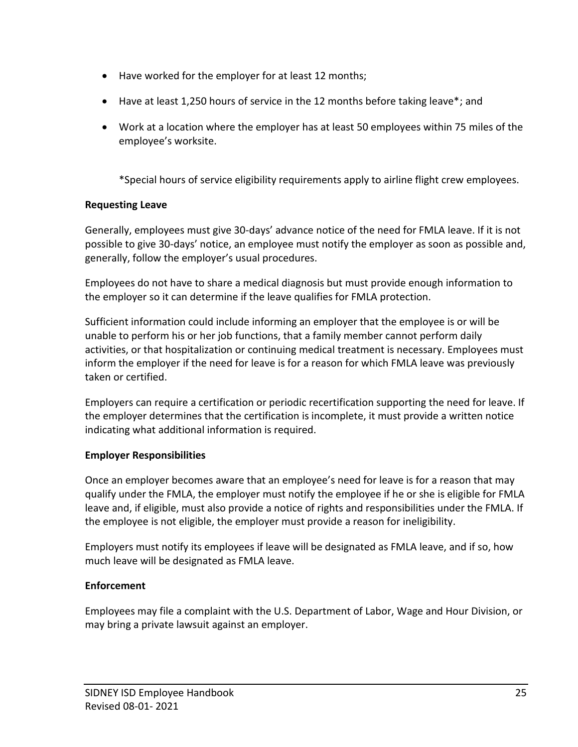- Have worked for the employer for at least 12 months;
- Have at least 1,250 hours of service in the 12 months before taking leave*; and
- Work at a location where the employer has at least 50 employees within 75 miles of the employee's worksite.

*Special hours of service eligibility requirements apply to airline flight crew employees.

**Requesting Leave**

Generally, employees must give 30-days' advance notice of the need for FMLA leave. If it is not possible to give 30-days' notice, an employee must notify the employer as soon as possible and, generally, follow the employer's usual procedures.

Employees do not have to share a medical diagnosis but must provide enough information to the employer so it can determine if the leave qualifies for FMLA protection.

Sufficient information could include informing an employer that the employee is or will be unable to perform his or her job functions, that a family member cannot perform daily activities, or that hospitalization or continuing medical treatment is necessary. Employees must inform the employer if the need for leave is for a reason for which FMLA leave was previously taken or certified.

Employers can require a certification or periodic recertification supporting the need for leave. If the employer determines that the certification is incomplete, it must provide a written notice indicating what additional information is required.

**Employer Responsibilities**

Once an employer becomes aware that an employee's need for leave is for a reason that may qualify under the FMLA, the employer must notify the employee if he or she is eligible for FMLA leave and, if eligible, must also provide a notice of rights and responsibilities under the FMLA. If the employee is not eligible, the employer must provide a reason for ineligibility.

Employers must notify its employees if leave will be designated as FMLA leave, and if so, how much leave will be designated as FMLA leave.

**Enforcement**

Employees may file a complaint with the U.S. Department of Labor, Wage and Hour Division, or may bring a private lawsuit against an employer.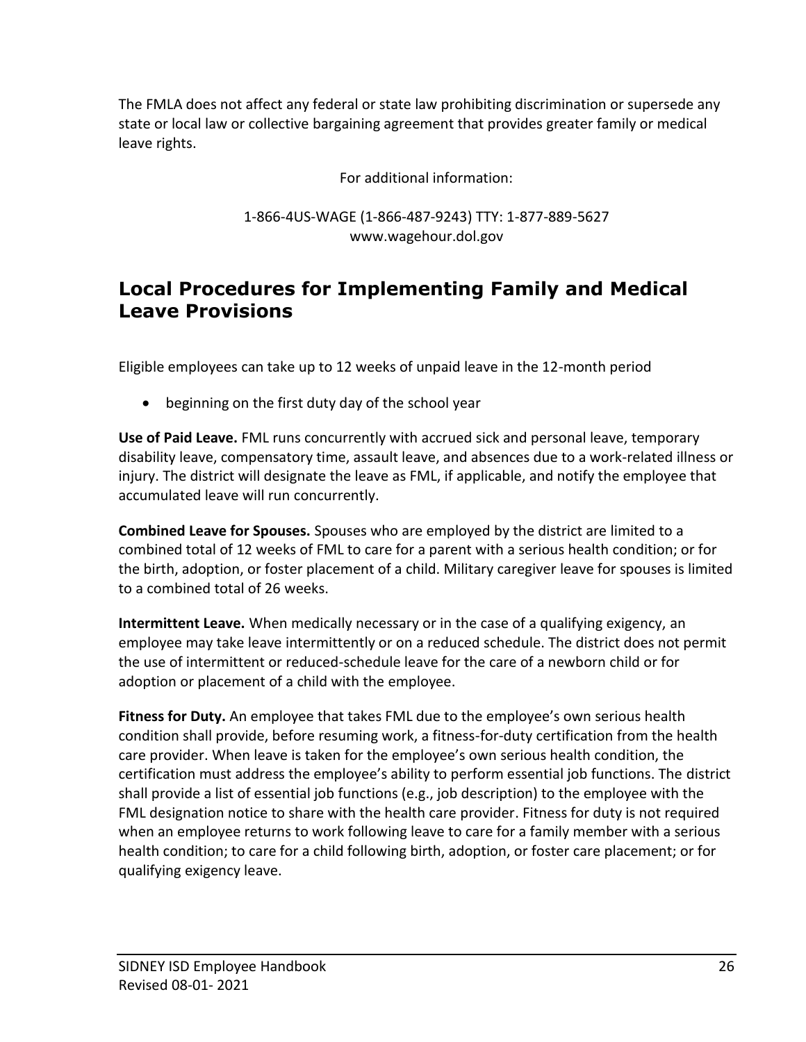The FMLA does not affect any federal or state law prohibiting discrimination or supersede any state or local law or collective bargaining agreement that provides greater family or medical leave rights.

For additional information:

1-866-4US-WAGE (1-866-487-9243) TTY: 1-877-889-5627
www.wagehour.dol.gov

## Local Procedures for Implementing Family and Medical Leave Provisions

Eligible employees can take up to 12 weeks of unpaid leave in the 12-month period

- beginning on the first duty day of the school year

**Use of Paid Leave.** FML runs concurrently with accrued sick and personal leave, temporary disability leave, compensatory time, assault leave, and absences due to a work-related illness or injury. The district will designate the leave as FML, if applicable, and notify the employee that accumulated leave will run concurrently.

**Combined Leave for Spouses.** Spouses who are employed by the district are limited to a combined total of 12 weeks of FML to care for a parent with a serious health condition; or for the birth, adoption, or foster placement of a child. Military caregiver leave for spouses is limited to a combined total of 26 weeks.

**Intermittent Leave.** When medically necessary or in the case of a qualifying exigency, an employee may take leave intermittently or on a reduced schedule. The district does not permit the use of intermittent or reduced-schedule leave for the care of a newborn child or for adoption or placement of a child with the employee.

**Fitness for Duty.** An employee that takes FML due to the employee's own serious health condition shall provide, before resuming work, a fitness-for-duty certification from the health care provider. When leave is taken for the employee's own serious health condition, the certification must address the employee's ability to perform essential job functions. The district shall provide a list of essential job functions (e.g., job description) to the employee with the FML designation notice to share with the health care provider. Fitness for duty is not required when an employee returns to work following leave to care for a family member with a serious health condition; to care for a child following birth, adoption, or foster care placement; or for qualifying exigency leave.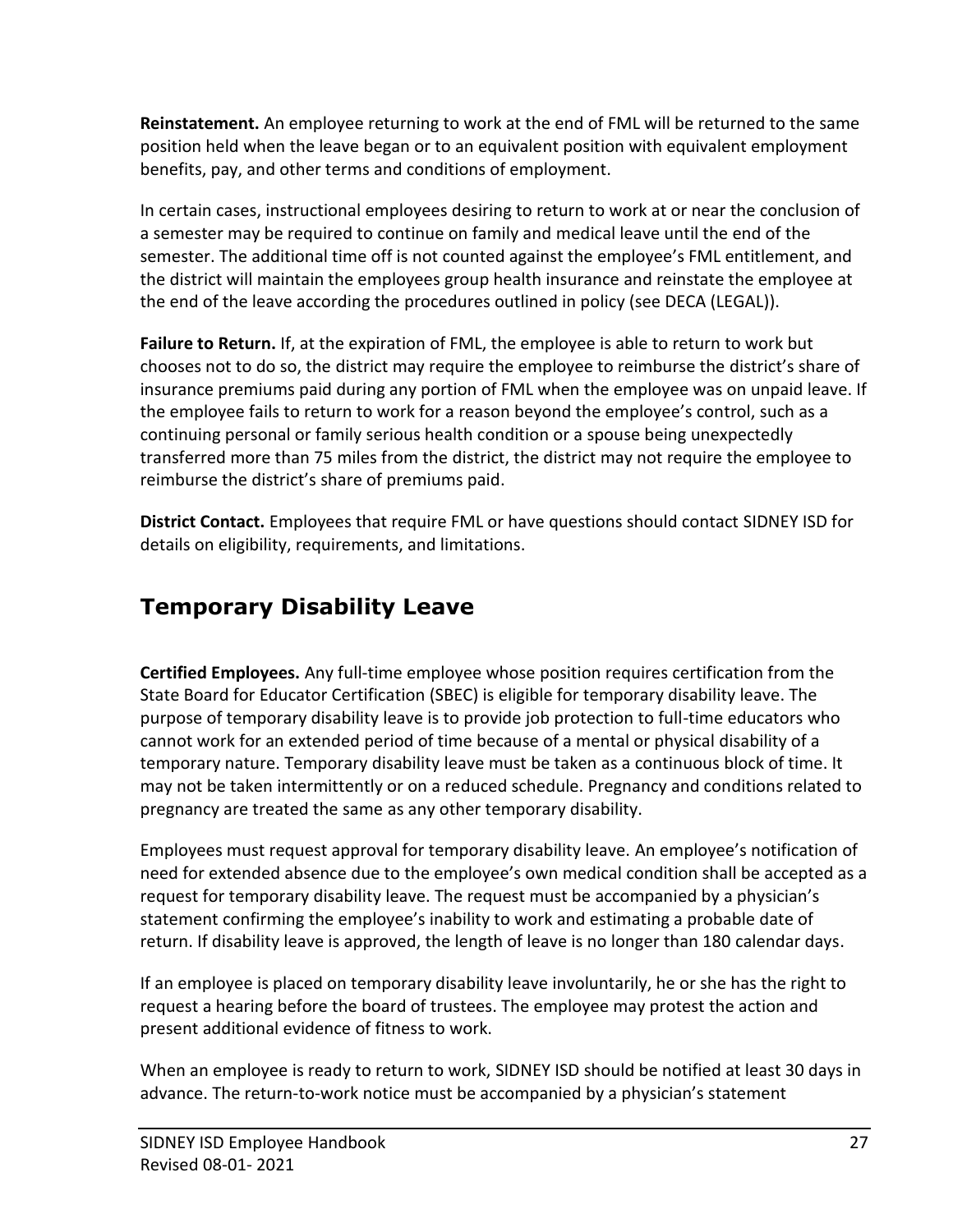**Reinstatement.** An employee returning to work at the end of FML will be returned to the same position held when the leave began or to an equivalent position with equivalent employment benefits, pay, and other terms and conditions of employment.

In certain cases, instructional employees desiring to return to work at or near the conclusion of a semester may be required to continue on family and medical leave until the end of the semester. The additional time off is not counted against the employee's FML entitlement, and the district will maintain the employees group health insurance and reinstate the employee at the end of the leave according the procedures outlined in policy (see DECA (LEGAL)).

**Failure to Return.** If, at the expiration of FML, the employee is able to return to work but chooses not to do so, the district may require the employee to reimburse the district's share of insurance premiums paid during any portion of FML when the employee was on unpaid leave. If the employee fails to return to work for a reason beyond the employee's control, such as a continuing personal or family serious health condition or a spouse being unexpectedly transferred more than 75 miles from the district, the district may not require the employee to reimburse the district's share of premiums paid.

**District Contact.** Employees that require FML or have questions should contact SIDNEY ISD for details on eligibility, requirements, and limitations.

## Temporary Disability Leave

**Certified Employees.** Any full-time employee whose position requires certification from the State Board for Educator Certification (SBEC) is eligible for temporary disability leave. The purpose of temporary disability leave is to provide job protection to full-time educators who cannot work for an extended period of time because of a mental or physical disability of a temporary nature. Temporary disability leave must be taken as a continuous block of time. It may not be taken intermittently or on a reduced schedule. Pregnancy and conditions related to pregnancy are treated the same as any other temporary disability.

Employees must request approval for temporary disability leave. An employee's notification of need for extended absence due to the employee's own medical condition shall be accepted as a request for temporary disability leave. The request must be accompanied by a physician's statement confirming the employee's inability to work and estimating a probable date of return. If disability leave is approved, the length of leave is no longer than 180 calendar days.

If an employee is placed on temporary disability leave involuntarily, he or she has the right to request a hearing before the board of trustees. The employee may protest the action and present additional evidence of fitness to work.

When an employee is ready to return to work, SIDNEY ISD should be notified at least 30 days in advance. The return-to-work notice must be accompanied by a physician's statement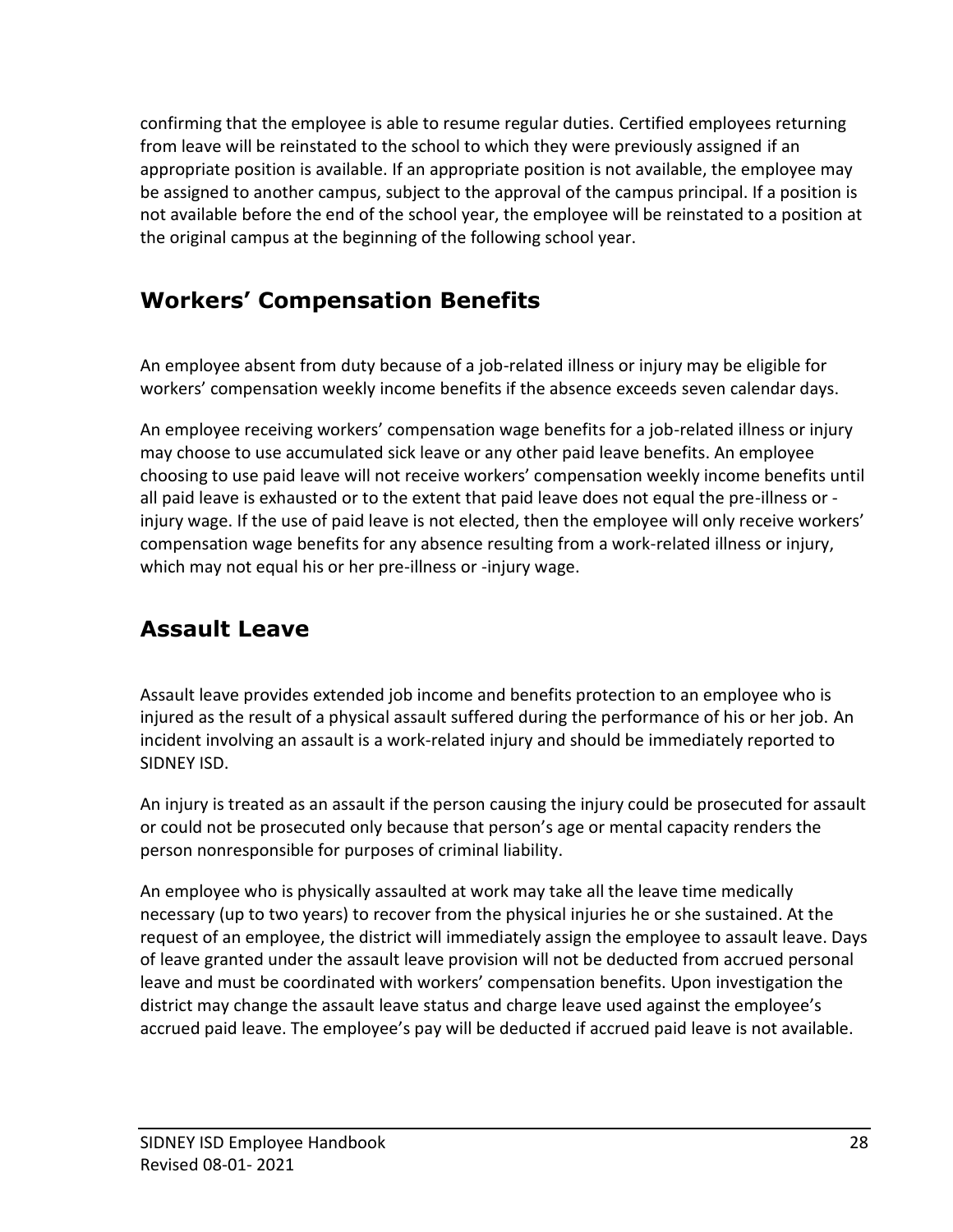confirming that the employee is able to resume regular duties. Certified employees returning from leave will be reinstated to the school to which they were previously assigned if an appropriate position is available. If an appropriate position is not available, the employee may be assigned to another campus, subject to the approval of the campus principal. If a position is not available before the end of the school year, the employee will be reinstated to a position at the original campus at the beginning of the following school year.

## Workers' Compensation Benefits

An employee absent from duty because of a job-related illness or injury may be eligible for workers' compensation weekly income benefits if the absence exceeds seven calendar days.

An employee receiving workers' compensation wage benefits for a job-related illness or injury may choose to use accumulated sick leave or any other paid leave benefits. An employee choosing to use paid leave will not receive workers' compensation weekly income benefits until all paid leave is exhausted or to the extent that paid leave does not equal the pre-illness or -injury wage. If the use of paid leave is not elected, then the employee will only receive workers' compensation wage benefits for any absence resulting from a work-related illness or injury, which may not equal his or her pre-illness or -injury wage.

## Assault Leave

Assault leave provides extended job income and benefits protection to an employee who is injured as the result of a physical assault suffered during the performance of his or her job. An incident involving an assault is a work-related injury and should be immediately reported to SIDNEY ISD.

An injury is treated as an assault if the person causing the injury could be prosecuted for assault or could not be prosecuted only because that person's age or mental capacity renders the person nonresponsible for purposes of criminal liability.

An employee who is physically assaulted at work may take all the leave time medically necessary (up to two years) to recover from the physical injuries he or she sustained. At the request of an employee, the district will immediately assign the employee to assault leave. Days of leave granted under the assault leave provision will not be deducted from accrued personal leave and must be coordinated with workers' compensation benefits. Upon investigation the district may change the assault leave status and charge leave used against the employee's accrued paid leave. The employee's pay will be deducted if accrued paid leave is not available.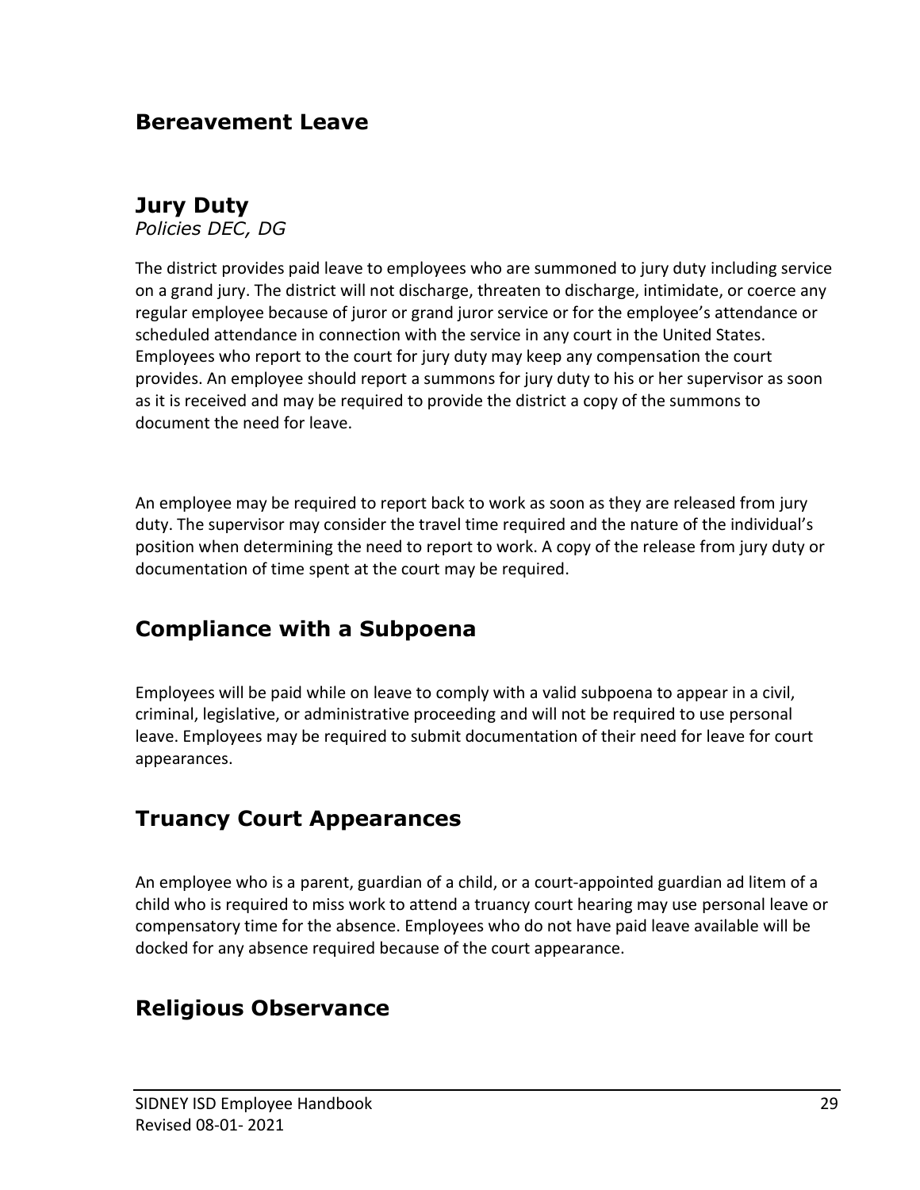## Bereavement Leave

## Jury Duty

*Policies DEC, DG*

The district provides paid leave to employees who are summoned to jury duty including service on a grand jury. The district will not discharge, threaten to discharge, intimidate, or coerce any regular employee because of juror or grand juror service or for the employee's attendance or scheduled attendance in connection with the service in any court in the United States. Employees who report to the court for jury duty may keep any compensation the court provides. An employee should report a summons for jury duty to his or her supervisor as soon as it is received and may be required to provide the district a copy of the summons to document the need for leave.

An employee may be required to report back to work as soon as they are released from jury duty. The supervisor may consider the travel time required and the nature of the individual's position when determining the need to report to work. A copy of the release from jury duty or documentation of time spent at the court may be required.

## Compliance with a Subpoena

Employees will be paid while on leave to comply with a valid subpoena to appear in a civil, criminal, legislative, or administrative proceeding and will not be required to use personal leave. Employees may be required to submit documentation of their need for leave for court appearances.

## Truancy Court Appearances

An employee who is a parent, guardian of a child, or a court-appointed guardian ad litem of a child who is required to miss work to attend a truancy court hearing may use personal leave or compensatory time for the absence. Employees who do not have paid leave available will be docked for any absence required because of the court appearance.

## Religious Observance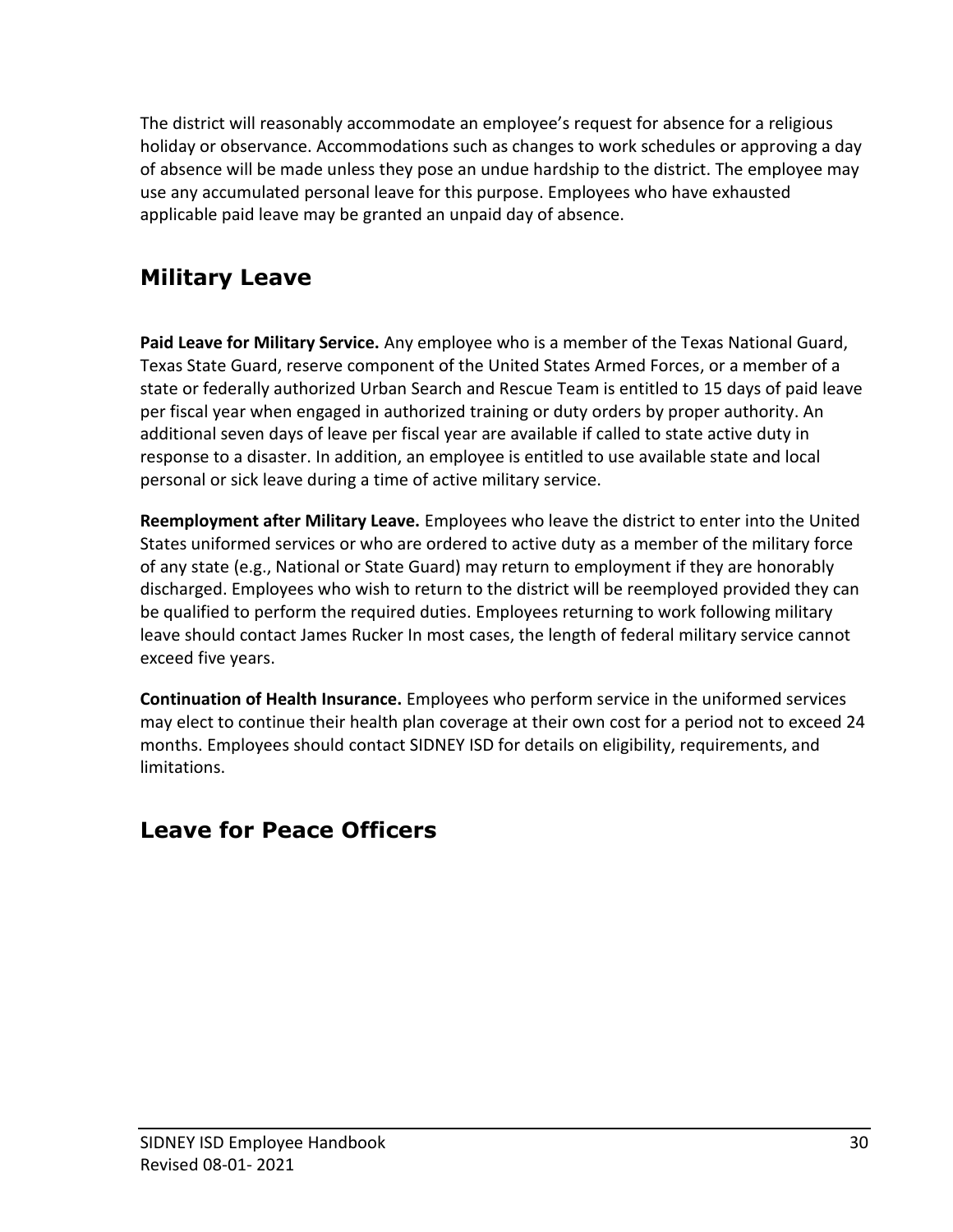The district will reasonably accommodate an employee's request for absence for a religious holiday or observance. Accommodations such as changes to work schedules or approving a day of absence will be made unless they pose an undue hardship to the district. The employee may use any accumulated personal leave for this purpose. Employees who have exhausted applicable paid leave may be granted an unpaid day of absence.

## Military Leave

**Paid Leave for Military Service.** Any employee who is a member of the Texas National Guard, Texas State Guard, reserve component of the United States Armed Forces, or a member of a state or federally authorized Urban Search and Rescue Team is entitled to 15 days of paid leave per fiscal year when engaged in authorized training or duty orders by proper authority. An additional seven days of leave per fiscal year are available if called to state active duty in response to a disaster. In addition, an employee is entitled to use available state and local personal or sick leave during a time of active military service.

**Reemployment after Military Leave.** Employees who leave the district to enter into the United States uniformed services or who are ordered to active duty as a member of the military force of any state (e.g., National or State Guard) may return to employment if they are honorably discharged. Employees who wish to return to the district will be reemployed provided they can be qualified to perform the required duties. Employees returning to work following military leave should contact James Rucker In most cases, the length of federal military service cannot exceed five years.

**Continuation of Health Insurance.** Employees who perform service in the uniformed services may elect to continue their health plan coverage at their own cost for a period not to exceed 24 months. Employees should contact SIDNEY ISD for details on eligibility, requirements, and limitations.

## Leave for Peace Officers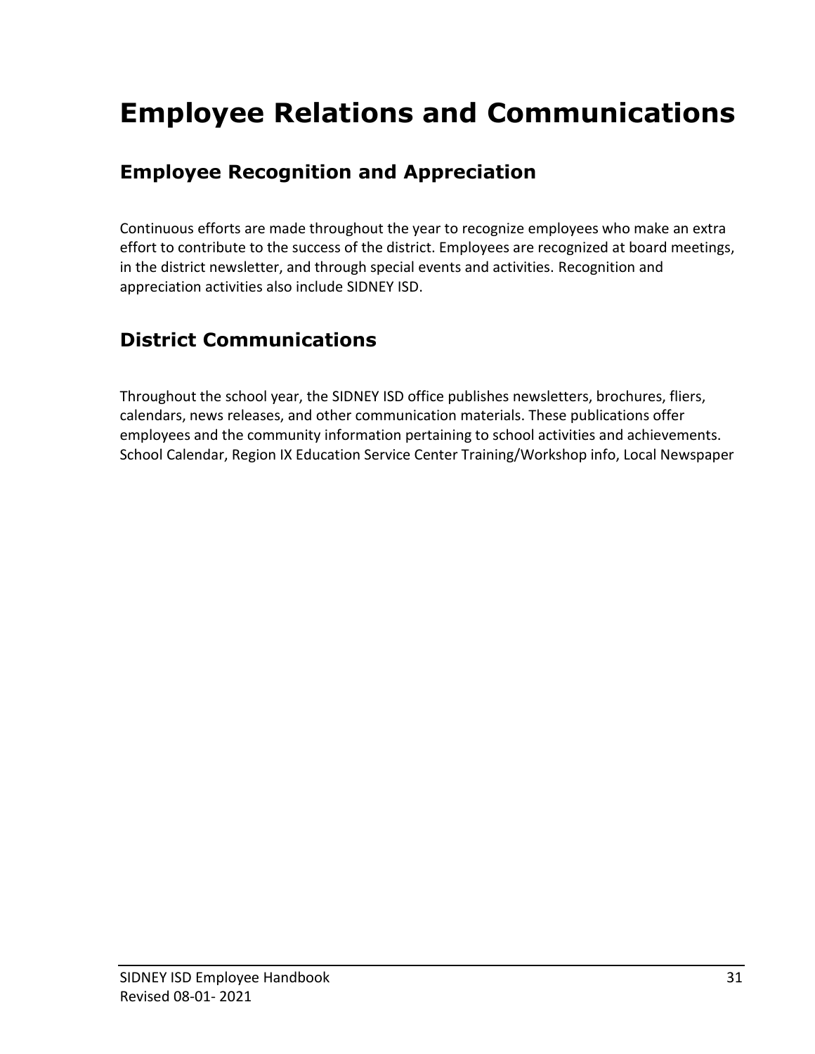# Employee Relations and Communications

## Employee Recognition and Appreciation

Continuous efforts are made throughout the year to recognize employees who make an extra effort to contribute to the success of the district. Employees are recognized at board meetings, in the district newsletter, and through special events and activities. Recognition and appreciation activities also include SIDNEY ISD.

## District Communications

Throughout the school year, the SIDNEY ISD office publishes newsletters, brochures, fliers, calendars, news releases, and other communication materials. These publications offer employees and the community information pertaining to school activities and achievements. School Calendar, Region IX Education Service Center Training/Workshop info, Local Newspaper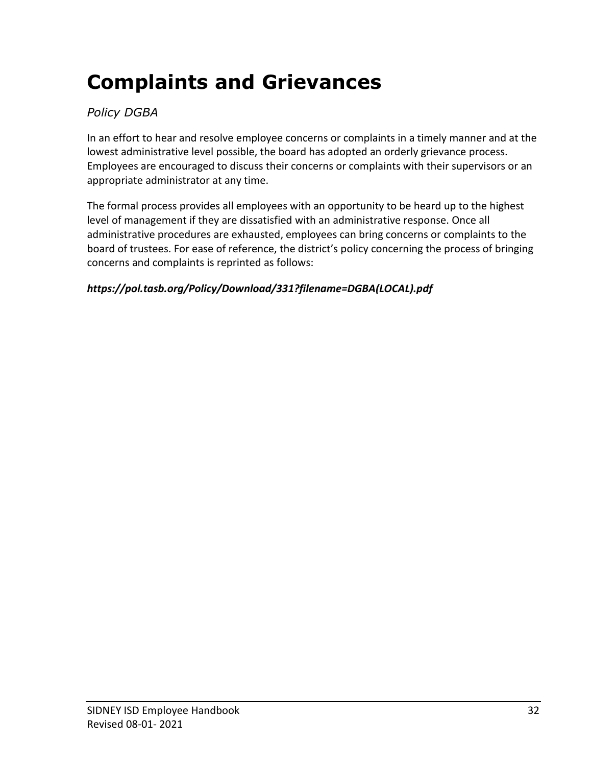# Complaints and Grievances

*Policy DGBA*

In an effort to hear and resolve employee concerns or complaints in a timely manner and at the lowest administrative level possible, the board has adopted an orderly grievance process. Employees are encouraged to discuss their concerns or complaints with their supervisors or an appropriate administrator at any time.

The formal process provides all employees with an opportunity to be heard up to the highest level of management if they are dissatisfied with an administrative response. Once all administrative procedures are exhausted, employees can bring concerns or complaints to the board of trustees. For ease of reference, the district's policy concerning the process of bringing concerns and complaints is reprinted as follows:

***https://pol.tasb.org/Policy/Download/331?filename=DGBA(LOCAL).pdf***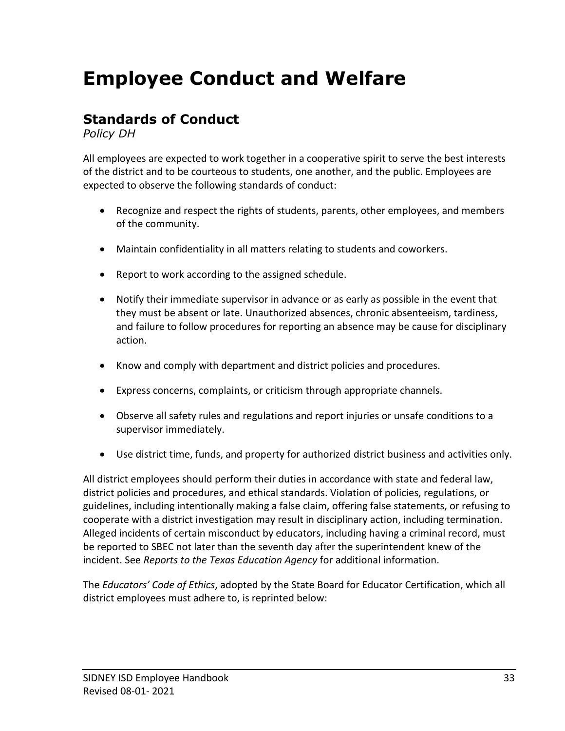# Employee Conduct and Welfare

## Standards of Conduct

*Policy DH*

All employees are expected to work together in a cooperative spirit to serve the best interests of the district and to be courteous to students, one another, and the public. Employees are expected to observe the following standards of conduct:

- Recognize and respect the rights of students, parents, other employees, and members of the community.
- Maintain confidentiality in all matters relating to students and coworkers.
- Report to work according to the assigned schedule.
- Notify their immediate supervisor in advance or as early as possible in the event that they must be absent or late. Unauthorized absences, chronic absenteeism, tardiness, and failure to follow procedures for reporting an absence may be cause for disciplinary action.
- Know and comply with department and district policies and procedures.
- Express concerns, complaints, or criticism through appropriate channels.
- Observe all safety rules and regulations and report injuries or unsafe conditions to a supervisor immediately.
- Use district time, funds, and property for authorized district business and activities only.

All district employees should perform their duties in accordance with state and federal law, district policies and procedures, and ethical standards. Violation of policies, regulations, or guidelines, including intentionally making a false claim, offering false statements, or refusing to cooperate with a district investigation may result in disciplinary action, including termination. Alleged incidents of certain misconduct by educators, including having a criminal record, must be reported to SBEC not later than the seventh day after the superintendent knew of the incident. See *Reports to the Texas Education Agency* for additional information.

The *Educators' Code of Ethics*, adopted by the State Board for Educator Certification, which all district employees must adhere to, is reprinted below: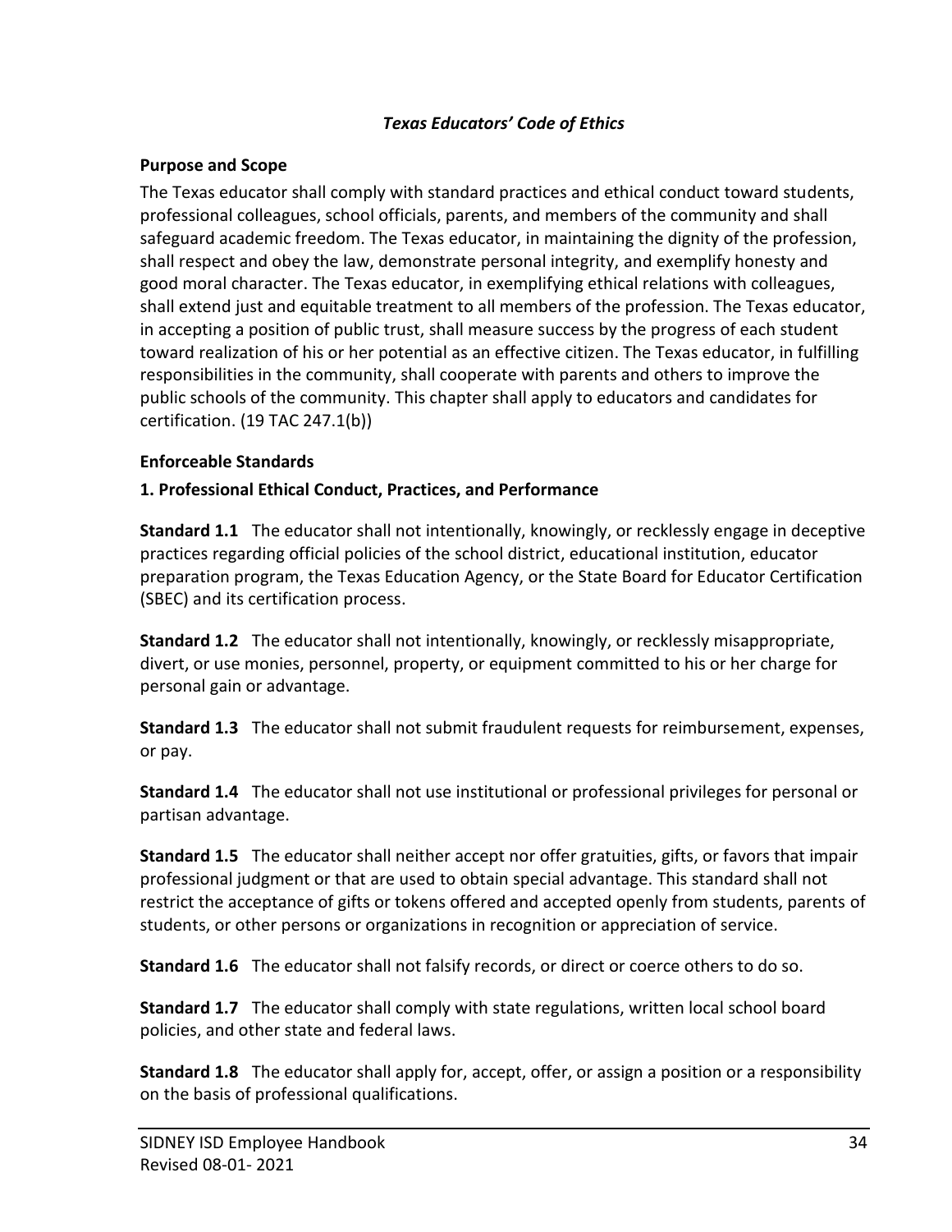## *Texas Educators' Code of Ethics*

### Purpose and Scope

The Texas educator shall comply with standard practices and ethical conduct toward students, professional colleagues, school officials, parents, and members of the community and shall safeguard academic freedom. The Texas educator, in maintaining the dignity of the profession, shall respect and obey the law, demonstrate personal integrity, and exemplify honesty and good moral character. The Texas educator, in exemplifying ethical relations with colleagues, shall extend just and equitable treatment to all members of the profession. The Texas educator, in accepting a position of public trust, shall measure success by the progress of each student toward realization of his or her potential as an effective citizen. The Texas educator, in fulfilling responsibilities in the community, shall cooperate with parents and others to improve the public schools of the community. This chapter shall apply to educators and candidates for certification. (19 TAC 247.1(b))

### Enforceable Standards

#### 1. Professional Ethical Conduct, Practices, and Performance

**Standard 1.1** The educator shall not intentionally, knowingly, or recklessly engage in deceptive practices regarding official policies of the school district, educational institution, educator preparation program, the Texas Education Agency, or the State Board for Educator Certification (SBEC) and its certification process.

**Standard 1.2** The educator shall not intentionally, knowingly, or recklessly misappropriate, divert, or use monies, personnel, property, or equipment committed to his or her charge for personal gain or advantage.

**Standard 1.3** The educator shall not submit fraudulent requests for reimbursement, expenses, or pay.

**Standard 1.4** The educator shall not use institutional or professional privileges for personal or partisan advantage.

**Standard 1.5** The educator shall neither accept nor offer gratuities, gifts, or favors that impair professional judgment or that are used to obtain special advantage. This standard shall not restrict the acceptance of gifts or tokens offered and accepted openly from students, parents of students, or other persons or organizations in recognition or appreciation of service.

**Standard 1.6** The educator shall not falsify records, or direct or coerce others to do so.

**Standard 1.7** The educator shall comply with state regulations, written local school board policies, and other state and federal laws.

**Standard 1.8** The educator shall apply for, accept, offer, or assign a position or a responsibility on the basis of professional qualifications.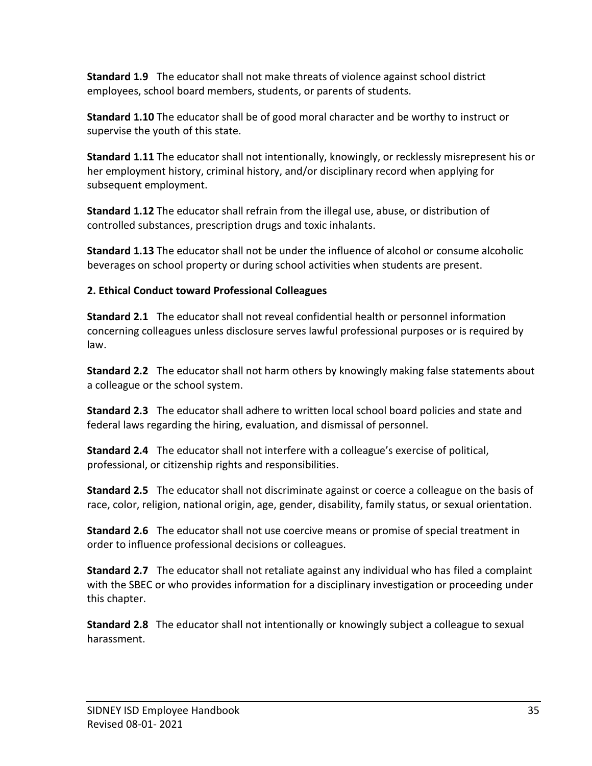**Standard 1.9** The educator shall not make threats of violence against school district employees, school board members, students, or parents of students.

**Standard 1.10** The educator shall be of good moral character and be worthy to instruct or supervise the youth of this state.

**Standard 1.11** The educator shall not intentionally, knowingly, or recklessly misrepresent his or her employment history, criminal history, and/or disciplinary record when applying for subsequent employment.

**Standard 1.12** The educator shall refrain from the illegal use, abuse, or distribution of controlled substances, prescription drugs and toxic inhalants.

**Standard 1.13** The educator shall not be under the influence of alcohol or consume alcoholic beverages on school property or during school activities when students are present.

**2. Ethical Conduct toward Professional Colleagues**

**Standard 2.1** The educator shall not reveal confidential health or personnel information concerning colleagues unless disclosure serves lawful professional purposes or is required by law.

**Standard 2.2** The educator shall not harm others by knowingly making false statements about a colleague or the school system.

**Standard 2.3** The educator shall adhere to written local school board policies and state and federal laws regarding the hiring, evaluation, and dismissal of personnel.

**Standard 2.4** The educator shall not interfere with a colleague's exercise of political, professional, or citizenship rights and responsibilities.

**Standard 2.5** The educator shall not discriminate against or coerce a colleague on the basis of race, color, religion, national origin, age, gender, disability, family status, or sexual orientation.

**Standard 2.6** The educator shall not use coercive means or promise of special treatment in order to influence professional decisions or colleagues.

**Standard 2.7** The educator shall not retaliate against any individual who has filed a complaint with the SBEC or who provides information for a disciplinary investigation or proceeding under this chapter.

**Standard 2.8** The educator shall not intentionally or knowingly subject a colleague to sexual harassment.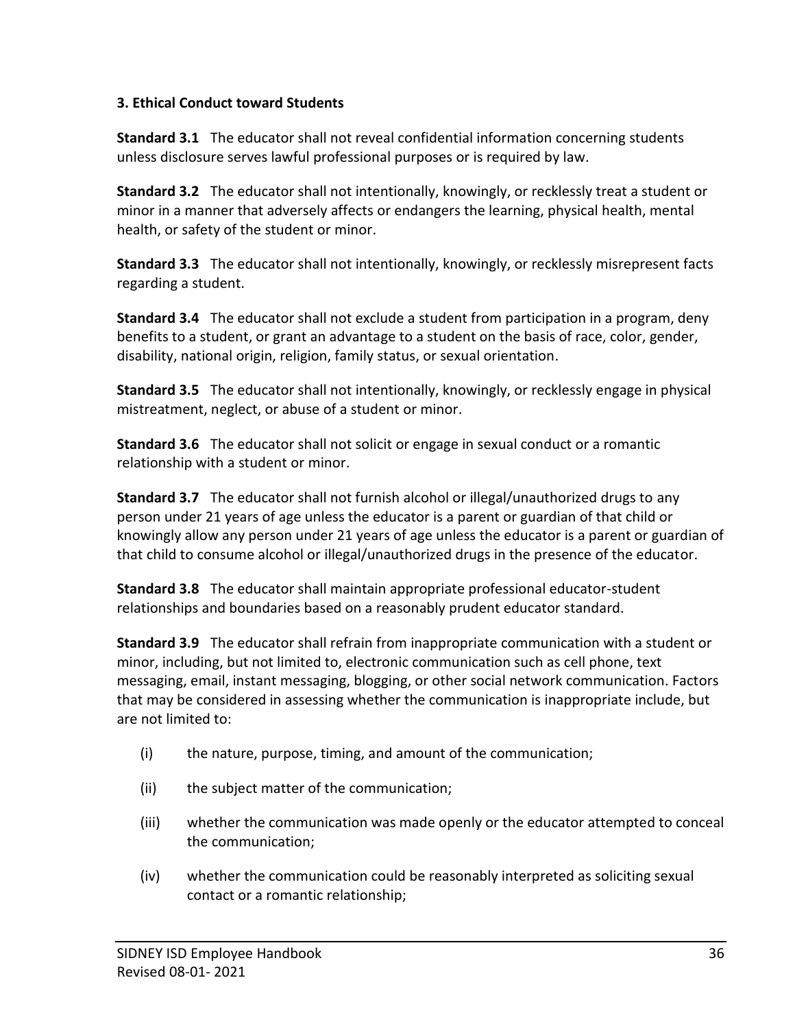### 3. Ethical Conduct toward Students

**Standard 3.1** The educator shall not reveal confidential information concerning students unless disclosure serves lawful professional purposes or is required by law.

**Standard 3.2** The educator shall not intentionally, knowingly, or recklessly treat a student or minor in a manner that adversely affects or endangers the learning, physical health, mental health, or safety of the student or minor.

**Standard 3.3** The educator shall not intentionally, knowingly, or recklessly misrepresent facts regarding a student.

**Standard 3.4** The educator shall not exclude a student from participation in a program, deny benefits to a student, or grant an advantage to a student on the basis of race, color, gender, disability, national origin, religion, family status, or sexual orientation.

**Standard 3.5** The educator shall not intentionally, knowingly, or recklessly engage in physical mistreatment, neglect, or abuse of a student or minor.

**Standard 3.6** The educator shall not solicit or engage in sexual conduct or a romantic relationship with a student or minor.

**Standard 3.7** The educator shall not furnish alcohol or illegal/unauthorized drugs to any person under 21 years of age unless the educator is a parent or guardian of that child or knowingly allow any person under 21 years of age unless the educator is a parent or guardian of that child to consume alcohol or illegal/unauthorized drugs in the presence of the educator.

**Standard 3.8** The educator shall maintain appropriate professional educator-student relationships and boundaries based on a reasonably prudent educator standard.

**Standard 3.9** The educator shall refrain from inappropriate communication with a student or minor, including, but not limited to, electronic communication such as cell phone, text messaging, email, instant messaging, blogging, or other social network communication. Factors that may be considered in assessing whether the communication is inappropriate include, but are not limited to:

(i) the nature, purpose, timing, and amount of the communication;

(ii) the subject matter of the communication;

(iii) whether the communication was made openly or the educator attempted to conceal the communication;

(iv) whether the communication could be reasonably interpreted as soliciting sexual contact or a romantic relationship;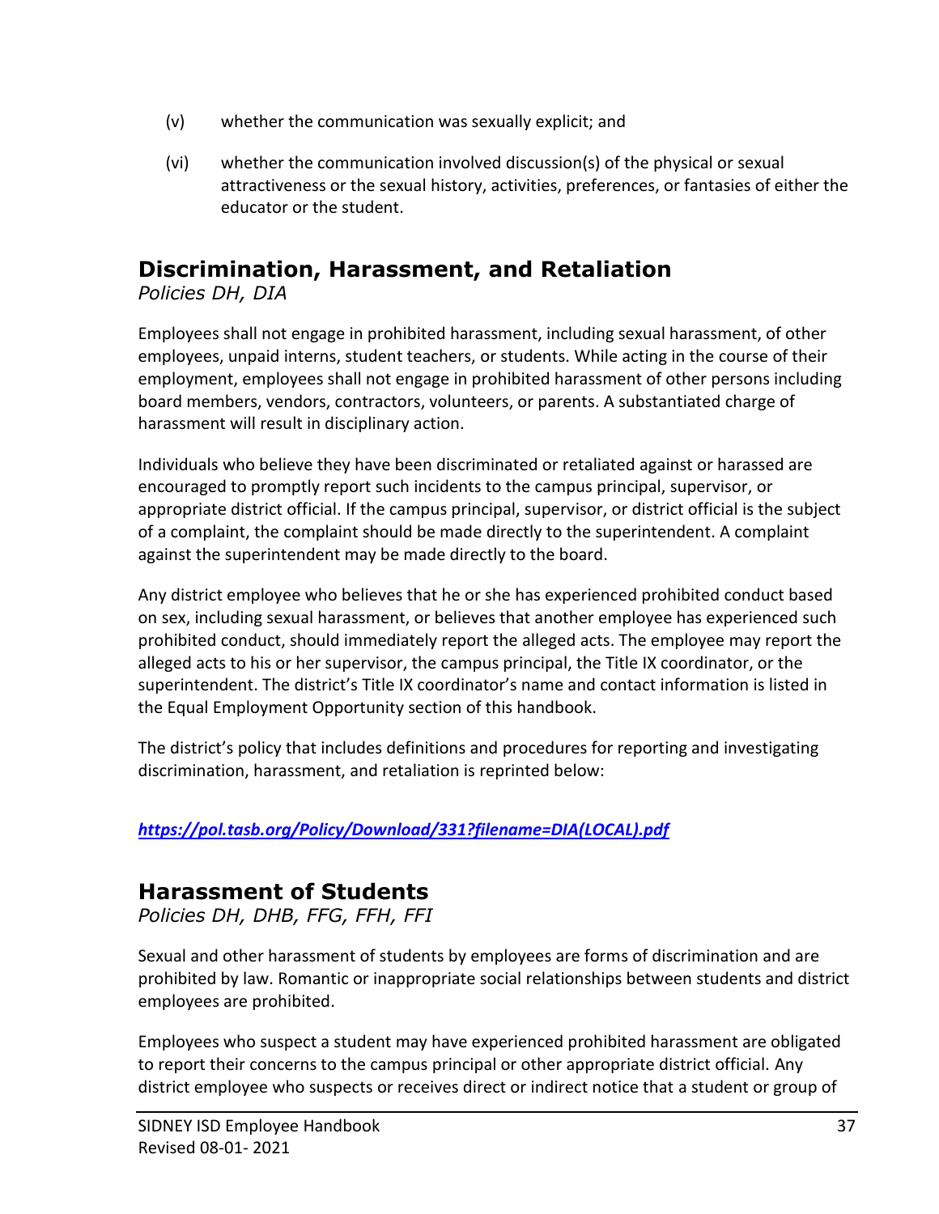(v) whether the communication was sexually explicit; and

(vi) whether the communication involved discussion(s) of the physical or sexual attractiveness or the sexual history, activities, preferences, or fantasies of either the educator or the student.

## Discrimination, Harassment, and Retaliation

*Policies DH, DIA*

Employees shall not engage in prohibited harassment, including sexual harassment, of other employees, unpaid interns, student teachers, or students. While acting in the course of their employment, employees shall not engage in prohibited harassment of other persons including board members, vendors, contractors, volunteers, or parents. A substantiated charge of harassment will result in disciplinary action.

Individuals who believe they have been discriminated or retaliated against or harassed are encouraged to promptly report such incidents to the campus principal, supervisor, or appropriate district official. If the campus principal, supervisor, or district official is the subject of a complaint, the complaint should be made directly to the superintendent. A complaint against the superintendent may be made directly to the board.

Any district employee who believes that he or she has experienced prohibited conduct based on sex, including sexual harassment, or believes that another employee has experienced such prohibited conduct, should immediately report the alleged acts. The employee may report the alleged acts to his or her supervisor, the campus principal, the Title IX coordinator, or the superintendent. The district's Title IX coordinator's name and contact information is listed in the Equal Employment Opportunity section of this handbook.

The district's policy that includes definitions and procedures for reporting and investigating discrimination, harassment, and retaliation is reprinted below:

***https://pol.tasb.org/Policy/Download/331?filename=DIA(LOCAL).pdf***

## Harassment of Students

*Policies DH, DHB, FFG, FFH, FFI*

Sexual and other harassment of students by employees are forms of discrimination and are prohibited by law. Romantic or inappropriate social relationships between students and district employees are prohibited.

Employees who suspect a student may have experienced prohibited harassment are obligated to report their concerns to the campus principal or other appropriate district official. Any district employee who suspects or receives direct or indirect notice that a student or group of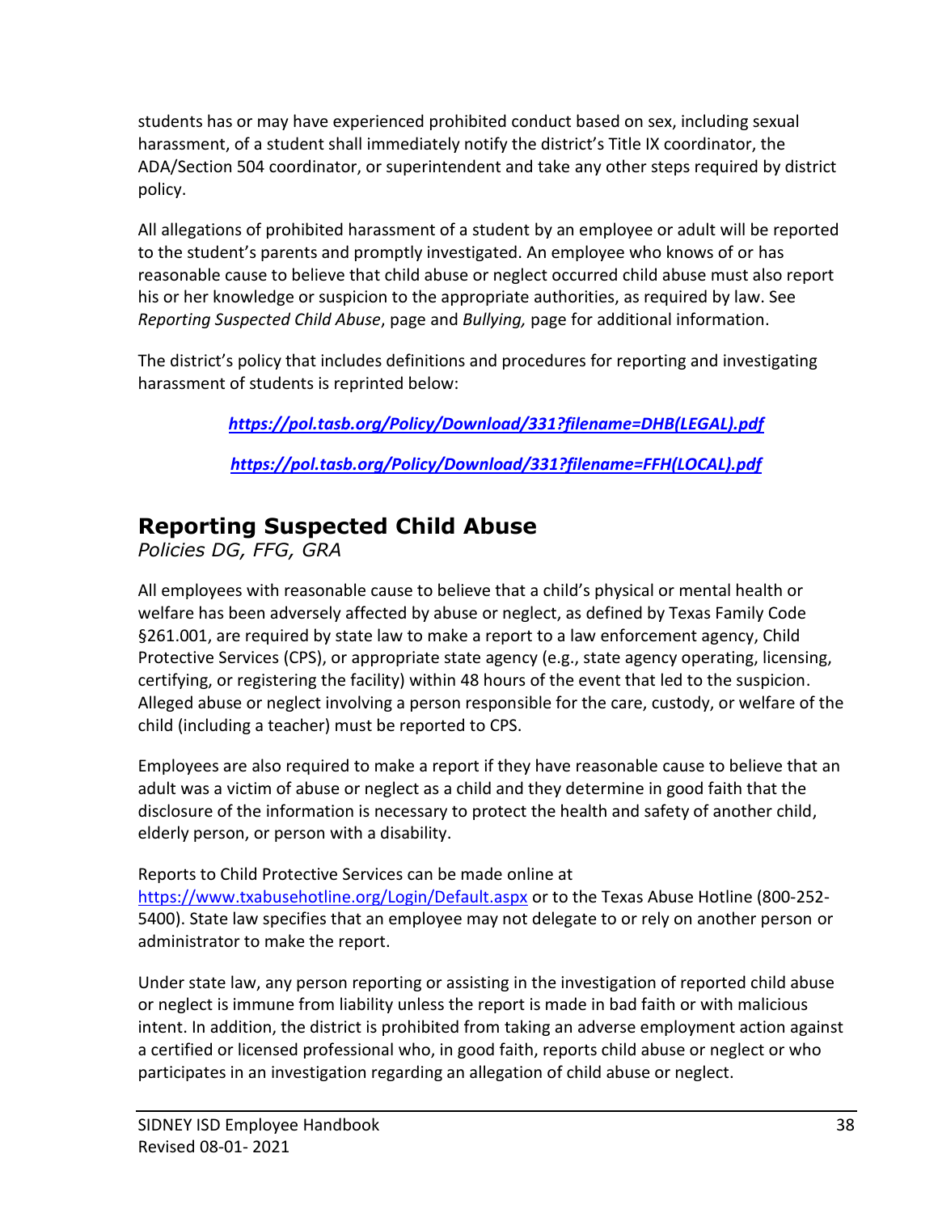students has or may have experienced prohibited conduct based on sex, including sexual harassment, of a student shall immediately notify the district's Title IX coordinator, the ADA/Section 504 coordinator, or superintendent and take any other steps required by district policy.

All allegations of prohibited harassment of a student by an employee or adult will be reported to the student's parents and promptly investigated. An employee who knows of or has reasonable cause to believe that child abuse or neglect occurred child abuse must also report his or her knowledge or suspicion to the appropriate authorities, as required by law. See *Reporting Suspected Child Abuse*, page and *Bullying,* page for additional information.

The district's policy that includes definitions and procedures for reporting and investigating harassment of students is reprinted below:

***https://pol.tasb.org/Policy/Download/331?filename=DHB(LEGAL).pdf***

***https://pol.tasb.org/Policy/Download/331?filename=FFH(LOCAL).pdf***

## Reporting Suspected Child Abuse

*Policies DG, FFG, GRA*

All employees with reasonable cause to believe that a child's physical or mental health or welfare has been adversely affected by abuse or neglect, as defined by Texas Family Code §261.001, are required by state law to make a report to a law enforcement agency, Child Protective Services (CPS), or appropriate state agency (e.g., state agency operating, licensing, certifying, or registering the facility) within 48 hours of the event that led to the suspicion. Alleged abuse or neglect involving a person responsible for the care, custody, or welfare of the child (including a teacher) must be reported to CPS.

Employees are also required to make a report if they have reasonable cause to believe that an adult was a victim of abuse or neglect as a child and they determine in good faith that the disclosure of the information is necessary to protect the health and safety of another child, elderly person, or person with a disability.

Reports to Child Protective Services can be made online at https://www.txabusehotline.org/Login/Default.aspx or to the Texas Abuse Hotline (800-252-5400). State law specifies that an employee may not delegate to or rely on another person or administrator to make the report.

Under state law, any person reporting or assisting in the investigation of reported child abuse or neglect is immune from liability unless the report is made in bad faith or with malicious intent. In addition, the district is prohibited from taking an adverse employment action against a certified or licensed professional who, in good faith, reports child abuse or neglect or who participates in an investigation regarding an allegation of child abuse or neglect.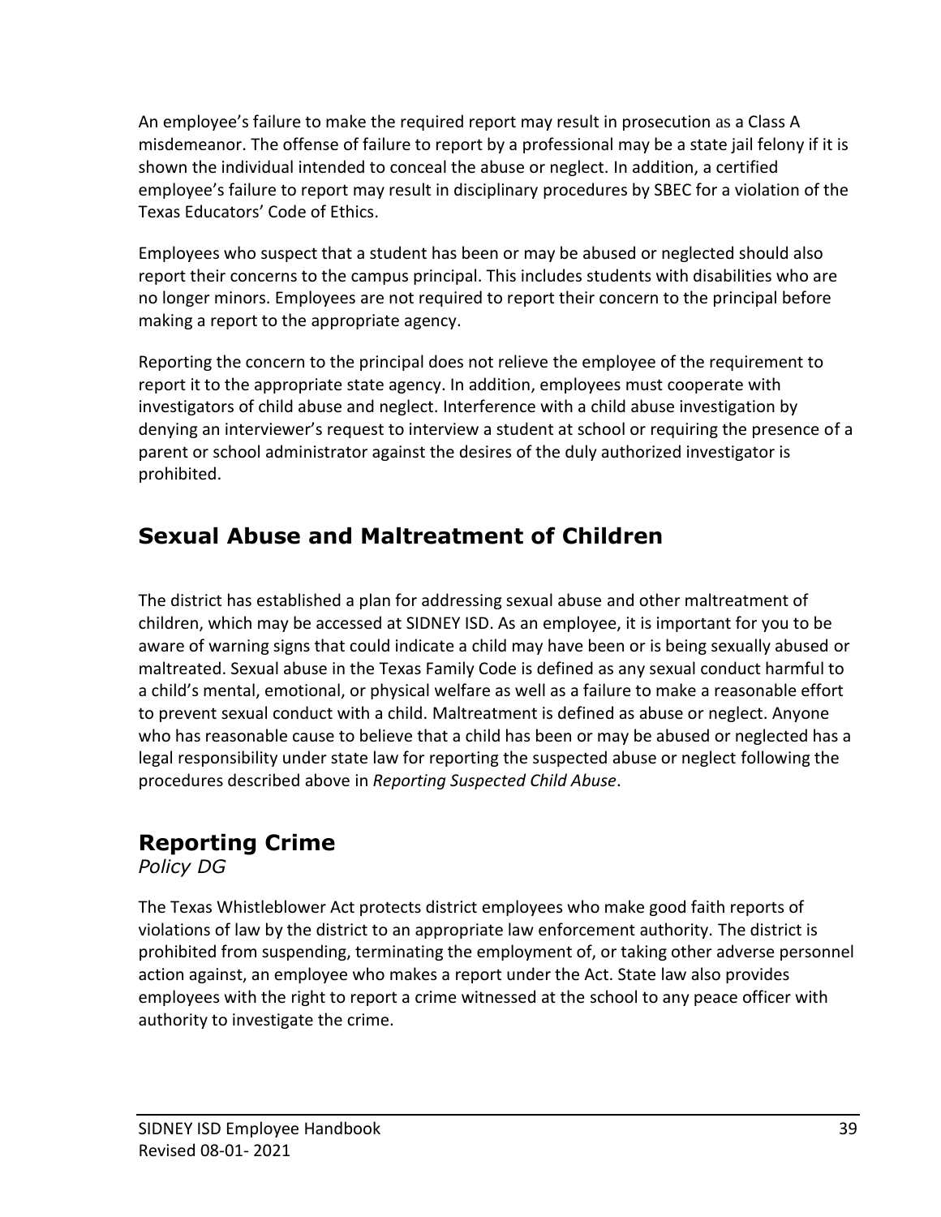An employee's failure to make the required report may result in prosecution as a Class A misdemeanor. The offense of failure to report by a professional may be a state jail felony if it is shown the individual intended to conceal the abuse or neglect. In addition, a certified employee's failure to report may result in disciplinary procedures by SBEC for a violation of the Texas Educators' Code of Ethics.

Employees who suspect that a student has been or may be abused or neglected should also report their concerns to the campus principal. This includes students with disabilities who are no longer minors. Employees are not required to report their concern to the principal before making a report to the appropriate agency.

Reporting the concern to the principal does not relieve the employee of the requirement to report it to the appropriate state agency. In addition, employees must cooperate with investigators of child abuse and neglect. Interference with a child abuse investigation by denying an interviewer's request to interview a student at school or requiring the presence of a parent or school administrator against the desires of the duly authorized investigator is prohibited.

## Sexual Abuse and Maltreatment of Children

The district has established a plan for addressing sexual abuse and other maltreatment of children, which may be accessed at SIDNEY ISD. As an employee, it is important for you to be aware of warning signs that could indicate a child may have been or is being sexually abused or maltreated. Sexual abuse in the Texas Family Code is defined as any sexual conduct harmful to a child's mental, emotional, or physical welfare as well as a failure to make a reasonable effort to prevent sexual conduct with a child. Maltreatment is defined as abuse or neglect. Anyone who has reasonable cause to believe that a child has been or may be abused or neglected has a legal responsibility under state law for reporting the suspected abuse or neglect following the procedures described above in *Reporting Suspected Child Abuse*.

## Reporting Crime

*Policy DG*

The Texas Whistleblower Act protects district employees who make good faith reports of violations of law by the district to an appropriate law enforcement authority. The district is prohibited from suspending, terminating the employment of, or taking other adverse personnel action against, an employee who makes a report under the Act. State law also provides employees with the right to report a crime witnessed at the school to any peace officer with authority to investigate the crime.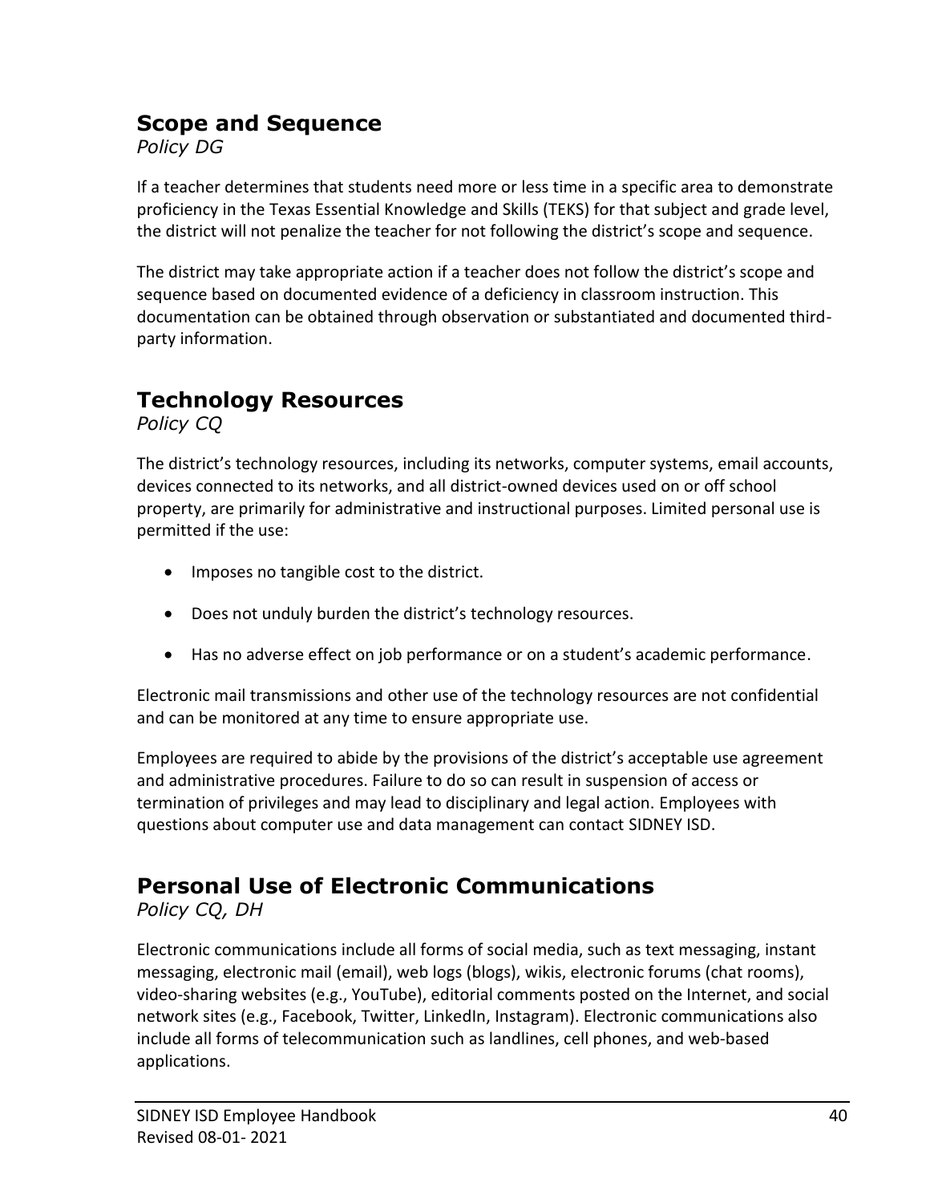## Scope and Sequence

*Policy DG*

If a teacher determines that students need more or less time in a specific area to demonstrate proficiency in the Texas Essential Knowledge and Skills (TEKS) for that subject and grade level, the district will not penalize the teacher for not following the district's scope and sequence.

The district may take appropriate action if a teacher does not follow the district's scope and sequence based on documented evidence of a deficiency in classroom instruction. This documentation can be obtained through observation or substantiated and documented third-party information.

## Technology Resources

*Policy CQ*

The district's technology resources, including its networks, computer systems, email accounts, devices connected to its networks, and all district-owned devices used on or off school property, are primarily for administrative and instructional purposes. Limited personal use is permitted if the use:

- Imposes no tangible cost to the district.
- Does not unduly burden the district's technology resources.
- Has no adverse effect on job performance or on a student's academic performance.

Electronic mail transmissions and other use of the technology resources are not confidential and can be monitored at any time to ensure appropriate use.

Employees are required to abide by the provisions of the district's acceptable use agreement and administrative procedures. Failure to do so can result in suspension of access or termination of privileges and may lead to disciplinary and legal action. Employees with questions about computer use and data management can contact SIDNEY ISD.

## Personal Use of Electronic Communications

*Policy CQ, DH*

Electronic communications include all forms of social media, such as text messaging, instant messaging, electronic mail (email), web logs (blogs), wikis, electronic forums (chat rooms), video-sharing websites (e.g., YouTube), editorial comments posted on the Internet, and social network sites (e.g., Facebook, Twitter, LinkedIn, Instagram). Electronic communications also include all forms of telecommunication such as landlines, cell phones, and web-based applications.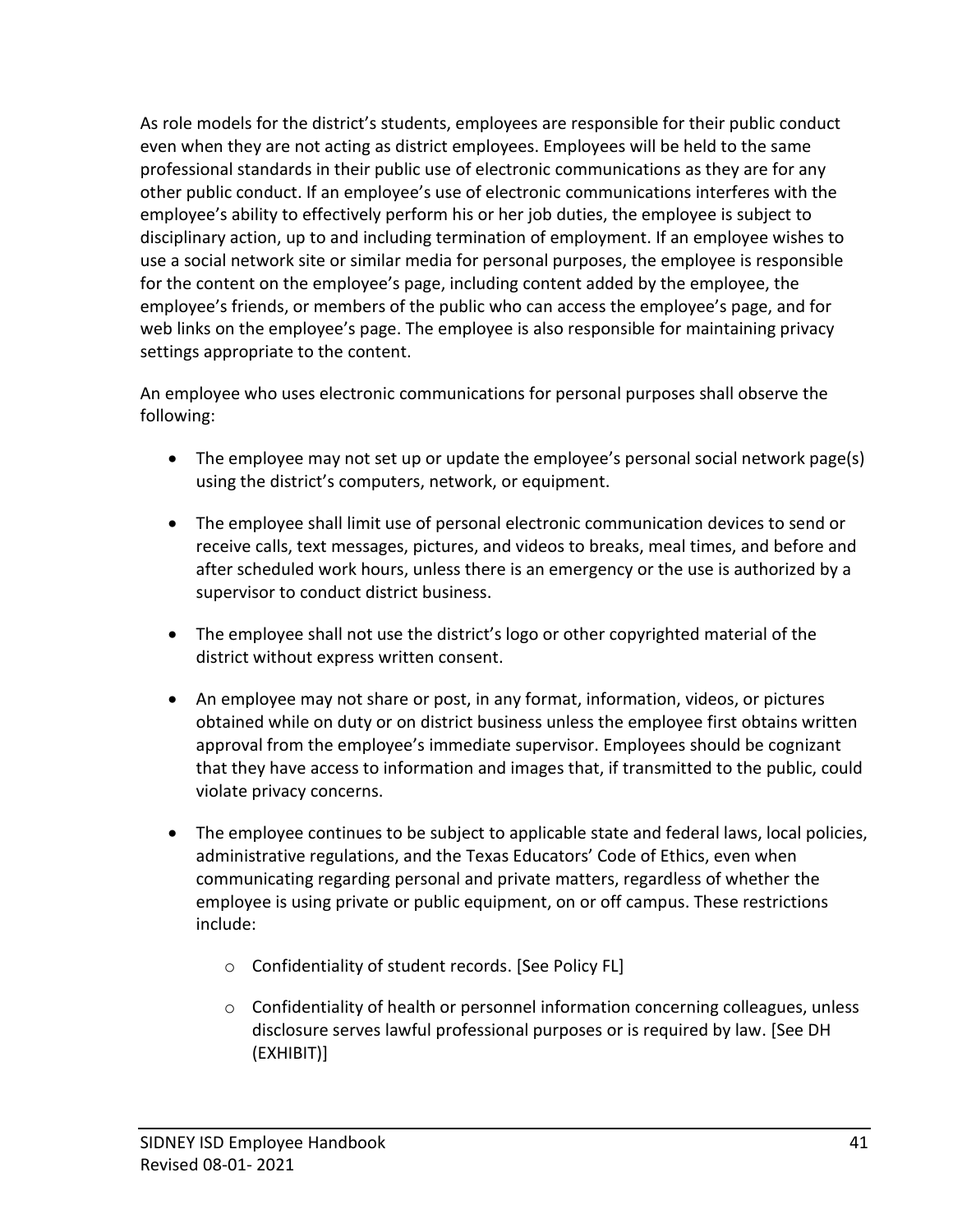As role models for the district's students, employees are responsible for their public conduct even when they are not acting as district employees. Employees will be held to the same professional standards in their public use of electronic communications as they are for any other public conduct. If an employee's use of electronic communications interferes with the employee's ability to effectively perform his or her job duties, the employee is subject to disciplinary action, up to and including termination of employment. If an employee wishes to use a social network site or similar media for personal purposes, the employee is responsible for the content on the employee's page, including content added by the employee, the employee's friends, or members of the public who can access the employee's page, and for web links on the employee's page. The employee is also responsible for maintaining privacy settings appropriate to the content.

An employee who uses electronic communications for personal purposes shall observe the following:

- The employee may not set up or update the employee's personal social network page(s) using the district's computers, network, or equipment.
- The employee shall limit use of personal electronic communication devices to send or receive calls, text messages, pictures, and videos to breaks, meal times, and before and after scheduled work hours, unless there is an emergency or the use is authorized by a supervisor to conduct district business.
- The employee shall not use the district's logo or other copyrighted material of the district without express written consent.
- An employee may not share or post, in any format, information, videos, or pictures obtained while on duty or on district business unless the employee first obtains written approval from the employee's immediate supervisor. Employees should be cognizant that they have access to information and images that, if transmitted to the public, could violate privacy concerns.
- The employee continues to be subject to applicable state and federal laws, local policies, administrative regulations, and the Texas Educators' Code of Ethics, even when communicating regarding personal and private matters, regardless of whether the employee is using private or public equipment, on or off campus. These restrictions include:
    - Confidentiality of student records. [See Policy FL]
    - Confidentiality of health or personnel information concerning colleagues, unless disclosure serves lawful professional purposes or is required by law. [See DH (EXHIBIT)]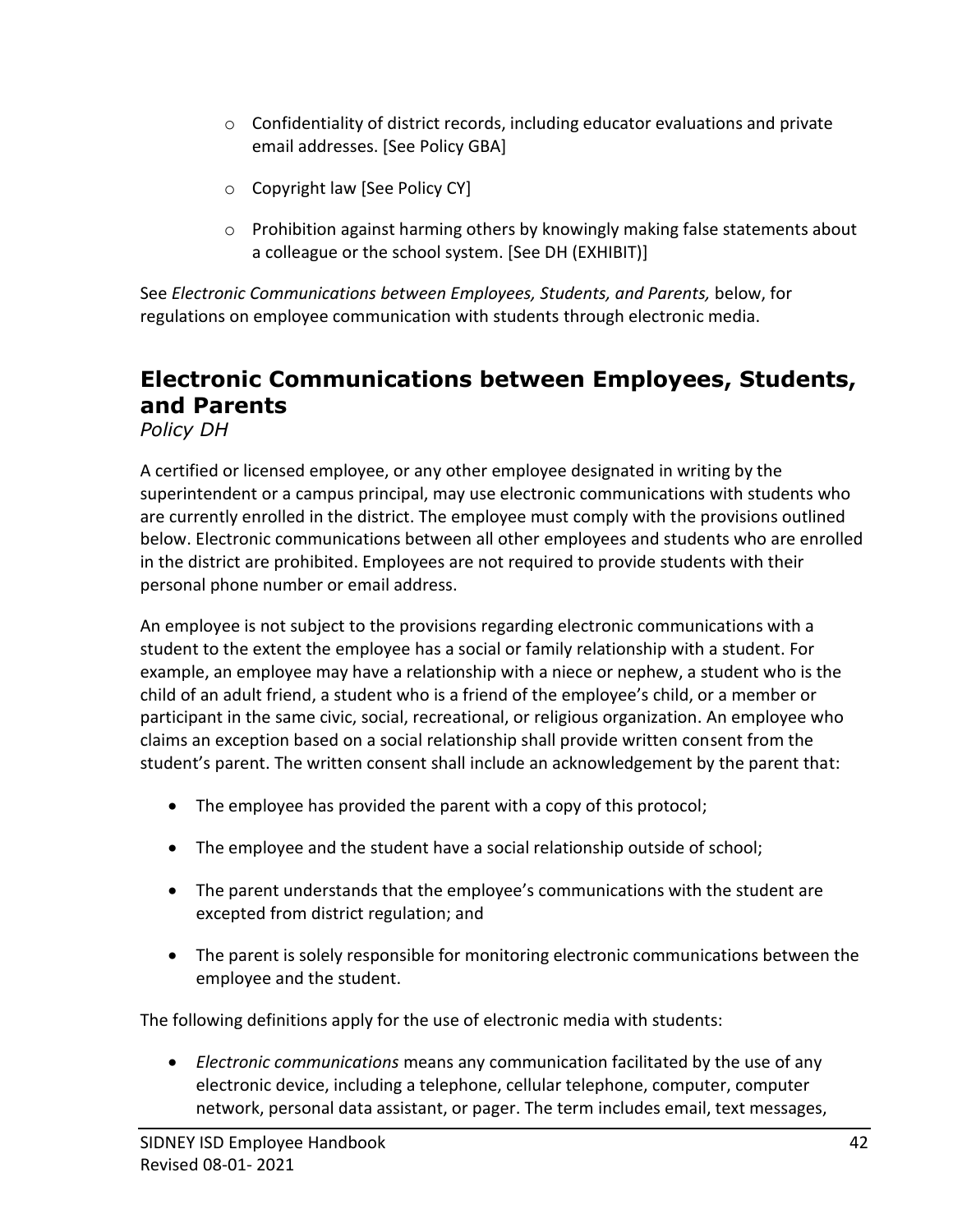- Confidentiality of district records, including educator evaluations and private email addresses. [See Policy GBA]
- Copyright law [See Policy CY]
- Prohibition against harming others by knowingly making false statements about a colleague or the school system. [See DH (EXHIBIT)]

See *Electronic Communications between Employees, Students, and Parents,* below, for regulations on employee communication with students through electronic media.

## Electronic Communications between Employees, Students, and Parents

*Policy DH*

A certified or licensed employee, or any other employee designated in writing by the superintendent or a campus principal, may use electronic communications with students who are currently enrolled in the district. The employee must comply with the provisions outlined below. Electronic communications between all other employees and students who are enrolled in the district are prohibited. Employees are not required to provide students with their personal phone number or email address.

An employee is not subject to the provisions regarding electronic communications with a student to the extent the employee has a social or family relationship with a student. For example, an employee may have a relationship with a niece or nephew, a student who is the child of an adult friend, a student who is a friend of the employee's child, or a member or participant in the same civic, social, recreational, or religious organization. An employee who claims an exception based on a social relationship shall provide written consent from the student's parent. The written consent shall include an acknowledgement by the parent that:

- The employee has provided the parent with a copy of this protocol;
- The employee and the student have a social relationship outside of school;
- The parent understands that the employee's communications with the student are excepted from district regulation; and
- The parent is solely responsible for monitoring electronic communications between the employee and the student.

The following definitions apply for the use of electronic media with students:

- *Electronic communications* means any communication facilitated by the use of any electronic device, including a telephone, cellular telephone, computer, computer network, personal data assistant, or pager. The term includes email, text messages,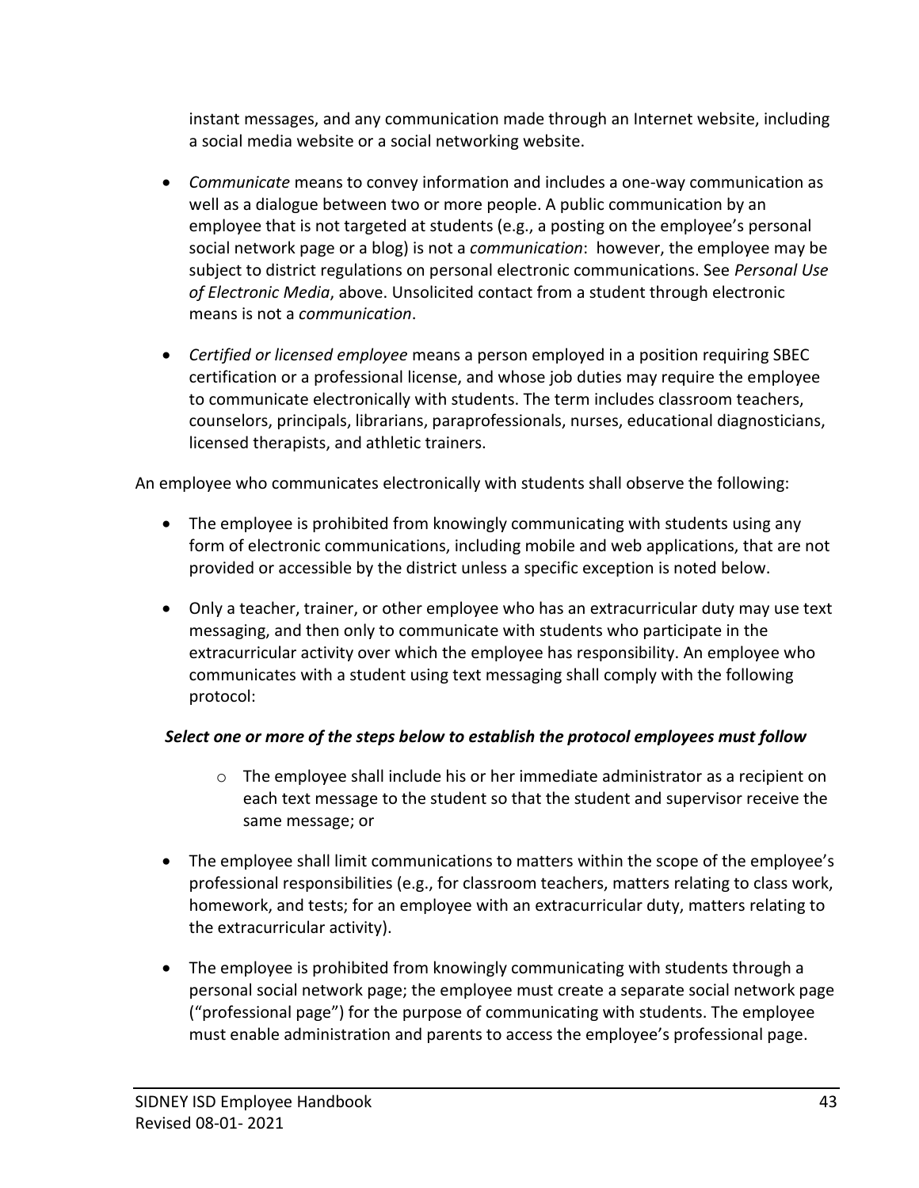instant messages, and any communication made through an Internet website, including a social media website or a social networking website.

- *Communicate* means to convey information and includes a one-way communication as well as a dialogue between two or more people. A public communication by an employee that is not targeted at students (e.g., a posting on the employee's personal social network page or a blog) is not a *communication*: however, the employee may be subject to district regulations on personal electronic communications. See *Personal Use of Electronic Media*, above. Unsolicited contact from a student through electronic means is not a *communication*.
- *Certified or licensed employee* means a person employed in a position requiring SBEC certification or a professional license, and whose job duties may require the employee to communicate electronically with students. The term includes classroom teachers, counselors, principals, librarians, paraprofessionals, nurses, educational diagnosticians, licensed therapists, and athletic trainers.

An employee who communicates electronically with students shall observe the following:

- The employee is prohibited from knowingly communicating with students using any form of electronic communications, including mobile and web applications, that are not provided or accessible by the district unless a specific exception is noted below.
- Only a teacher, trainer, or other employee who has an extracurricular duty may use text messaging, and then only to communicate with students who participate in the extracurricular activity over which the employee has responsibility. An employee who communicates with a student using text messaging shall comply with the following protocol:

***Select one or more of the steps below to establish the protocol employees must follow***

  - The employee shall include his or her immediate administrator as a recipient on each text message to the student so that the student and supervisor receive the same message; or

- The employee shall limit communications to matters within the scope of the employee's professional responsibilities (e.g., for classroom teachers, matters relating to class work, homework, and tests; for an employee with an extracurricular duty, matters relating to the extracurricular activity).
- The employee is prohibited from knowingly communicating with students through a personal social network page; the employee must create a separate social network page ("professional page") for the purpose of communicating with students. The employee must enable administration and parents to access the employee's professional page.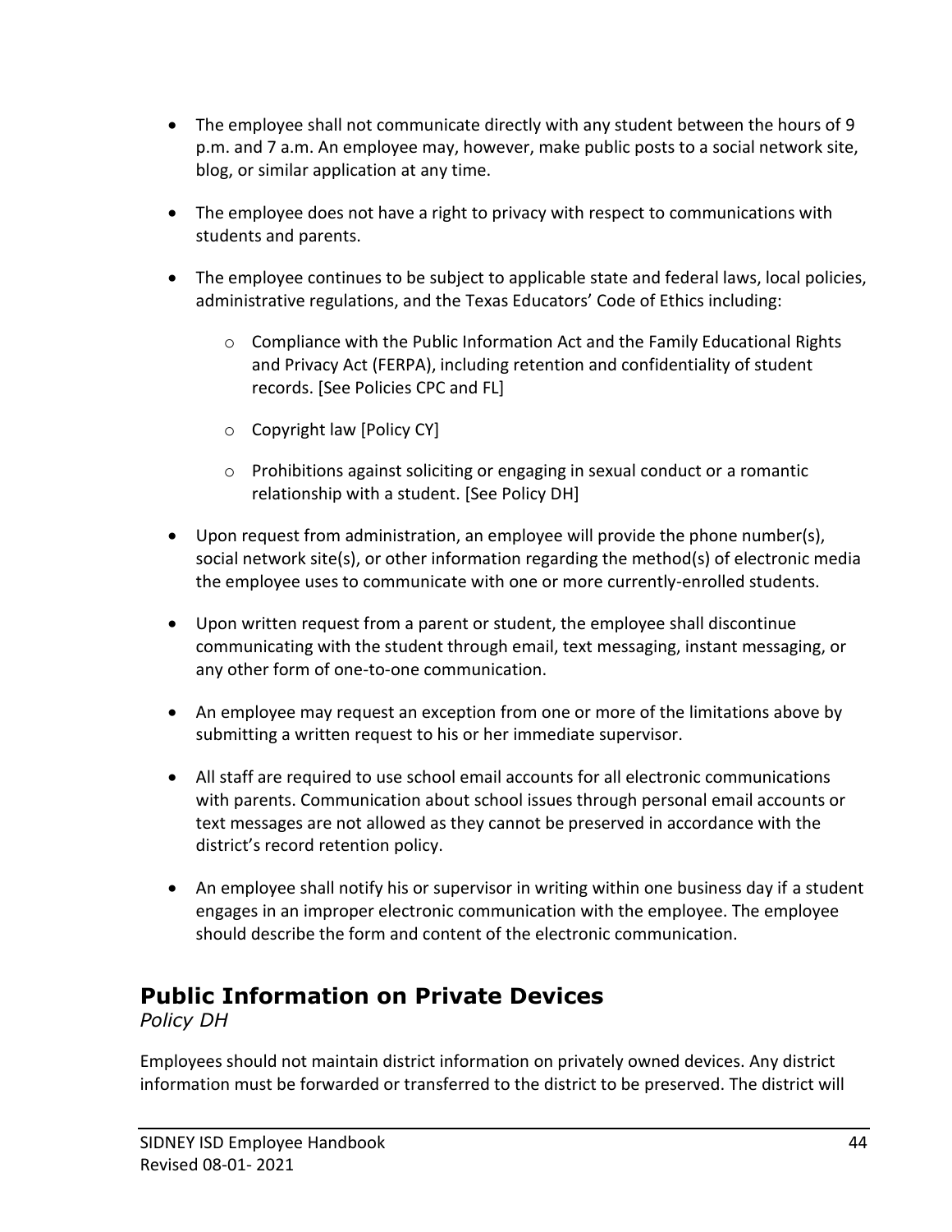- The employee shall not communicate directly with any student between the hours of 9 p.m. and 7 a.m. An employee may, however, make public posts to a social network site, blog, or similar application at any time.
- The employee does not have a right to privacy with respect to communications with students and parents.
- The employee continues to be subject to applicable state and federal laws, local policies, administrative regulations, and the Texas Educators' Code of Ethics including:
    - Compliance with the Public Information Act and the Family Educational Rights and Privacy Act (FERPA), including retention and confidentiality of student records. [See Policies CPC and FL]
    - Copyright law [Policy CY]
    - Prohibitions against soliciting or engaging in sexual conduct or a romantic relationship with a student. [See Policy DH]
- Upon request from administration, an employee will provide the phone number(s), social network site(s), or other information regarding the method(s) of electronic media the employee uses to communicate with one or more currently-enrolled students.
- Upon written request from a parent or student, the employee shall discontinue communicating with the student through email, text messaging, instant messaging, or any other form of one-to-one communication.
- An employee may request an exception from one or more of the limitations above by submitting a written request to his or her immediate supervisor.
- All staff are required to use school email accounts for all electronic communications with parents. Communication about school issues through personal email accounts or text messages are not allowed as they cannot be preserved in accordance with the district's record retention policy.
- An employee shall notify his or supervisor in writing within one business day if a student engages in an improper electronic communication with the employee. The employee should describe the form and content of the electronic communication.

## Public Information on Private Devices

*Policy DH*

Employees should not maintain district information on privately owned devices. Any district information must be forwarded or transferred to the district to be preserved. The district will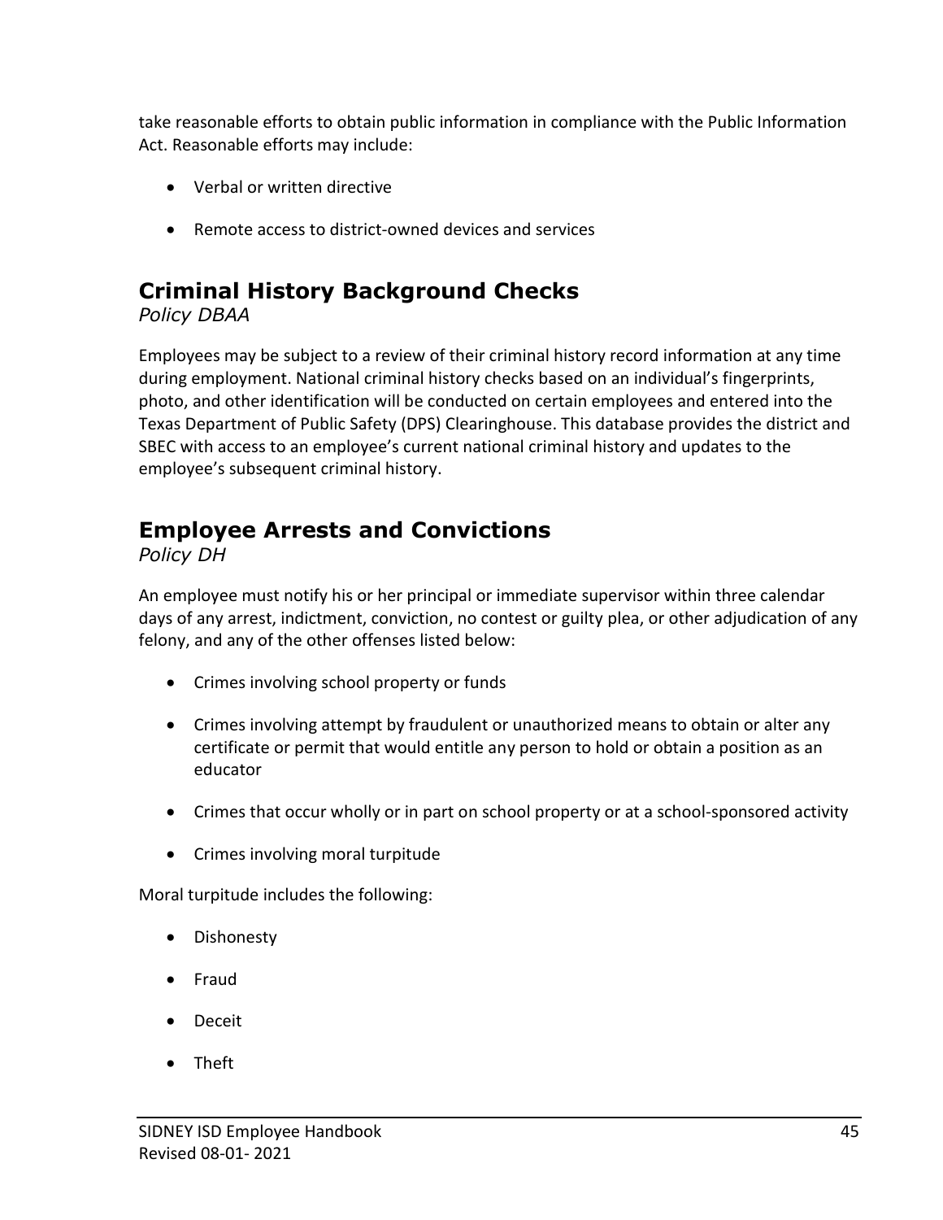take reasonable efforts to obtain public information in compliance with the Public Information Act. Reasonable efforts may include:

- Verbal or written directive
- Remote access to district-owned devices and services

## Criminal History Background Checks

*Policy DBAA*

Employees may be subject to a review of their criminal history record information at any time during employment. National criminal history checks based on an individual's fingerprints, photo, and other identification will be conducted on certain employees and entered into the Texas Department of Public Safety (DPS) Clearinghouse. This database provides the district and SBEC with access to an employee's current national criminal history and updates to the employee's subsequent criminal history.

## Employee Arrests and Convictions

*Policy DH*

An employee must notify his or her principal or immediate supervisor within three calendar days of any arrest, indictment, conviction, no contest or guilty plea, or other adjudication of any felony, and any of the other offenses listed below:

- Crimes involving school property or funds
- Crimes involving attempt by fraudulent or unauthorized means to obtain or alter any certificate or permit that would entitle any person to hold or obtain a position as an educator
- Crimes that occur wholly or in part on school property or at a school-sponsored activity
- Crimes involving moral turpitude

Moral turpitude includes the following:

- Dishonesty
- Fraud
- Deceit
- Theft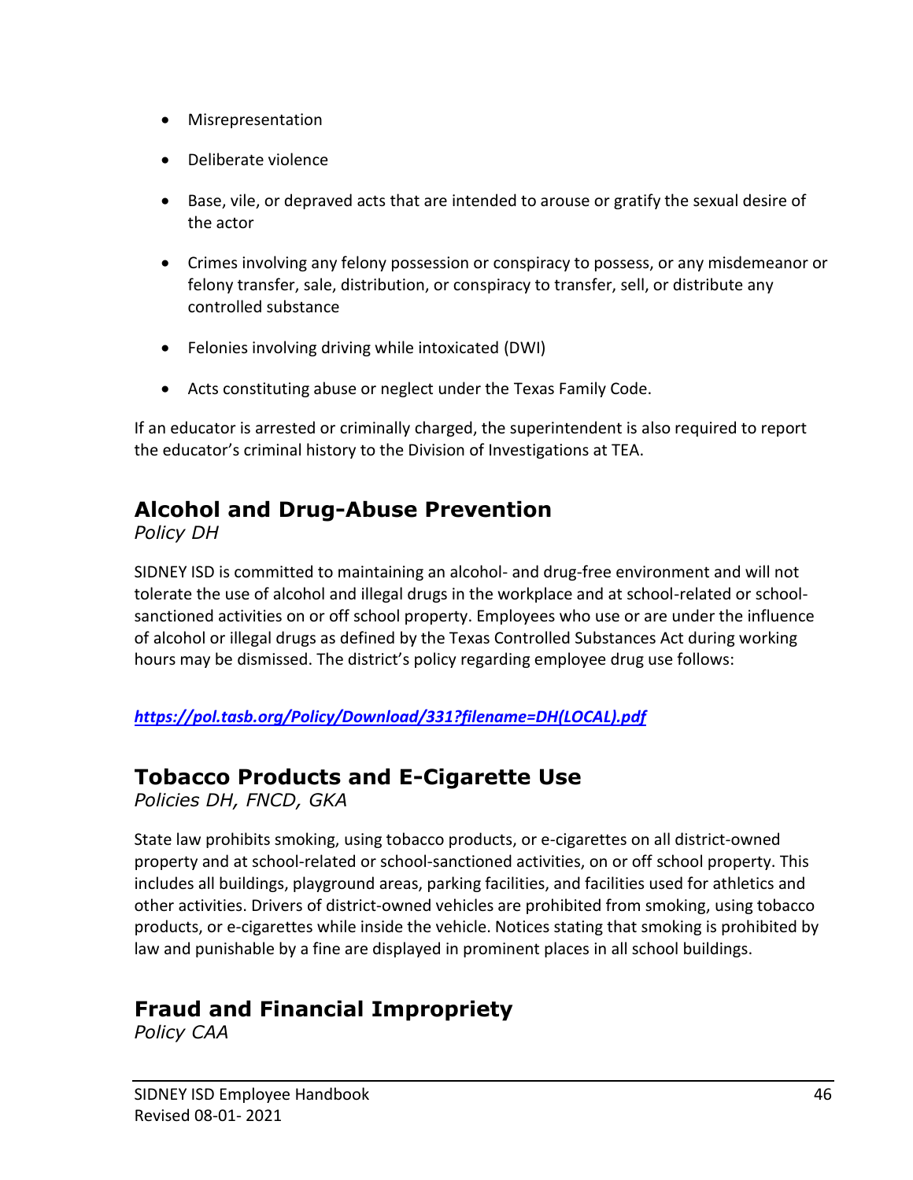- Misrepresentation
- Deliberate violence
- Base, vile, or depraved acts that are intended to arouse or gratify the sexual desire of the actor
- Crimes involving any felony possession or conspiracy to possess, or any misdemeanor or felony transfer, sale, distribution, or conspiracy to transfer, sell, or distribute any controlled substance
- Felonies involving driving while intoxicated (DWI)
- Acts constituting abuse or neglect under the Texas Family Code.

If an educator is arrested or criminally charged, the superintendent is also required to report the educator's criminal history to the Division of Investigations at TEA.

## Alcohol and Drug-Abuse Prevention

*Policy DH*

SIDNEY ISD is committed to maintaining an alcohol- and drug-free environment and will not tolerate the use of alcohol and illegal drugs in the workplace and at school-related or school-sanctioned activities on or off school property. Employees who use or are under the influence of alcohol or illegal drugs as defined by the Texas Controlled Substances Act during working hours may be dismissed. The district's policy regarding employee drug use follows:

***https://pol.tasb.org/Policy/Download/331?filename=DH(LOCAL).pdf***

## Tobacco Products and E-Cigarette Use

*Policies DH, FNCD, GKA*

State law prohibits smoking, using tobacco products, or e-cigarettes on all district-owned property and at school-related or school-sanctioned activities, on or off school property. This includes all buildings, playground areas, parking facilities, and facilities used for athletics and other activities. Drivers of district-owned vehicles are prohibited from smoking, using tobacco products, or e-cigarettes while inside the vehicle. Notices stating that smoking is prohibited by law and punishable by a fine are displayed in prominent places in all school buildings.

## Fraud and Financial Impropriety

*Policy CAA*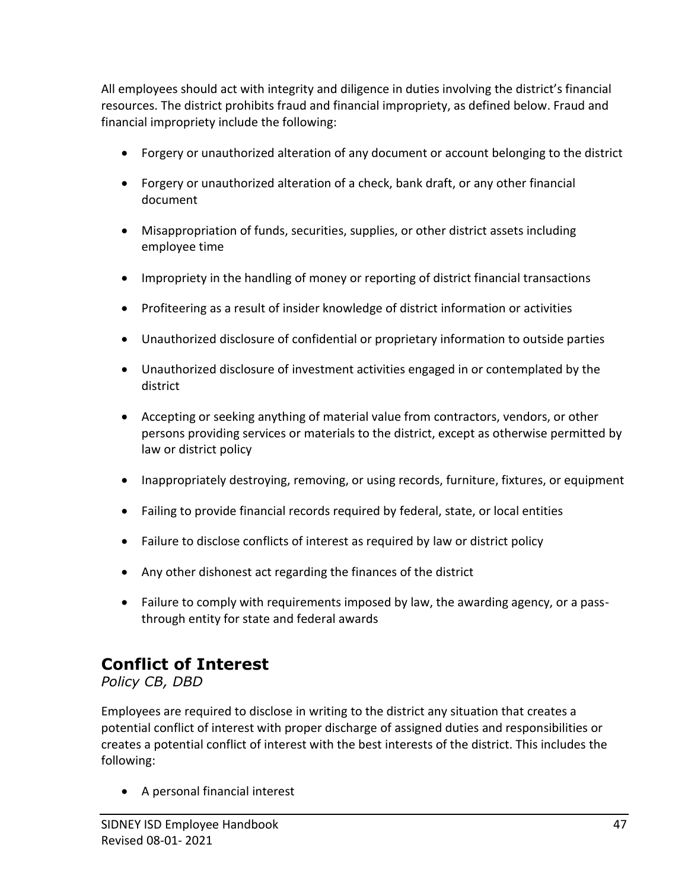All employees should act with integrity and diligence in duties involving the district's financial resources. The district prohibits fraud and financial impropriety, as defined below. Fraud and financial impropriety include the following:

- Forgery or unauthorized alteration of any document or account belonging to the district
- Forgery or unauthorized alteration of a check, bank draft, or any other financial document
- Misappropriation of funds, securities, supplies, or other district assets including employee time
- Impropriety in the handling of money or reporting of district financial transactions
- Profiteering as a result of insider knowledge of district information or activities
- Unauthorized disclosure of confidential or proprietary information to outside parties
- Unauthorized disclosure of investment activities engaged in or contemplated by the district
- Accepting or seeking anything of material value from contractors, vendors, or other persons providing services or materials to the district, except as otherwise permitted by law or district policy
- Inappropriately destroying, removing, or using records, furniture, fixtures, or equipment
- Failing to provide financial records required by federal, state, or local entities
- Failure to disclose conflicts of interest as required by law or district policy
- Any other dishonest act regarding the finances of the district
- Failure to comply with requirements imposed by law, the awarding agency, or a pass-through entity for state and federal awards

## Conflict of Interest

*Policy CB, DBD*

Employees are required to disclose in writing to the district any situation that creates a potential conflict of interest with proper discharge of assigned duties and responsibilities or creates a potential conflict of interest with the best interests of the district. This includes the following:

- A personal financial interest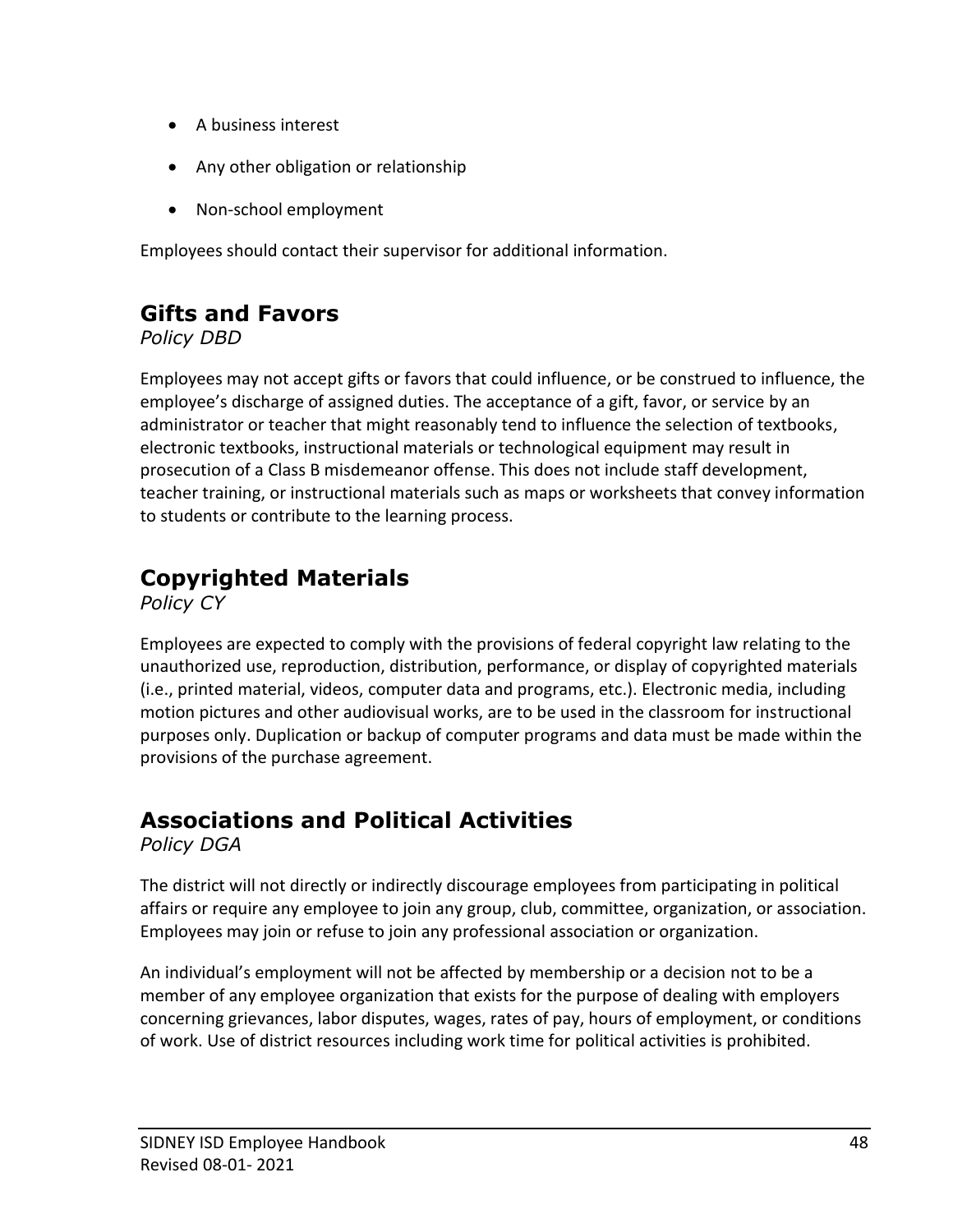- A business interest
- Any other obligation or relationship
- Non-school employment

Employees should contact their supervisor for additional information.

## Gifts and Favors

*Policy DBD*

Employees may not accept gifts or favors that could influence, or be construed to influence, the employee's discharge of assigned duties. The acceptance of a gift, favor, or service by an administrator or teacher that might reasonably tend to influence the selection of textbooks, electronic textbooks, instructional materials or technological equipment may result in prosecution of a Class B misdemeanor offense. This does not include staff development, teacher training, or instructional materials such as maps or worksheets that convey information to students or contribute to the learning process.

## Copyrighted Materials

*Policy CY*

Employees are expected to comply with the provisions of federal copyright law relating to the unauthorized use, reproduction, distribution, performance, or display of copyrighted materials (i.e., printed material, videos, computer data and programs, etc.). Electronic media, including motion pictures and other audiovisual works, are to be used in the classroom for instructional purposes only. Duplication or backup of computer programs and data must be made within the provisions of the purchase agreement.

## Associations and Political Activities

*Policy DGA*

The district will not directly or indirectly discourage employees from participating in political affairs or require any employee to join any group, club, committee, organization, or association. Employees may join or refuse to join any professional association or organization.

An individual's employment will not be affected by membership or a decision not to be a member of any employee organization that exists for the purpose of dealing with employers concerning grievances, labor disputes, wages, rates of pay, hours of employment, or conditions of work. Use of district resources including work time for political activities is prohibited.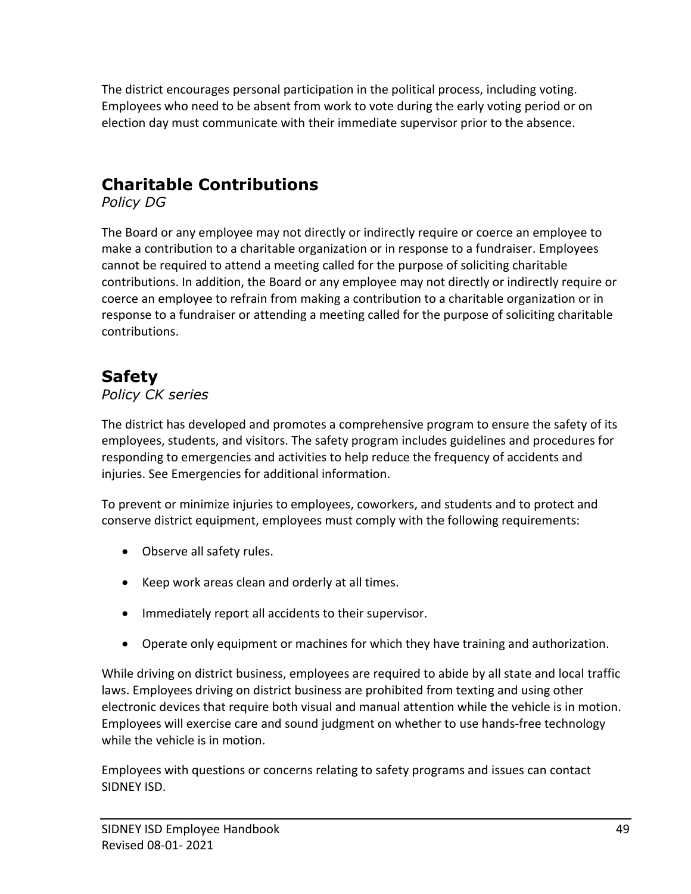The district encourages personal participation in the political process, including voting. Employees who need to be absent from work to vote during the early voting period or on election day must communicate with their immediate supervisor prior to the absence.

## Charitable Contributions

*Policy DG*

The Board or any employee may not directly or indirectly require or coerce an employee to make a contribution to a charitable organization or in response to a fundraiser. Employees cannot be required to attend a meeting called for the purpose of soliciting charitable contributions. In addition, the Board or any employee may not directly or indirectly require or coerce an employee to refrain from making a contribution to a charitable organization or in response to a fundraiser or attending a meeting called for the purpose of soliciting charitable contributions.

## Safety

*Policy CK series*

The district has developed and promotes a comprehensive program to ensure the safety of its employees, students, and visitors. The safety program includes guidelines and procedures for responding to emergencies and activities to help reduce the frequency of accidents and injuries. See Emergencies for additional information.

To prevent or minimize injuries to employees, coworkers, and students and to protect and conserve district equipment, employees must comply with the following requirements:

- Observe all safety rules.
- Keep work areas clean and orderly at all times.
- Immediately report all accidents to their supervisor.
- Operate only equipment or machines for which they have training and authorization.

While driving on district business, employees are required to abide by all state and local traffic laws. Employees driving on district business are prohibited from texting and using other electronic devices that require both visual and manual attention while the vehicle is in motion. Employees will exercise care and sound judgment on whether to use hands-free technology while the vehicle is in motion.

Employees with questions or concerns relating to safety programs and issues can contact SIDNEY ISD.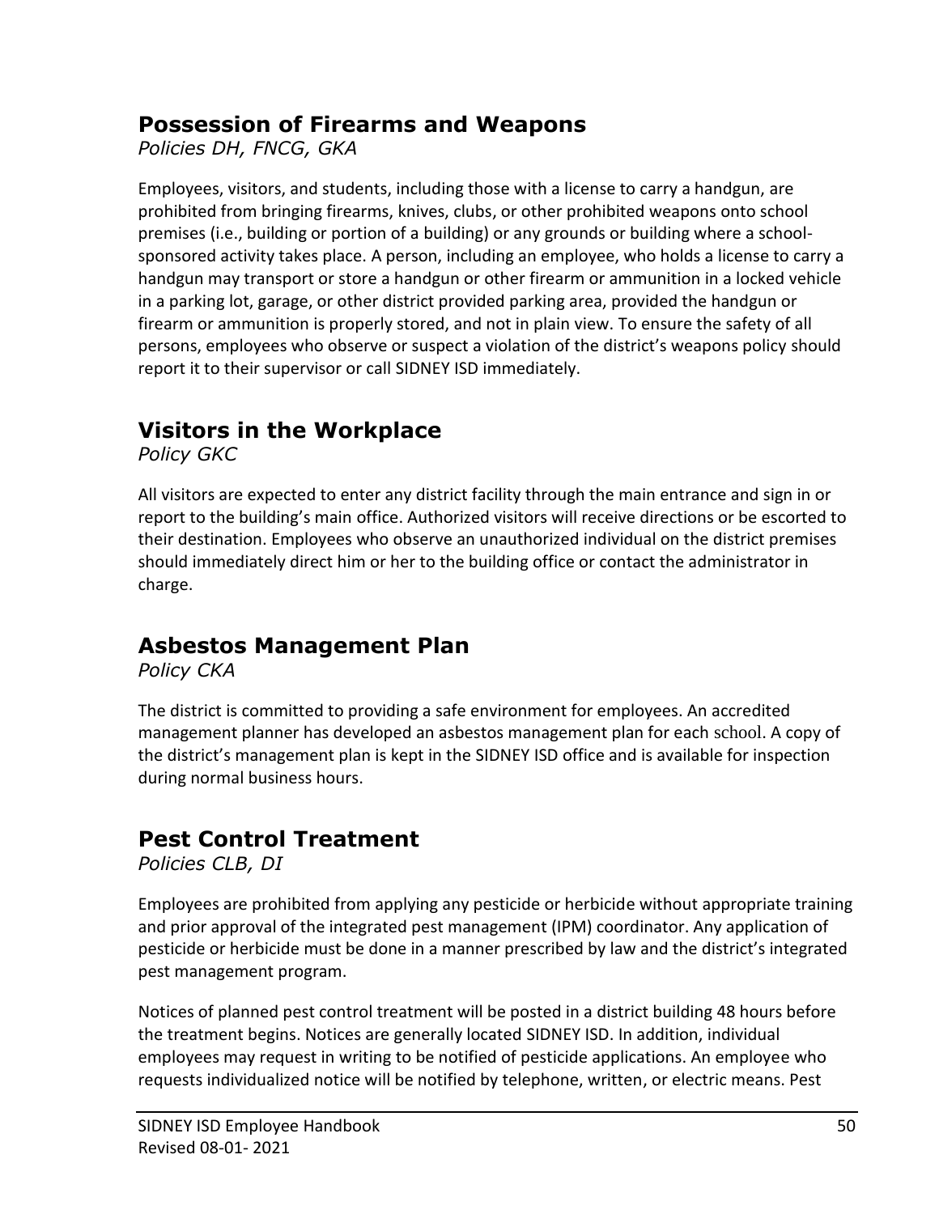## Possession of Firearms and Weapons

*Policies DH, FNCG, GKA*

Employees, visitors, and students, including those with a license to carry a handgun, are prohibited from bringing firearms, knives, clubs, or other prohibited weapons onto school premises (i.e., building or portion of a building) or any grounds or building where a school-sponsored activity takes place. A person, including an employee, who holds a license to carry a handgun may transport or store a handgun or other firearm or ammunition in a locked vehicle in a parking lot, garage, or other district provided parking area, provided the handgun or firearm or ammunition is properly stored, and not in plain view. To ensure the safety of all persons, employees who observe or suspect a violation of the district's weapons policy should report it to their supervisor or call SIDNEY ISD immediately.

## Visitors in the Workplace

*Policy GKC*

All visitors are expected to enter any district facility through the main entrance and sign in or report to the building's main office. Authorized visitors will receive directions or be escorted to their destination. Employees who observe an unauthorized individual on the district premises should immediately direct him or her to the building office or contact the administrator in charge.

## Asbestos Management Plan

*Policy CKA*

The district is committed to providing a safe environment for employees. An accredited management planner has developed an asbestos management plan for each school. A copy of the district's management plan is kept in the SIDNEY ISD office and is available for inspection during normal business hours.

## Pest Control Treatment

*Policies CLB, DI*

Employees are prohibited from applying any pesticide or herbicide without appropriate training and prior approval of the integrated pest management (IPM) coordinator. Any application of pesticide or herbicide must be done in a manner prescribed by law and the district's integrated pest management program.

Notices of planned pest control treatment will be posted in a district building 48 hours before the treatment begins. Notices are generally located SIDNEY ISD. In addition, individual employees may request in writing to be notified of pesticide applications. An employee who requests individualized notice will be notified by telephone, written, or electric means. Pest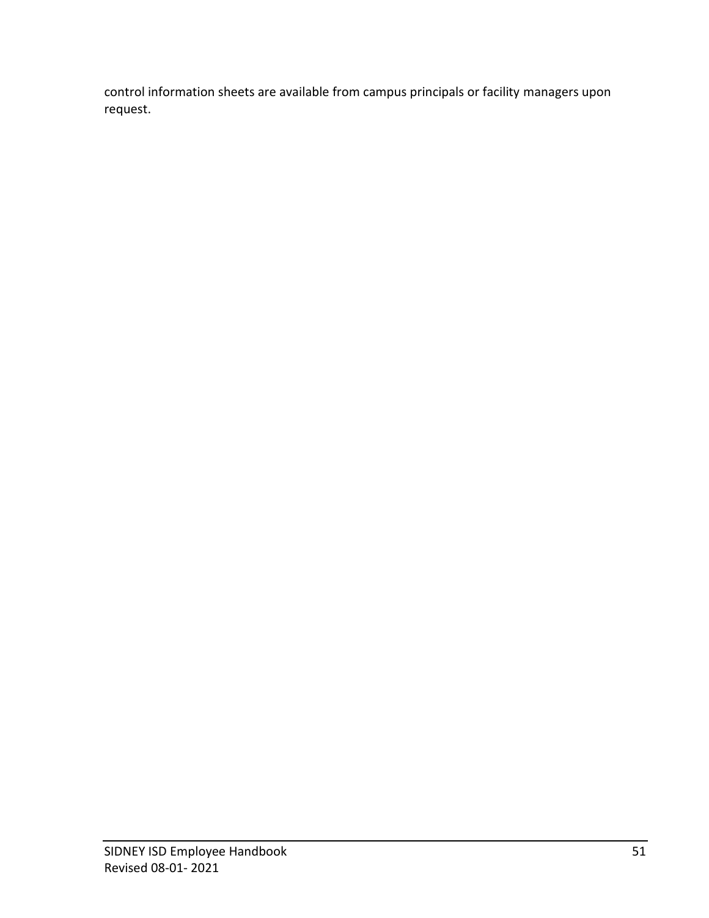control information sheets are available from campus principals or facility managers upon request.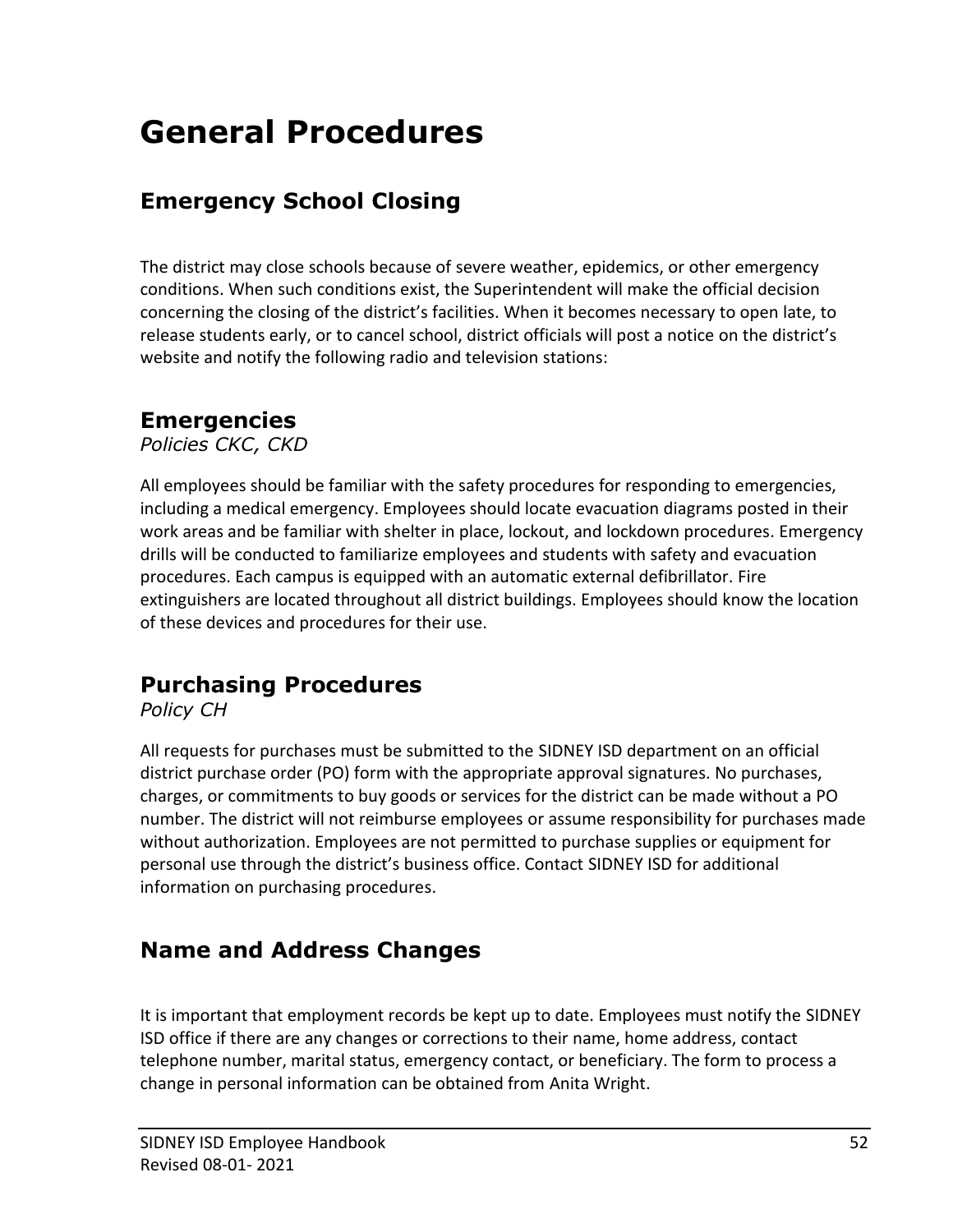# General Procedures

## Emergency School Closing

The district may close schools because of severe weather, epidemics, or other emergency conditions. When such conditions exist, the Superintendent will make the official decision concerning the closing of the district's facilities. When it becomes necessary to open late, to release students early, or to cancel school, district officials will post a notice on the district's website and notify the following radio and television stations:

## Emergencies

*Policies CKC, CKD*

All employees should be familiar with the safety procedures for responding to emergencies, including a medical emergency. Employees should locate evacuation diagrams posted in their work areas and be familiar with shelter in place, lockout, and lockdown procedures. Emergency drills will be conducted to familiarize employees and students with safety and evacuation procedures. Each campus is equipped with an automatic external defibrillator. Fire extinguishers are located throughout all district buildings. Employees should know the location of these devices and procedures for their use.

## Purchasing Procedures

*Policy CH*

All requests for purchases must be submitted to the SIDNEY ISD department on an official district purchase order (PO) form with the appropriate approval signatures. No purchases, charges, or commitments to buy goods or services for the district can be made without a PO number. The district will not reimburse employees or assume responsibility for purchases made without authorization. Employees are not permitted to purchase supplies or equipment for personal use through the district's business office. Contact SIDNEY ISD for additional information on purchasing procedures.

## Name and Address Changes

It is important that employment records be kept up to date. Employees must notify the SIDNEY ISD office if there are any changes or corrections to their name, home address, contact telephone number, marital status, emergency contact, or beneficiary. The form to process a change in personal information can be obtained from Anita Wright.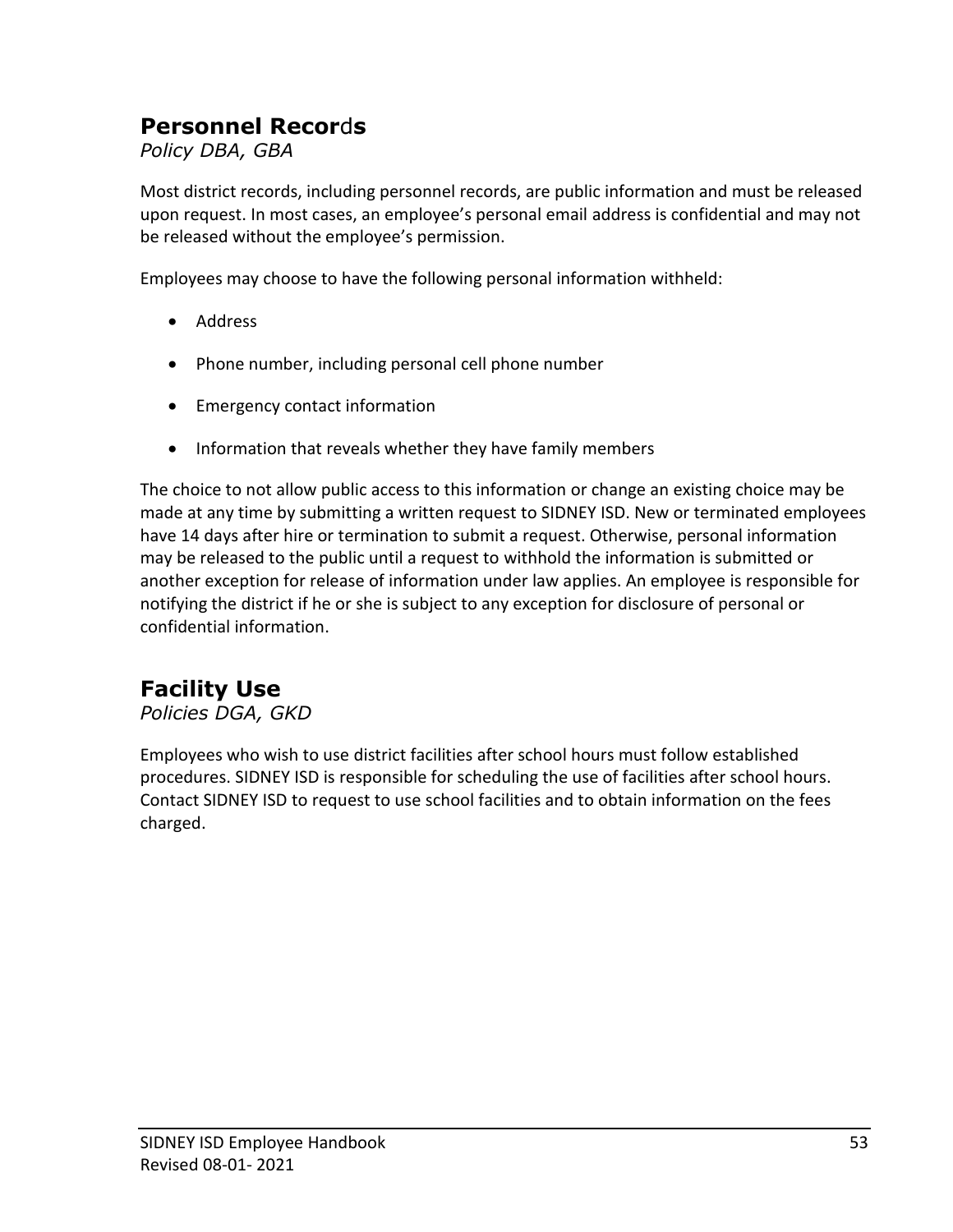## Personnel Records

*Policy DBA, GBA*

Most district records, including personnel records, are public information and must be released upon request. In most cases, an employee's personal email address is confidential and may not be released without the employee's permission.

Employees may choose to have the following personal information withheld:

- Address
- Phone number, including personal cell phone number
- Emergency contact information
- Information that reveals whether they have family members

The choice to not allow public access to this information or change an existing choice may be made at any time by submitting a written request to SIDNEY ISD. New or terminated employees have 14 days after hire or termination to submit a request. Otherwise, personal information may be released to the public until a request to withhold the information is submitted or another exception for release of information under law applies. An employee is responsible for notifying the district if he or she is subject to any exception for disclosure of personal or confidential information.

## Facility Use

*Policies DGA, GKD*

Employees who wish to use district facilities after school hours must follow established procedures. SIDNEY ISD is responsible for scheduling the use of facilities after school hours. Contact SIDNEY ISD to request to use school facilities and to obtain information on the fees charged.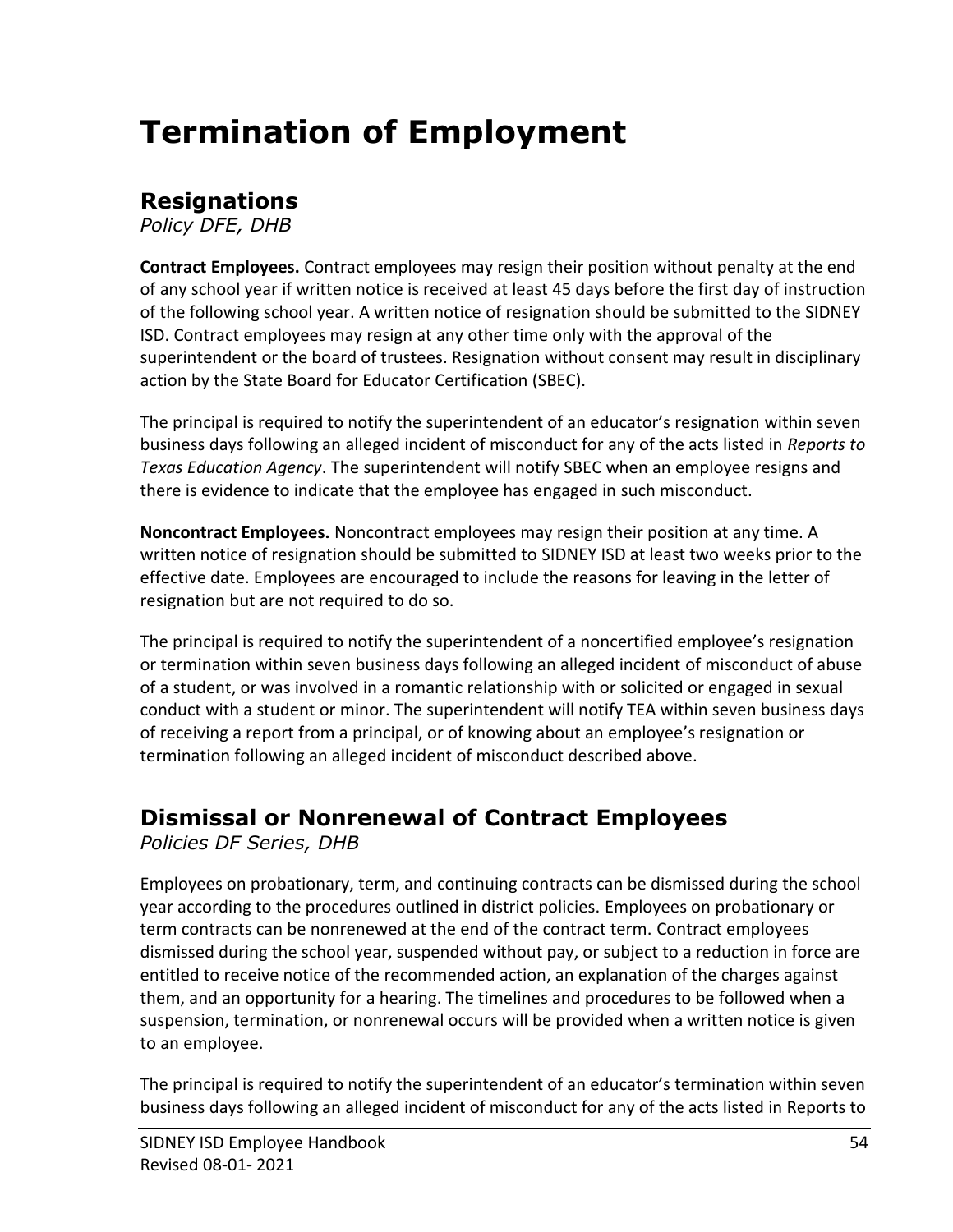# Termination of Employment

## Resignations

*Policy DFE, DHB*

**Contract Employees.** Contract employees may resign their position without penalty at the end of any school year if written notice is received at least 45 days before the first day of instruction of the following school year. A written notice of resignation should be submitted to the SIDNEY ISD. Contract employees may resign at any other time only with the approval of the superintendent or the board of trustees. Resignation without consent may result in disciplinary action by the State Board for Educator Certification (SBEC).

The principal is required to notify the superintendent of an educator's resignation within seven business days following an alleged incident of misconduct for any of the acts listed in *Reports to Texas Education Agency*. The superintendent will notify SBEC when an employee resigns and there is evidence to indicate that the employee has engaged in such misconduct.

**Noncontract Employees.** Noncontract employees may resign their position at any time. A written notice of resignation should be submitted to SIDNEY ISD at least two weeks prior to the effective date. Employees are encouraged to include the reasons for leaving in the letter of resignation but are not required to do so.

The principal is required to notify the superintendent of a noncertified employee's resignation or termination within seven business days following an alleged incident of misconduct of abuse of a student, or was involved in a romantic relationship with or solicited or engaged in sexual conduct with a student or minor. The superintendent will notify TEA within seven business days of receiving a report from a principal, or of knowing about an employee's resignation or termination following an alleged incident of misconduct described above.

## Dismissal or Nonrenewal of Contract Employees

*Policies DF Series, DHB*

Employees on probationary, term, and continuing contracts can be dismissed during the school year according to the procedures outlined in district policies. Employees on probationary or term contracts can be nonrenewed at the end of the contract term. Contract employees dismissed during the school year, suspended without pay, or subject to a reduction in force are entitled to receive notice of the recommended action, an explanation of the charges against them, and an opportunity for a hearing. The timelines and procedures to be followed when a suspension, termination, or nonrenewal occurs will be provided when a written notice is given to an employee.

The principal is required to notify the superintendent of an educator's termination within seven business days following an alleged incident of misconduct for any of the acts listed in Reports to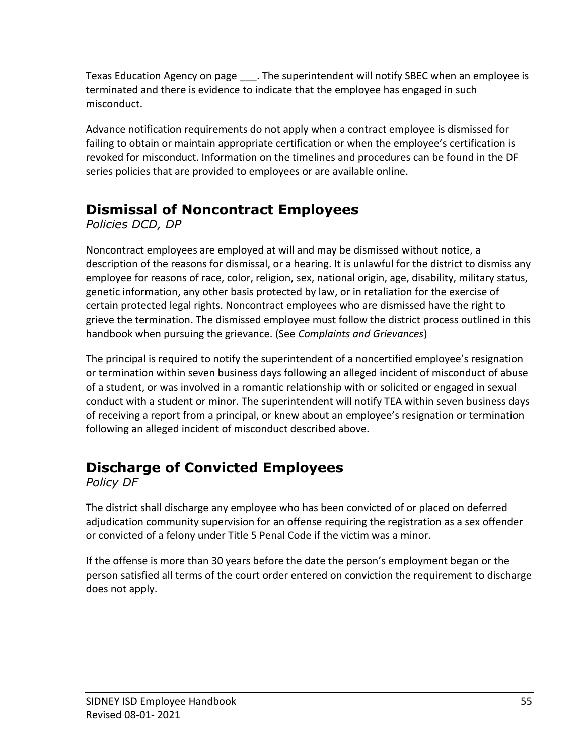Texas Education Agency on page ___. The superintendent will notify SBEC when an employee is terminated and there is evidence to indicate that the employee has engaged in such misconduct.

Advance notification requirements do not apply when a contract employee is dismissed for failing to obtain or maintain appropriate certification or when the employee's certification is revoked for misconduct. Information on the timelines and procedures can be found in the DF series policies that are provided to employees or are available online.

## Dismissal of Noncontract Employees

*Policies DCD, DP*

Noncontract employees are employed at will and may be dismissed without notice, a description of the reasons for dismissal, or a hearing. It is unlawful for the district to dismiss any employee for reasons of race, color, religion, sex, national origin, age, disability, military status, genetic information, any other basis protected by law, or in retaliation for the exercise of certain protected legal rights. Noncontract employees who are dismissed have the right to grieve the termination. The dismissed employee must follow the district process outlined in this handbook when pursuing the grievance. (See *Complaints and Grievances*)

The principal is required to notify the superintendent of a noncertified employee's resignation or termination within seven business days following an alleged incident of misconduct of abuse of a student, or was involved in a romantic relationship with or solicited or engaged in sexual conduct with a student or minor. The superintendent will notify TEA within seven business days of receiving a report from a principal, or knew about an employee's resignation or termination following an alleged incident of misconduct described above.

## Discharge of Convicted Employees

*Policy DF*

The district shall discharge any employee who has been convicted of or placed on deferred adjudication community supervision for an offense requiring the registration as a sex offender or convicted of a felony under Title 5 Penal Code if the victim was a minor.

If the offense is more than 30 years before the date the person's employment began or the person satisfied all terms of the court order entered on conviction the requirement to discharge does not apply.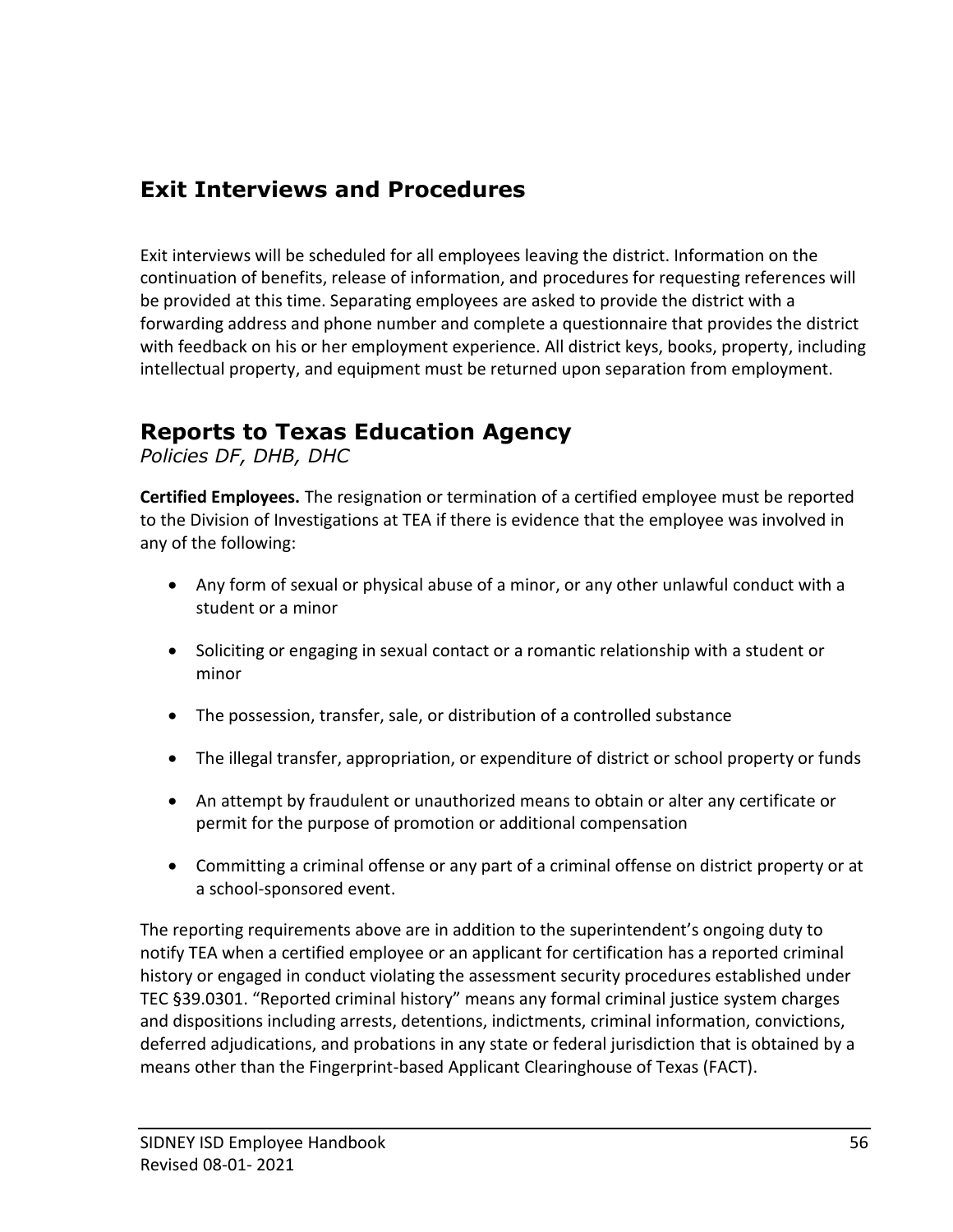## Exit Interviews and Procedures

Exit interviews will be scheduled for all employees leaving the district. Information on the continuation of benefits, release of information, and procedures for requesting references will be provided at this time. Separating employees are asked to provide the district with a forwarding address and phone number and complete a questionnaire that provides the district with feedback on his or her employment experience. All district keys, books, property, including intellectual property, and equipment must be returned upon separation from employment.

## Reports to Texas Education Agency

*Policies DF, DHB, DHC*

**Certified Employees.** The resignation or termination of a certified employee must be reported to the Division of Investigations at TEA if there is evidence that the employee was involved in any of the following:

- Any form of sexual or physical abuse of a minor, or any other unlawful conduct with a student or a minor
- Soliciting or engaging in sexual contact or a romantic relationship with a student or minor
- The possession, transfer, sale, or distribution of a controlled substance
- The illegal transfer, appropriation, or expenditure of district or school property or funds
- An attempt by fraudulent or unauthorized means to obtain or alter any certificate or permit for the purpose of promotion or additional compensation
- Committing a criminal offense or any part of a criminal offense on district property or at a school-sponsored event.

The reporting requirements above are in addition to the superintendent's ongoing duty to notify TEA when a certified employee or an applicant for certification has a reported criminal history or engaged in conduct violating the assessment security procedures established under TEC §39.0301. "Reported criminal history" means any formal criminal justice system charges and dispositions including arrests, detentions, indictments, criminal information, convictions, deferred adjudications, and probations in any state or federal jurisdiction that is obtained by a means other than the Fingerprint-based Applicant Clearinghouse of Texas (FACT).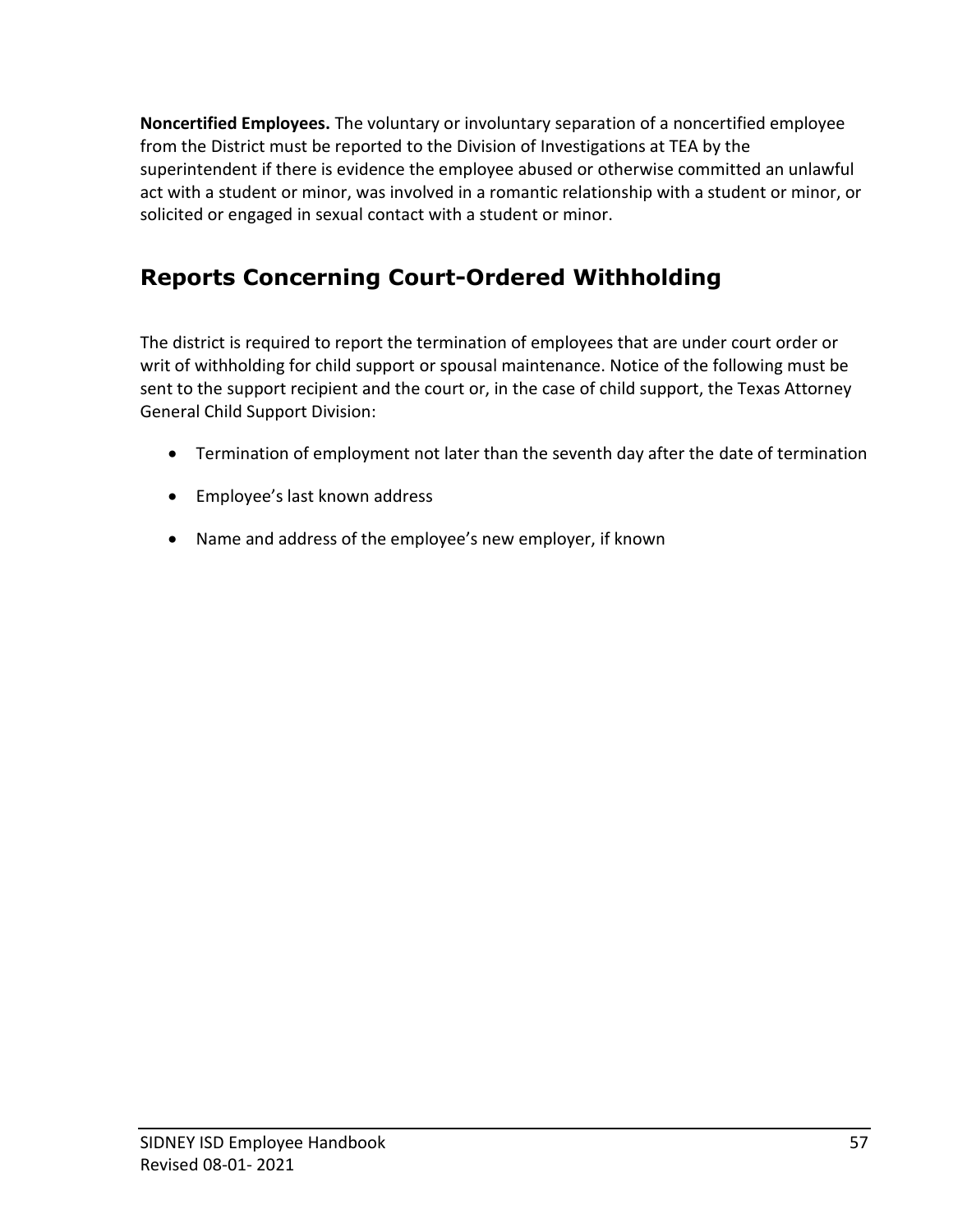**Noncertified Employees.** The voluntary or involuntary separation of a noncertified employee from the District must be reported to the Division of Investigations at TEA by the superintendent if there is evidence the employee abused or otherwise committed an unlawful act with a student or minor, was involved in a romantic relationship with a student or minor, or solicited or engaged in sexual contact with a student or minor.

## Reports Concerning Court-Ordered Withholding

The district is required to report the termination of employees that are under court order or writ of withholding for child support or spousal maintenance. Notice of the following must be sent to the support recipient and the court or, in the case of child support, the Texas Attorney General Child Support Division:

- Termination of employment not later than the seventh day after the date of termination
- Employee's last known address
- Name and address of the employee's new employer, if known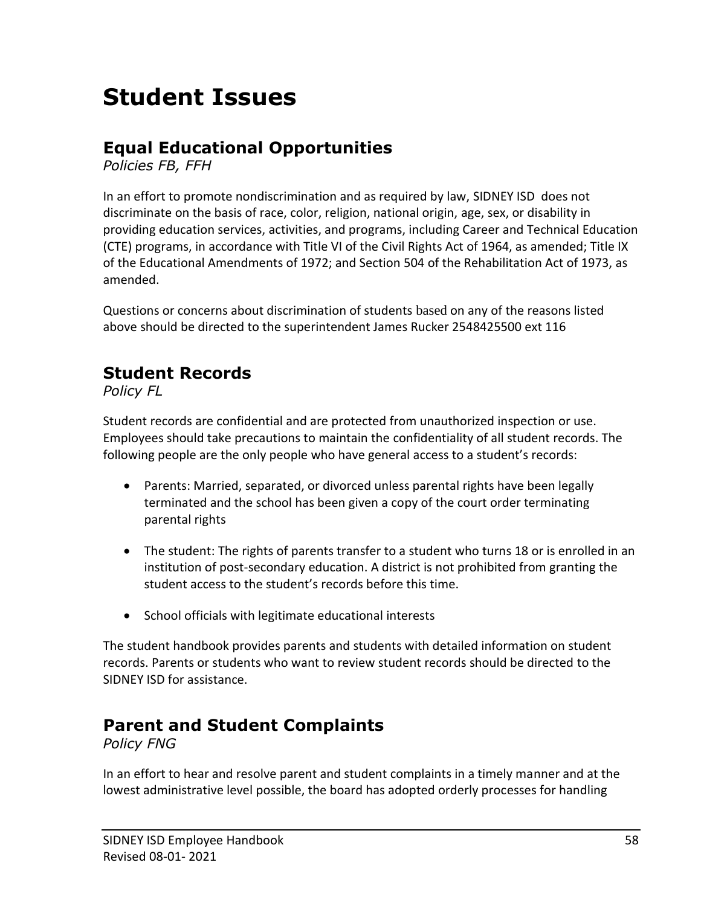# Student Issues

## Equal Educational Opportunities

*Policies FB, FFH*

In an effort to promote nondiscrimination and as required by law, SIDNEY ISD does not discriminate on the basis of race, color, religion, national origin, age, sex, or disability in providing education services, activities, and programs, including Career and Technical Education (CTE) programs, in accordance with Title VI of the Civil Rights Act of 1964, as amended; Title IX of the Educational Amendments of 1972; and Section 504 of the Rehabilitation Act of 1973, as amended.

Questions or concerns about discrimination of students based on any of the reasons listed above should be directed to the superintendent James Rucker 2548425500 ext 116

## Student Records

*Policy FL*

Student records are confidential and are protected from unauthorized inspection or use. Employees should take precautions to maintain the confidentiality of all student records. The following people are the only people who have general access to a student's records:

- Parents: Married, separated, or divorced unless parental rights have been legally terminated and the school has been given a copy of the court order terminating parental rights
- The student: The rights of parents transfer to a student who turns 18 or is enrolled in an institution of post-secondary education. A district is not prohibited from granting the student access to the student's records before this time.
- School officials with legitimate educational interests

The student handbook provides parents and students with detailed information on student records. Parents or students who want to review student records should be directed to the SIDNEY ISD for assistance.

## Parent and Student Complaints

*Policy FNG*

In an effort to hear and resolve parent and student complaints in a timely manner and at the lowest administrative level possible, the board has adopted orderly processes for handling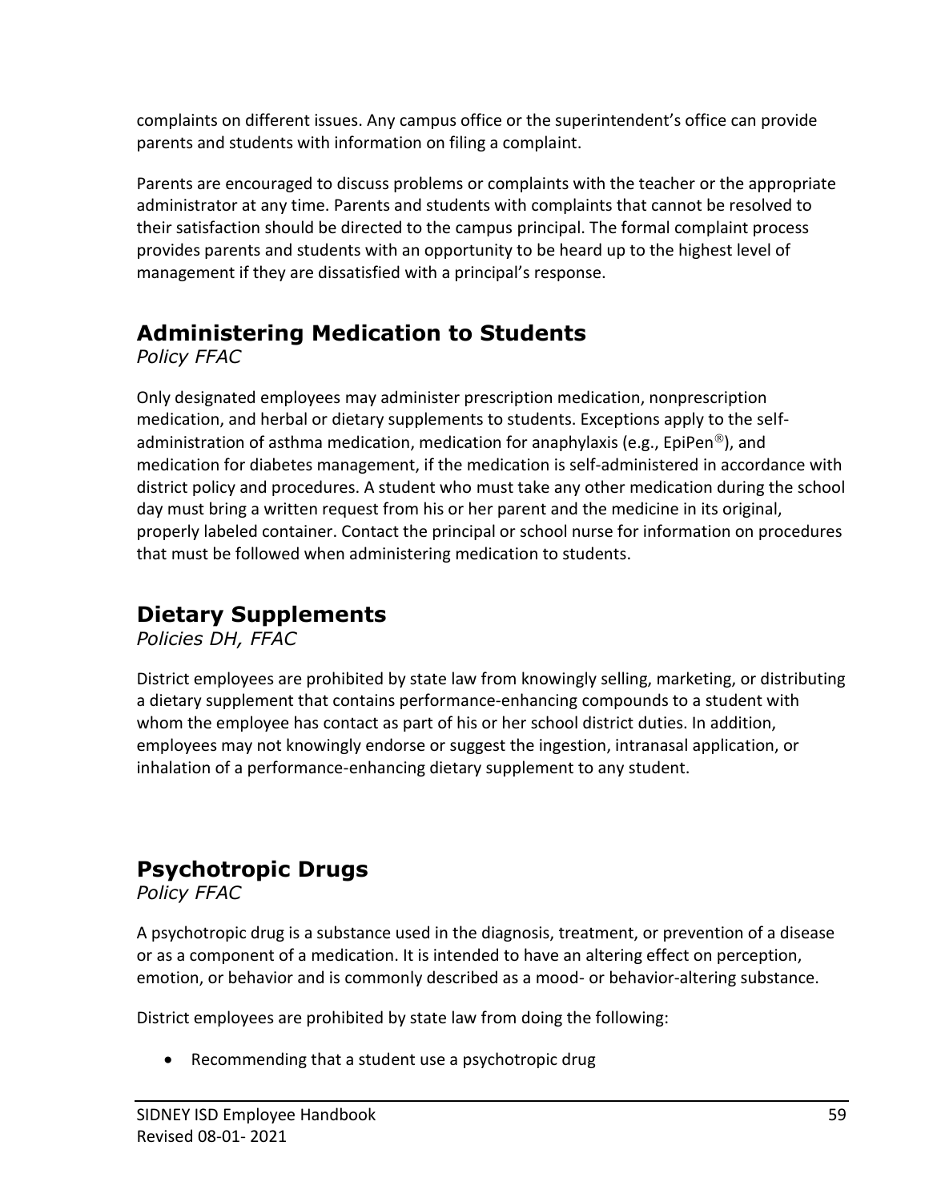complaints on different issues. Any campus office or the superintendent's office can provide parents and students with information on filing a complaint.

Parents are encouraged to discuss problems or complaints with the teacher or the appropriate administrator at any time. Parents and students with complaints that cannot be resolved to their satisfaction should be directed to the campus principal. The formal complaint process provides parents and students with an opportunity to be heard up to the highest level of management if they are dissatisfied with a principal's response.

## Administering Medication to Students

*Policy FFAC*

Only designated employees may administer prescription medication, nonprescription medication, and herbal or dietary supplements to students. Exceptions apply to the self-administration of asthma medication, medication for anaphylaxis (e.g., EpiPen®), and medication for diabetes management, if the medication is self-administered in accordance with district policy and procedures. A student who must take any other medication during the school day must bring a written request from his or her parent and the medicine in its original, properly labeled container. Contact the principal or school nurse for information on procedures that must be followed when administering medication to students.

## Dietary Supplements

*Policies DH, FFAC*

District employees are prohibited by state law from knowingly selling, marketing, or distributing a dietary supplement that contains performance-enhancing compounds to a student with whom the employee has contact as part of his or her school district duties. In addition, employees may not knowingly endorse or suggest the ingestion, intranasal application, or inhalation of a performance-enhancing dietary supplement to any student.

## Psychotropic Drugs

*Policy FFAC*

A psychotropic drug is a substance used in the diagnosis, treatment, or prevention of a disease or as a component of a medication. It is intended to have an altering effect on perception, emotion, or behavior and is commonly described as a mood- or behavior-altering substance.

District employees are prohibited by state law from doing the following:

- Recommending that a student use a psychotropic drug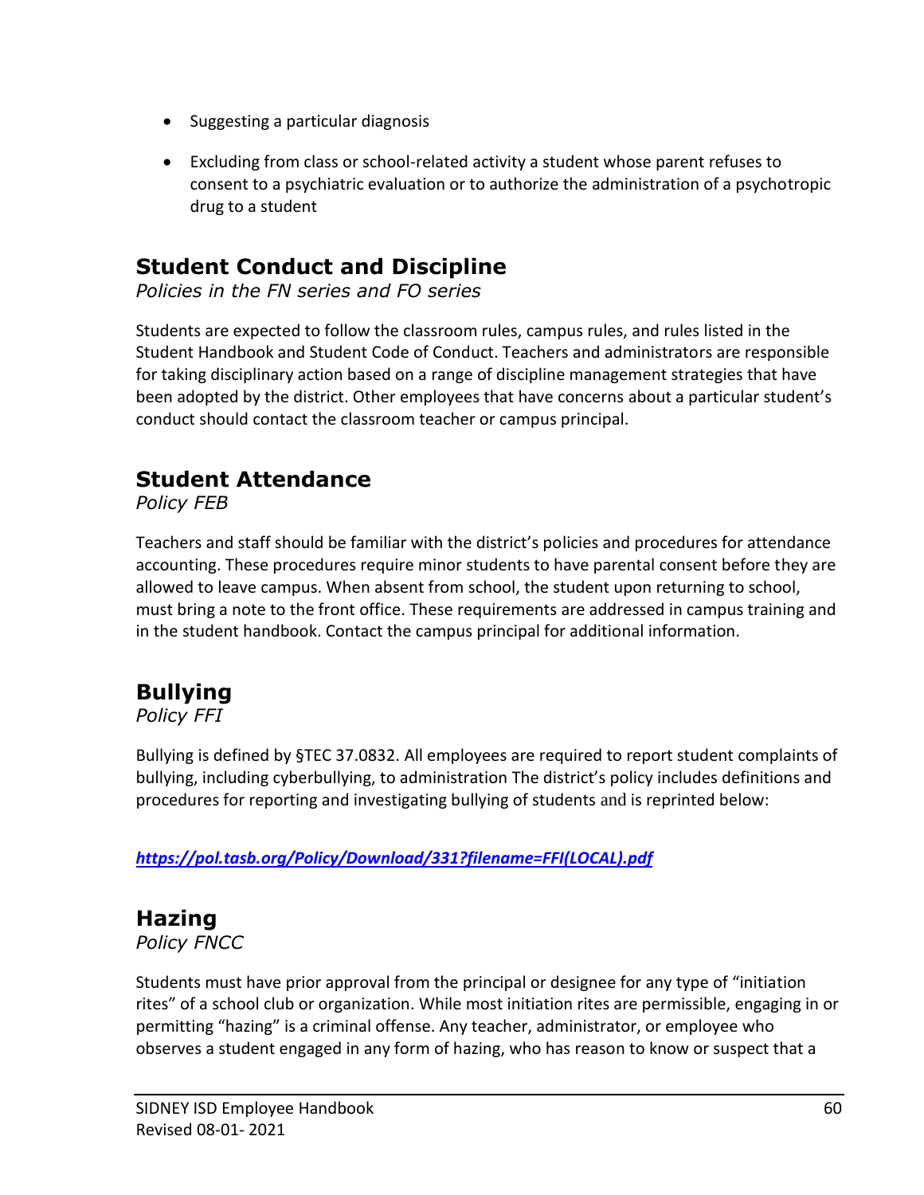- Suggesting a particular diagnosis
- Excluding from class or school-related activity a student whose parent refuses to consent to a psychiatric evaluation or to authorize the administration of a psychotropic drug to a student

## Student Conduct and Discipline

*Policies in the FN series and FO series*

Students are expected to follow the classroom rules, campus rules, and rules listed in the Student Handbook and Student Code of Conduct. Teachers and administrators are responsible for taking disciplinary action based on a range of discipline management strategies that have been adopted by the district. Other employees that have concerns about a particular student's conduct should contact the classroom teacher or campus principal.

## Student Attendance

*Policy FEB*

Teachers and staff should be familiar with the district's policies and procedures for attendance accounting. These procedures require minor students to have parental consent before they are allowed to leave campus. When absent from school, the student upon returning to school, must bring a note to the front office. These requirements are addressed in campus training and in the student handbook. Contact the campus principal for additional information.

## Bullying

*Policy FFI*

Bullying is defined by §TEC 37.0832. All employees are required to report student complaints of bullying, including cyberbullying, to administration The district's policy includes definitions and procedures for reporting and investigating bullying of students and is reprinted below:

***https://pol.tasb.org/Policy/Download/331?filename=FFI(LOCAL).pdf***

## Hazing

*Policy FNCC*

Students must have prior approval from the principal or designee for any type of "initiation rites" of a school club or organization. While most initiation rites are permissible, engaging in or permitting "hazing" is a criminal offense. Any teacher, administrator, or employee who observes a student engaged in any form of hazing, who has reason to know or suspect that a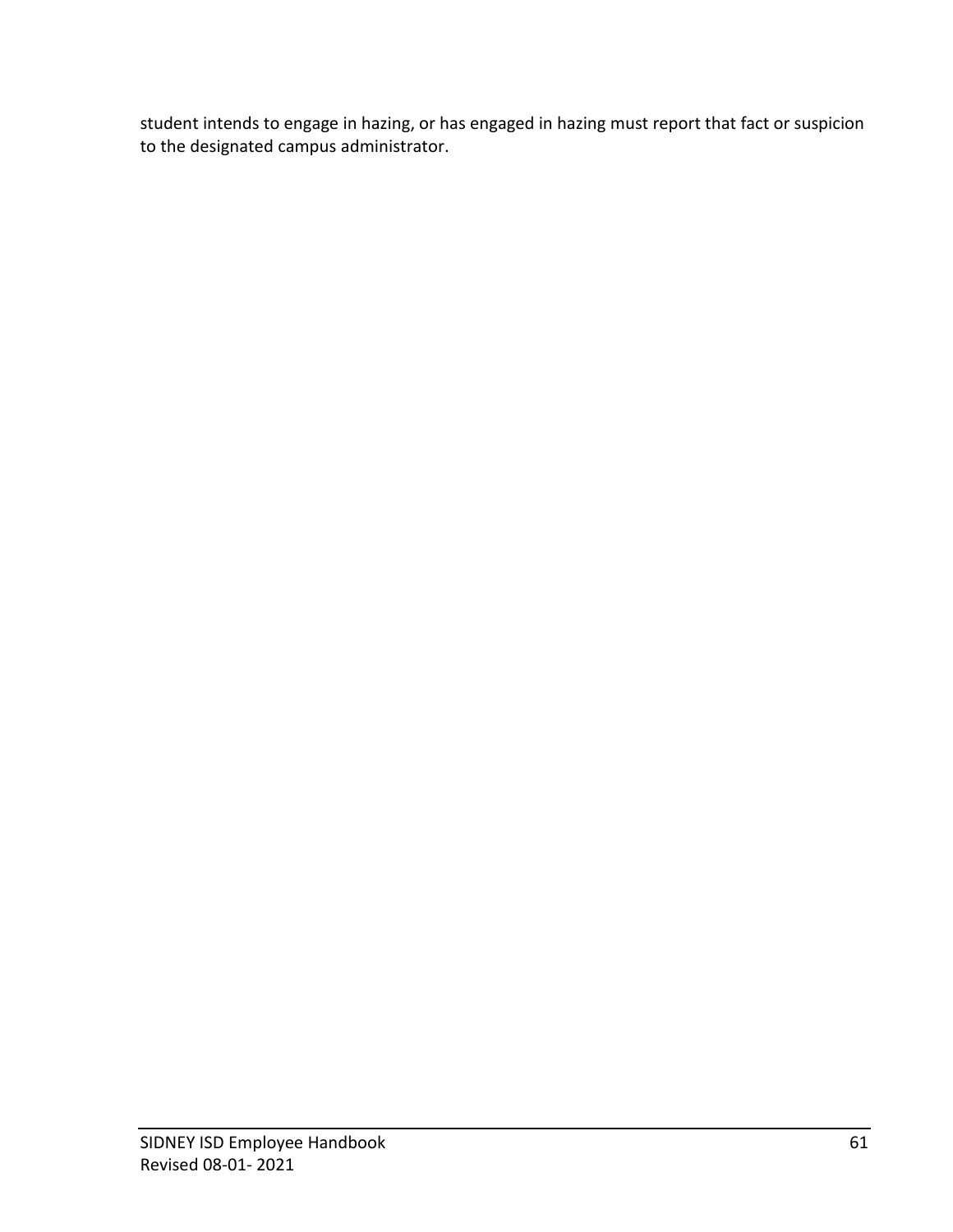student intends to engage in hazing, or has engaged in hazing must report that fact or suspicion to the designated campus administrator.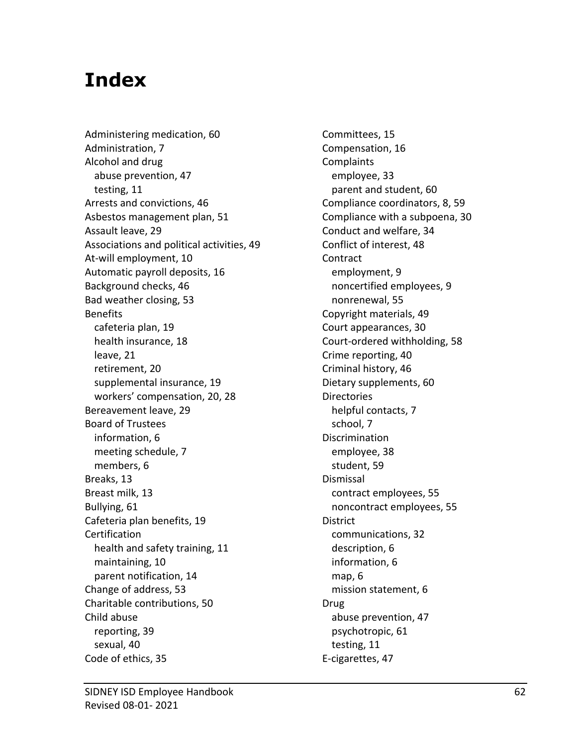# Index

Administering medication, 60
Administration, 7
Alcohol and drug
  abuse prevention, 47
  testing, 11
Arrests and convictions, 46
Asbestos management plan, 51
Assault leave, 29
Associations and political activities, 49
At-will employment, 10
Automatic payroll deposits, 16
Background checks, 46
Bad weather closing, 53
Benefits
  cafeteria plan, 19
  health insurance, 18
  leave, 21
  retirement, 20
  supplemental insurance, 19
  workers' compensation, 20, 28
Bereavement leave, 29
Board of Trustees
  information, 6
  meeting schedule, 7
  members, 6
Breaks, 13
Breast milk, 13
Bullying, 61
Cafeteria plan benefits, 19
Certification
  health and safety training, 11
  maintaining, 10
  parent notification, 14
Change of address, 53
Charitable contributions, 50
Child abuse
  reporting, 39
  sexual, 40
Code of ethics, 35
Committees, 15
Compensation, 16
Complaints
  employee, 33
  parent and student, 60
Compliance coordinators, 8, 59
Compliance with a subpoena, 30
Conduct and welfare, 34
Conflict of interest, 48
Contract
  employment, 9
  noncertified employees, 9
  nonrenewal, 55
Copyright materials, 49
Court appearances, 30
Court-ordered withholding, 58
Crime reporting, 40
Criminal history, 46
Dietary supplements, 60
Directories
  helpful contacts, 7
  school, 7
Discrimination
  employee, 38
  student, 59
Dismissal
  contract employees, 55
  noncontract employees, 55
District
  communications, 32
  description, 6
  information, 6
  map, 6
  mission statement, 6
Drug
  abuse prevention, 47
  psychotropic, 61
  testing, 11
E-cigarettes, 47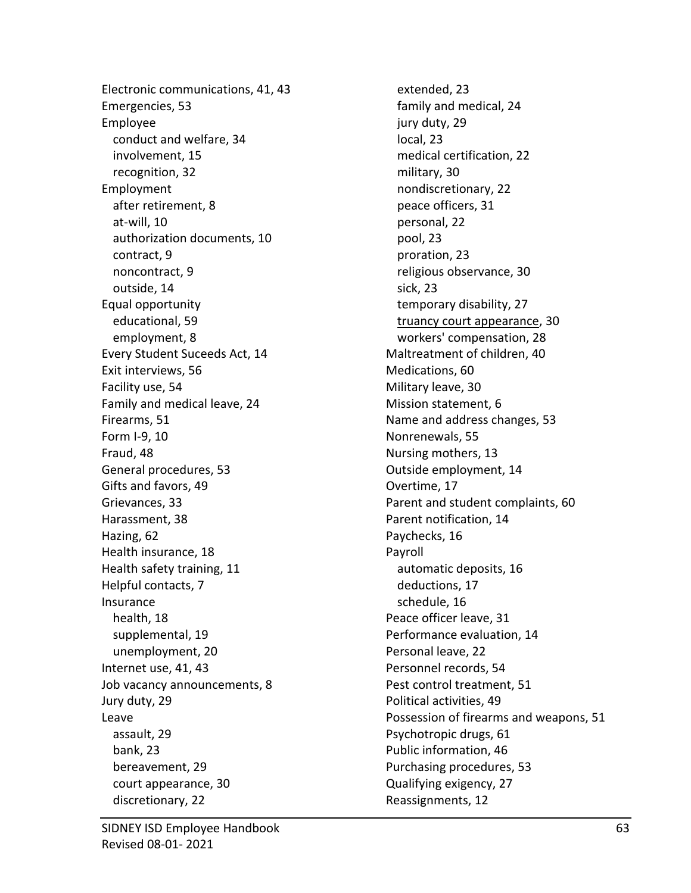Electronic communications, 41, 43
Emergencies, 53
Employee
- conduct and welfare, 34
- involvement, 15
- recognition, 32

Employment
- after retirement, 8
- at-will, 10
- authorization documents, 10
- contract, 9
- noncontract, 9
- outside, 14

Equal opportunity
- educational, 59
- employment, 8

Every Student Suceeds Act, 14
Exit interviews, 56
Facility use, 54
Family and medical leave, 24
Firearms, 51
Form I-9, 10
Fraud, 48
General procedures, 53
Gifts and favors, 49
Grievances, 33
Harassment, 38
Hazing, 62
Health insurance, 18
Health safety training, 11
Helpful contacts, 7
Insurance
- health, 18
- supplemental, 19
- unemployment, 20

Internet use, 41, 43
Job vacancy announcements, 8
Jury duty, 29
Leave
- assault, 29
- bank, 23
- bereavement, 29
- court appearance, 30
- discretionary, 22
- extended, 23
- family and medical, 24
- jury duty, 29
- local, 23
- medical certification, 22
- military, 30
- nondiscretionary, 22
- peace officers, 31
- personal, 22
- pool, 23
- proration, 23
- religious observance, 30
- sick, 23
- temporary disability, 27
- truancy court appearance, 30
- workers' compensation, 28

Maltreatment of children, 40
Medications, 60
Military leave, 30
Mission statement, 6
Name and address changes, 53
Nonrenewals, 55
Nursing mothers, 13
Outside employment, 14
Overtime, 17
Parent and student complaints, 60
Parent notification, 14
Paychecks, 16
Payroll
- automatic deposits, 16
- deductions, 17
- schedule, 16

Peace officer leave, 31
Performance evaluation, 14
Personal leave, 22
Personnel records, 54
Pest control treatment, 51
Political activities, 49
Possession of firearms and weapons, 51
Psychotropic drugs, 61
Public information, 46
Purchasing procedures, 53
Qualifying exigency, 27
Reassignments, 12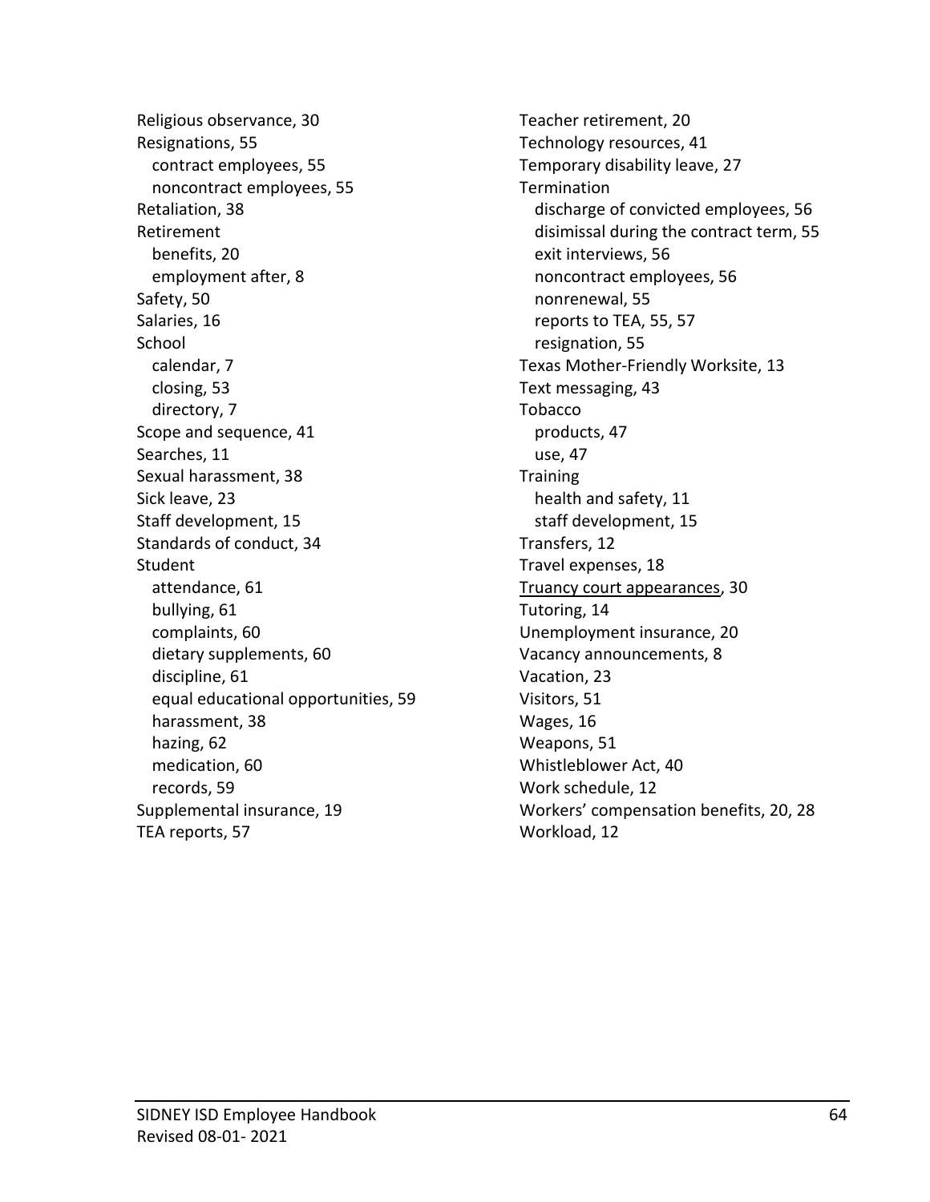Religious observance, 30
Resignations, 55
  contract employees, 55
  noncontract employees, 55
Retaliation, 38
Retirement
  benefits, 20
  employment after, 8
Safety, 50
Salaries, 16
School
  calendar, 7
  closing, 53
  directory, 7
Scope and sequence, 41
Searches, 11
Sexual harassment, 38
Sick leave, 23
Staff development, 15
Standards of conduct, 34
Student
  attendance, 61
  bullying, 61
  complaints, 60
  dietary supplements, 60
  discipline, 61
  equal educational opportunities, 59
  harassment, 38
  hazing, 62
  medication, 60
  records, 59
Supplemental insurance, 19
TEA reports, 57
Teacher retirement, 20
Technology resources, 41
Temporary disability leave, 27
Termination
  discharge of convicted employees, 56
  disimissal during the contract term, 55
  exit interviews, 56
  noncontract employees, 56
  nonrenewal, 55
  reports to TEA, 55, 57
  resignation, 55
Texas Mother-Friendly Worksite, 13
Text messaging, 43
Tobacco
  products, 47
  use, 47
Training
  health and safety, 11
  staff development, 15
Transfers, 12
Travel expenses, 18
Truancy court appearances, 30
Tutoring, 14
Unemployment insurance, 20
Vacancy announcements, 8
Vacation, 23
Visitors, 51
Wages, 16
Weapons, 51
Whistleblower Act, 40
Work schedule, 12
Workers' compensation benefits, 20, 28
Workload, 12